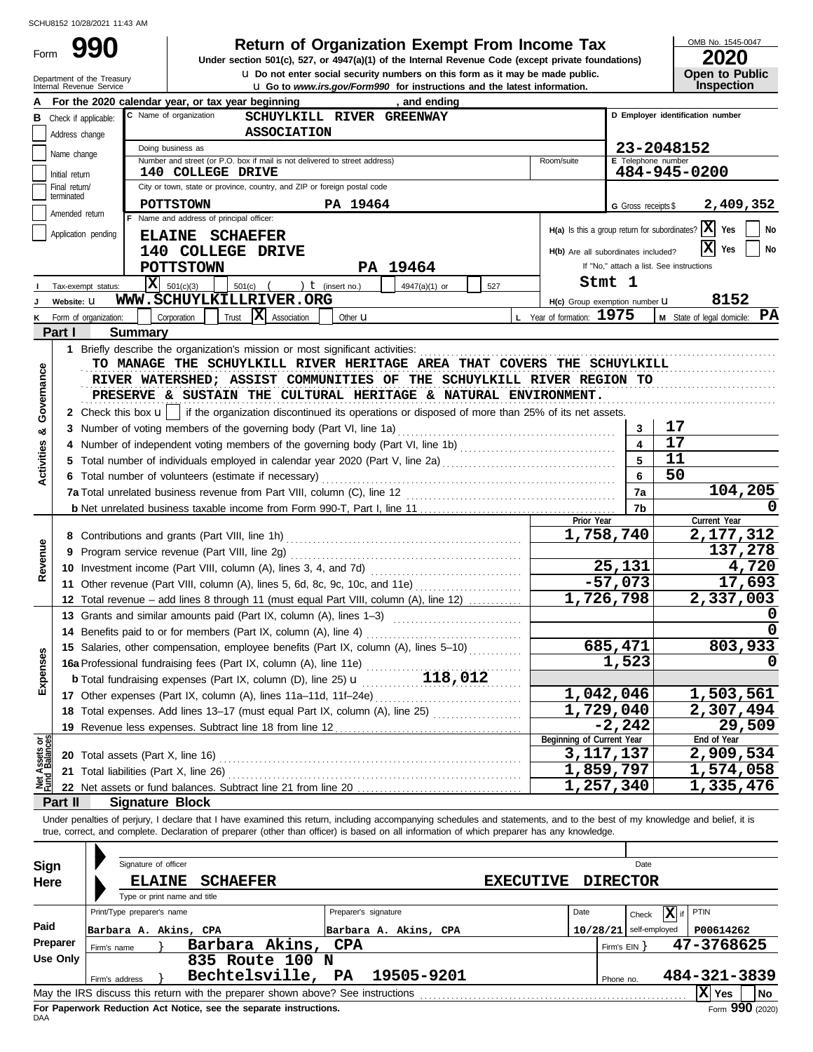SCHU8152 10/28/2021 11:43 AM

# Form 990 — Return of Organization Exempt From Income Tax

**Under section 501(c), 527, or 4947(a)(1) of the Internal Revenue Code (except private foundations)**

u Do not enter social security numbers on this form as it may be made public.

u Go to *www.irs.gov/Form990* for instructions and the latest information.

Department of the Treasury
Internal Revenue Service

OMB No. 1545-0047

**2020**

**Open to Public Inspection**

**A** For the 2020 calendar year, or tax year beginning , and ending

**B** Check if applicable:
- [ ] Address change
- [ ] Name change
- [ ] Initial return
- [ ] Final return/terminated
- [ ] Amended return
- [ ] Application pending

**C** Name of organization: **SCHUYLKILL RIVER GREENWAY ASSOCIATION**

Doing business as

Number and street (or P.O. box if mail is not delivered to street address): **140 COLLEGE DRIVE** Room/suite

City or town, state or province, country, and ZIP or foreign postal code: **POTTSTOWN PA 19464**

**D** Employer identification number: **23-2048152**

**E** Telephone number: **484-945-0200**

**G** Gross receipts $ **2,409,352**

**F** Name and address of principal officer:
**ELAINE SCHAEFER**
**140 COLLEGE DRIVE**
**POTTSTOWN PA 19464**

**H(a)** Is this a group return for subordinates? [X] Yes [ ] No

**H(b)** Are all subordinates included? [X] Yes [ ] No

If "No," attach a list. See instructions

**Stmt 1**

**I** Tax-exempt status: [X] 501(c)(3) [ ] 501(c) ( ) t (insert no.) [ ] 4947(a)(1) or [ ] 527

**J** Website: u **WWW.SCHUYLKILLRIVER.ORG**

**H(c)** Group exemption number u **8152**

**K** Form of organization: [ ] Corporation [ ] Trust [X] Association [ ] Other u

**L** Year of formation: **1975**

**M** State of legal domicile: **PA**

## Part I Summary

**Activities & Governance**

1 Briefly describe the organization's mission or most significant activities:
**TO MANAGE THE SCHUYLKILL RIVER HERITAGE AREA THAT COVERS THE SCHUYLKILL RIVER WATERSHED; ASSIST COMMUNITIES OF THE SCHUYLKILL RIVER REGION TO PRESERVE & SUSTAIN THE CULTURAL HERITAGE & NATURAL ENVIRONMENT.**

2 Check this box u [ ] if the organization discontinued its operations or disposed of more than 25% of its net assets.

| | | | |
|---|---|---|---|
| 3 | Number of voting members of the governing body (Part VI, line 1a) | 3 | 17 |
| 4 | Number of independent voting members of the governing body (Part VI, line 1b) | 4 | 17 |
| 5 | Total number of individuals employed in calendar year 2020 (Part V, line 2a) | 5 | 11 |
| 6 | Total number of volunteers (estimate if necessary) | 6 | 50 |
| 7a | Total unrelated business revenue from Part VIII, column (C), line 12 | 7a | 104,205 |
| b | Net unrelated business taxable income from Form 990-T, Part I, line 11 | 7b | 0 |

| | | | Prior Year | Current Year |
|---|---|---|---|---|
| **Revenue** | 8 | Contributions and grants (Part VIII, line 1h) | 1,758,740 | 2,177,312 |
| | 9 | Program service revenue (Part VIII, line 2g) | | 137,278 |
| | 10 | Investment income (Part VIII, column (A), lines 3, 4, and 7d) | 25,131 | 4,720 |
| | 11 | Other revenue (Part VIII, column (A), lines 5, 6d, 8c, 9c, 10c, and 11e) | -57,073 | 17,693 |
| | 12 | Total revenue – add lines 8 through 11 (must equal Part VIII, column (A), line 12) | 1,726,798 | 2,337,003 |
| **Expenses** | 13 | Grants and similar amounts paid (Part IX, column (A), lines 1–3) | | 0 |
| | 14 | Benefits paid to or for members (Part IX, column (A), line 4) | | 0 |
| | 15 | Salaries, other compensation, employee benefits (Part IX, column (A), lines 5–10) | 685,471 | 803,933 |
| | 16a | Professional fundraising fees (Part IX, column (A), line 11e) | 1,523 | 0 |
| | b | Total fundraising expenses (Part IX, column (D), line 25) u 118,012 | | |
| | 17 | Other expenses (Part IX, column (A), lines 11a–11d, 11f–24e) | 1,042,046 | 1,503,561 |
| | 18 | Total expenses. Add lines 13–17 (must equal Part IX, column (A), line 25) | 1,729,040 | 2,307,494 |
| | 19 | Revenue less expenses. Subtract line 18 from line 12 | -2,242 | 29,509 |

| | | | Beginning of Current Year | End of Year |
|---|---|---|---|---|
| **Net Assets or Fund Balances** | 20 | Total assets (Part X, line 16) | 3,117,137 | 2,909,534 |
| | 21 | Total liabilities (Part X, line 26) | 1,859,797 | 1,574,058 |
| | 22 | Net assets or fund balances. Subtract line 21 from line 20 | 1,257,340 | 1,335,476 |

## Part II Signature Block

Under penalties of perjury, I declare that I have examined this return, including accompanying schedules and statements, and to the best of my knowledge and belief, it is true, correct, and complete. Declaration of preparer (other than officer) is based on all information of which preparer has any knowledge.

**Sign Here**

Signature of officer — Date

**ELAINE SCHAEFER — EXECUTIVE DIRECTOR**

Type or print name and title

**Paid Preparer Use Only**

| Print/Type preparer's name | Preparer's signature | Date | Check [X] if self-employed | PTIN |
|---|---|---|---|---|
| Barbara A. Akins, CPA | Barbara A. Akins, CPA | 10/28/21 | | P00614262 |

Firm's name } **Barbara Akins, CPA** — Firm's EIN } **47-3768625**

Firm's address } **835 Route 100 N, Bechtelsville, PA 19505-9201** — Phone no. **484-321-3839**

May the IRS discuss this return with the preparer shown above? See instructions [X] Yes [ ] No

**For Paperwork Reduction Act Notice, see the separate instructions.**

DAA Form **990** (2020)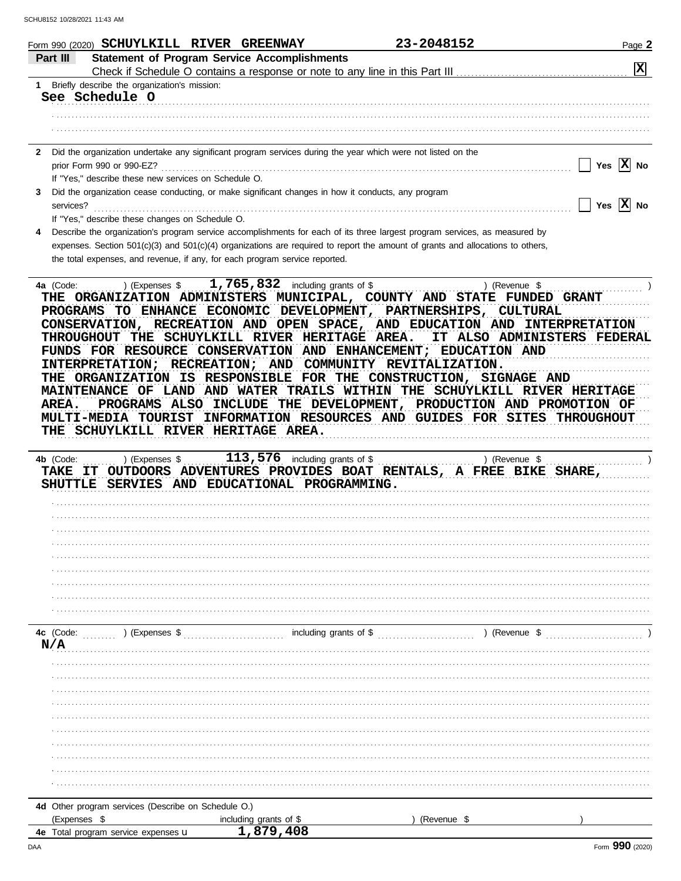Form 990 (2020) **SCHUYLKILL RIVER GREENWAY** **23-2048152**

## Part III — Statement of Program Service Accomplishments

Check if Schedule O contains a response or note to any line in this Part III ☒

**1** Briefly describe the organization's mission:

See Schedule O

**2** Did the organization undertake any significant program services during the year which were not listed on the prior Form 990 or 990-EZ? ☐ Yes ☒ No

If "Yes," describe these new services on Schedule O.

**3** Did the organization cease conducting, or make significant changes in how it conducts, any program services? ☐ Yes ☒ No

If "Yes," describe these changes on Schedule O.

**4** Describe the organization's program service accomplishments for each of its three largest program services, as measured by expenses. Section 501(c)(3) and 501(c)(4) organizations are required to report the amount of grants and allocations to others, the total expenses, and revenue, if any, for each program service reported.

**4a** (Code: ) (Expenses $ 1,765,832 including grants of $ ) (Revenue $ )

THE ORGANIZATION ADMINISTERS MUNICIPAL, COUNTY AND STATE FUNDED GRANT PROGRAMS TO ENHANCE ECONOMIC DEVELOPMENT, PARTNERSHIPS, CULTURAL CONSERVATION, RECREATION AND OPEN SPACE, AND EDUCATION AND INTERPRETATION THROUGHOUT THE SCHUYLKILL RIVER HERITAGE AREA. IT ALSO ADMINISTERS FEDERAL FUNDS FOR RESOURCE CONSERVATION AND ENHANCEMENT; EDUCATION AND INTERPRETATION; RECREATION; AND COMMUNITY REVITALIZATION. THE ORGANIZATION IS RESPONSIBLE FOR THE CONSTRUCTION, SIGNAGE AND MAINTENANCE OF LAND AND WATER TRAILS WITHIN THE SCHUYLKILL RIVER HERITAGE AREA. PROGRAMS ALSO INCLUDE THE DEVELOPMENT, PRODUCTION AND PROMOTION OF MULTI-MEDIA TOURIST INFORMATION RESOURCES AND GUIDES FOR SITES THROUGHOUT THE SCHUYLKILL RIVER HERITAGE AREA.

**4b** (Code: ) (Expenses $ 113,576 including grants of $ ) (Revenue $ )

TAKE IT OUTDOORS ADVENTURES PROVIDES BOAT RENTALS, A FREE BIKE SHARE, SHUTTLE SERVIES AND EDUCATIONAL PROGRAMMING.

**4c** (Code: ) (Expenses $ including grants of $ ) (Revenue $ )

N/A

**4d** Other program services (Describe on Schedule O.)

(Expenses $ including grants of $ ) (Revenue $ )

**4e** Total program service expenses ▶ 1,879,408

Form **990** (2020)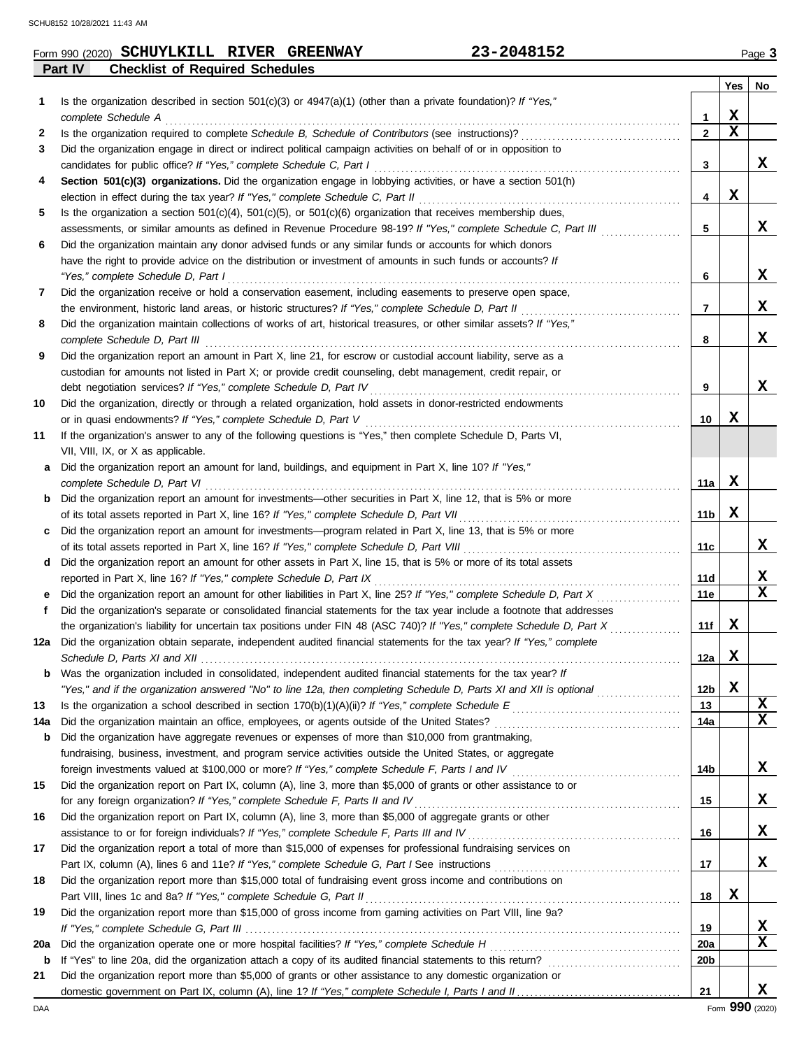Form 990 (2020) **SCHUYLKILL RIVER GREENWAY** **23-2048152** Page **3**

## Part IV Checklist of Required Schedules

| | | | Yes | No |
|---|---|---|---|---|
| 1 | Is the organization described in section 501(c)(3) or 4947(a)(1) (other than a private foundation)? *If "Yes," complete Schedule A* | 1 | X | |
| 2 | Is the organization required to complete *Schedule B, Schedule of Contributors* (see instructions)? | 2 | X | |
| 3 | Did the organization engage in direct or indirect political campaign activities on behalf of or in opposition to candidates for public office? *If "Yes," complete Schedule C, Part I* | 3 | | X |
| 4 | **Section 501(c)(3) organizations.** Did the organization engage in lobbying activities, or have a section 501(h) election in effect during the tax year? *If "Yes," complete Schedule C, Part II* | 4 | X | |
| 5 | Is the organization a section 501(c)(4), 501(c)(5), or 501(c)(6) organization that receives membership dues, assessments, or similar amounts as defined in Revenue Procedure 98-19? *If "Yes," complete Schedule C, Part III* | 5 | | X |
| 6 | Did the organization maintain any donor advised funds or any similar funds or accounts for which donors have the right to provide advice on the distribution or investment of amounts in such funds or accounts? *If "Yes," complete Schedule D, Part I* | 6 | | X |
| 7 | Did the organization receive or hold a conservation easement, including easements to preserve open space, the environment, historic land areas, or historic structures? *If "Yes," complete Schedule D, Part II* | 7 | | X |
| 8 | Did the organization maintain collections of works of art, historical treasures, or other similar assets? *If "Yes," complete Schedule D, Part III* | 8 | | X |
| 9 | Did the organization report an amount in Part X, line 21, for escrow or custodial account liability, serve as a custodian for amounts not listed in Part X; or provide credit counseling, debt management, credit repair, or debt negotiation services? *If "Yes," complete Schedule D, Part IV* | 9 | | X |
| 10 | Did the organization, directly or through a related organization, hold assets in donor-restricted endowments or in quasi endowments? *If "Yes," complete Schedule D, Part V* | 10 | X | |
| 11 | If the organization's answer to any of the following questions is "Yes," then complete Schedule D, Parts VI, VII, VIII, IX, or X as applicable. | | | |
| a | Did the organization report an amount for land, buildings, and equipment in Part X, line 10? *If "Yes," complete Schedule D, Part VI* | 11a | X | |
| b | Did the organization report an amount for investments—other securities in Part X, line 12, that is 5% or more of its total assets reported in Part X, line 16? *If "Yes," complete Schedule D, Part VII* | 11b | X | |
| c | Did the organization report an amount for investments—program related in Part X, line 13, that is 5% or more of its total assets reported in Part X, line 16? *If "Yes," complete Schedule D, Part VIII* | 11c | | X |
| d | Did the organization report an amount for other assets in Part X, line 15, that is 5% or more of its total assets reported in Part X, line 16? *If "Yes," complete Schedule D, Part IX* | 11d | | X |
| e | Did the organization report an amount for other liabilities in Part X, line 25? *If "Yes," complete Schedule D, Part X* | 11e | | X |
| f | Did the organization's separate or consolidated financial statements for the tax year include a footnote that addresses the organization's liability for uncertain tax positions under FIN 48 (ASC 740)? *If "Yes," complete Schedule D, Part X* | 11f | X | |
| 12a | Did the organization obtain separate, independent audited financial statements for the tax year? *If "Yes," complete Schedule D, Parts XI and XII* | 12a | X | |
| b | Was the organization included in consolidated, independent audited financial statements for the tax year? *If "Yes," and if the organization answered "No" to line 12a, then completing Schedule D, Parts XI and XII is optional* | 12b | X | |
| 13 | Is the organization a school described in section 170(b)(1)(A)(ii)? *If "Yes," complete Schedule E* | 13 | | X |
| 14a | Did the organization maintain an office, employees, or agents outside of the United States? | 14a | | X |
| b | Did the organization have aggregate revenues or expenses of more than $10,000 from grantmaking, fundraising, business, investment, and program service activities outside the United States, or aggregate foreign investments valued at $100,000 or more? *If "Yes," complete Schedule F, Parts I and IV* | 14b | | X |
| 15 | Did the organization report on Part IX, column (A), line 3, more than $5,000 of grants or other assistance to or for any foreign organization? *If "Yes," complete Schedule F, Parts II and IV* | 15 | | X |
| 16 | Did the organization report on Part IX, column (A), line 3, more than $5,000 of aggregate grants or other assistance to or for foreign individuals? *If "Yes," complete Schedule F, Parts III and IV* | 16 | | X |
| 17 | Did the organization report a total of more than $15,000 of expenses for professional fundraising services on Part IX, column (A), lines 6 and 11e? *If "Yes," complete Schedule G, Part I* See instructions | 17 | | X |
| 18 | Did the organization report more than $15,000 total of fundraising event gross income and contributions on Part VIII, lines 1c and 8a? *If "Yes," complete Schedule G, Part II* | 18 | X | |
| 19 | Did the organization report more than $15,000 of gross income from gaming activities on Part VIII, line 9a? *If "Yes," complete Schedule G, Part III* | 19 | | X |
| 20a | Did the organization operate one or more hospital facilities? *If "Yes," complete Schedule H* | 20a | | X |
| b | If "Yes" to line 20a, did the organization attach a copy of its audited financial statements to this return? | 20b | | |
| 21 | Did the organization report more than $5,000 of grants or other assistance to any domestic organization or domestic government on Part IX, column (A), line 1? *If "Yes," complete Schedule I, Parts I and II* | 21 | | X |

Form **990** (2020)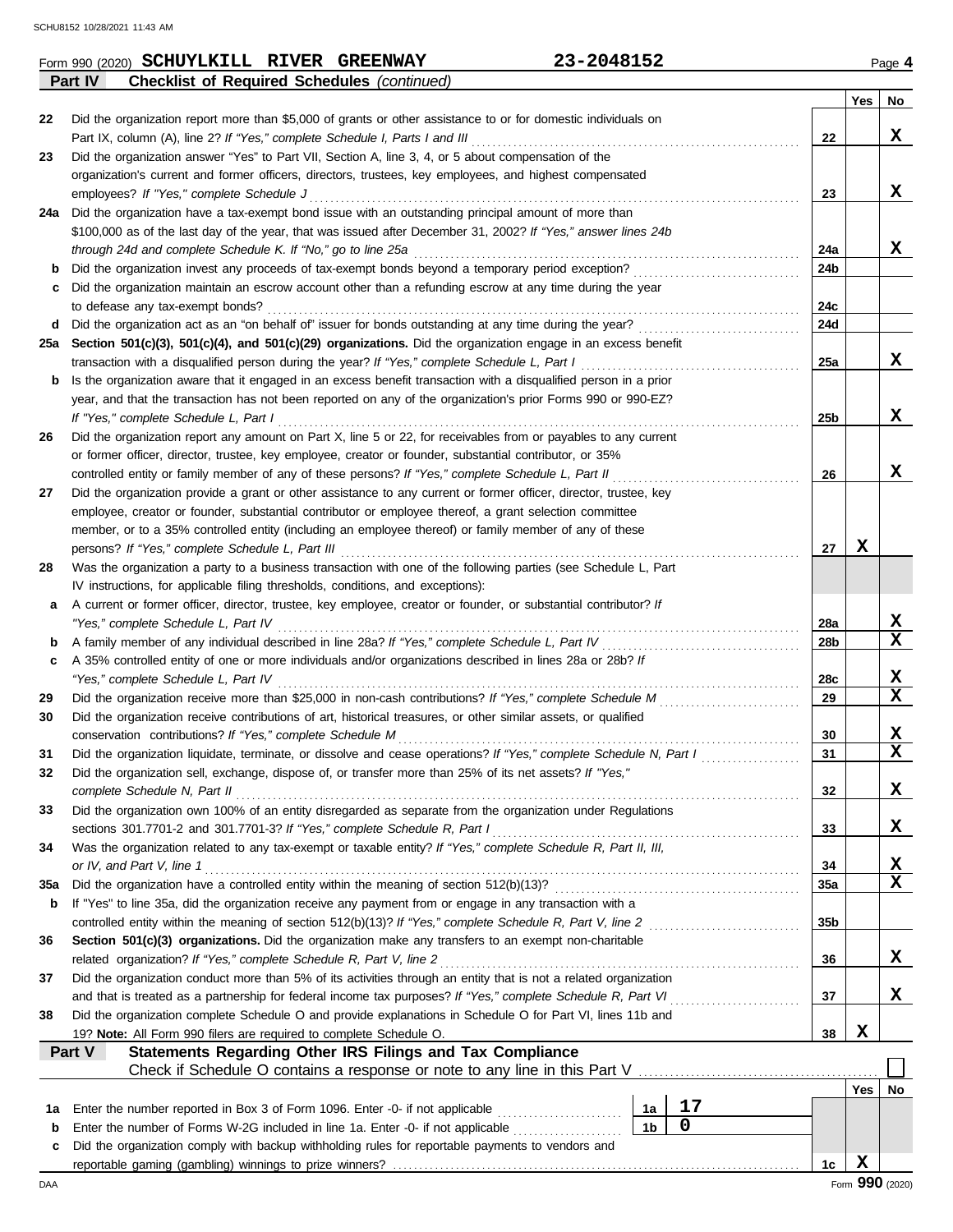Form 990 (2020) **SCHUYLKILL RIVER GREENWAY** **23-2048152** Page **4**

**Part IV** **Checklist of Required Schedules** *(continued)*

| | | | Yes | No |
|---|---|---|---|---|
| 22 | Did the organization report more than $5,000 of grants or other assistance to or for domestic individuals on Part IX, column (A), line 2? *If "Yes," complete Schedule I, Parts I and III* | 22 | | X |
| 23 | Did the organization answer "Yes" to Part VII, Section A, line 3, 4, or 5 about compensation of the organization's current and former officers, directors, trustees, key employees, and highest compensated employees? *If "Yes," complete Schedule J* | 23 | | X |
| 24a | Did the organization have a tax-exempt bond issue with an outstanding principal amount of more than $100,000 as of the last day of the year, that was issued after December 31, 2002? *If "Yes," answer lines 24b through 24d and complete Schedule K. If "No," go to line 25a* | 24a | | X |
| b | Did the organization invest any proceeds of tax-exempt bonds beyond a temporary period exception? | 24b | | |
| c | Did the organization maintain an escrow account other than a refunding escrow at any time during the year to defease any tax-exempt bonds? | 24c | | |
| d | Did the organization act as an "on behalf of" issuer for bonds outstanding at any time during the year? | 24d | | |
| 25a | **Section 501(c)(3), 501(c)(4), and 501(c)(29) organizations.** Did the organization engage in an excess benefit transaction with a disqualified person during the year? *If "Yes," complete Schedule L, Part I* | 25a | | X |
| b | Is the organization aware that it engaged in an excess benefit transaction with a disqualified person in a prior year, and that the transaction has not been reported on any of the organization's prior Forms 990 or 990-EZ? *If "Yes," complete Schedule L, Part I* | 25b | | X |
| 26 | Did the organization report any amount on Part X, line 5 or 22, for receivables from or payables to any current or former officer, director, trustee, key employee, creator or founder, substantial contributor, or 35% controlled entity or family member of any of these persons? *If "Yes," complete Schedule L, Part II* | 26 | | X |
| 27 | Did the organization provide a grant or other assistance to any current or former officer, director, trustee, key employee, creator or founder, substantial contributor or employee thereof, a grant selection committee member, or to a 35% controlled entity (including an employee thereof) or family member of any of these persons? *If "Yes," complete Schedule L, Part III* | 27 | X | |
| 28 | Was the organization a party to a business transaction with one of the following parties (see Schedule L, Part IV instructions, for applicable filing thresholds, conditions, and exceptions): | | | |
| a | A current or former officer, director, trustee, key employee, creator or founder, or substantial contributor? *If "Yes," complete Schedule L, Part IV* | 28a | | X |
| b | A family member of any individual described in line 28a? *If "Yes," complete Schedule L, Part IV* | 28b | | X |
| c | A 35% controlled entity of one or more individuals and/or organizations described in lines 28a or 28b? *If "Yes," complete Schedule L, Part IV* | 28c | | X |
| 29 | Did the organization receive more than $25,000 in non-cash contributions? *If "Yes," complete Schedule M* | 29 | | X |
| 30 | Did the organization receive contributions of art, historical treasures, or other similar assets, or qualified conservation contributions? *If "Yes," complete Schedule M* | 30 | | X |
| 31 | Did the organization liquidate, terminate, or dissolve and cease operations? *If "Yes," complete Schedule N, Part I* | 31 | | X |
| 32 | Did the organization sell, exchange, dispose of, or transfer more than 25% of its net assets? *If "Yes," complete Schedule N, Part II* | 32 | | X |
| 33 | Did the organization own 100% of an entity disregarded as separate from the organization under Regulations sections 301.7701-2 and 301.7701-3? *If "Yes," complete Schedule R, Part I* | 33 | | X |
| 34 | Was the organization related to any tax-exempt or taxable entity? *If "Yes," complete Schedule R, Part II, III, or IV, and Part V, line 1* | 34 | | X |
| 35a | Did the organization have a controlled entity within the meaning of section 512(b)(13)? | 35a | | X |
| b | If "Yes" to line 35a, did the organization receive any payment from or engage in any transaction with a controlled entity within the meaning of section 512(b)(13)? *If "Yes," complete Schedule R, Part V, line 2* | 35b | | |
| 36 | **Section 501(c)(3) organizations.** Did the organization make any transfers to an exempt non-charitable related organization? *If "Yes," complete Schedule R, Part V, line 2* | 36 | | X |
| 37 | Did the organization conduct more than 5% of its activities through an entity that is not a related organization and that is treated as a partnership for federal income tax purposes? *If "Yes," complete Schedule R, Part VI* | 37 | | X |
| 38 | Did the organization complete Schedule O and provide explanations in Schedule O for Part VI, lines 11b and 19? **Note:** All Form 990 filers are required to complete Schedule O. | 38 | X | |

**Part V** **Statements Regarding Other IRS Filings and Tax Compliance**

Check if Schedule O contains a response or note to any line in this Part V ☐

| | | | | | Yes | No |
|---|---|---|---|---|---|---|
| 1a | Enter the number reported in Box 3 of Form 1096. Enter -0- if not applicable | 1a | 17 | | | |
| b | Enter the number of Forms W-2G included in line 1a. Enter -0- if not applicable | 1b | 0 | | | |
| c | Did the organization comply with backup withholding rules for reportable payments to vendors and reportable gaming (gambling) winnings to prize winners? | | | 1c | X | |

Form **990** (2020)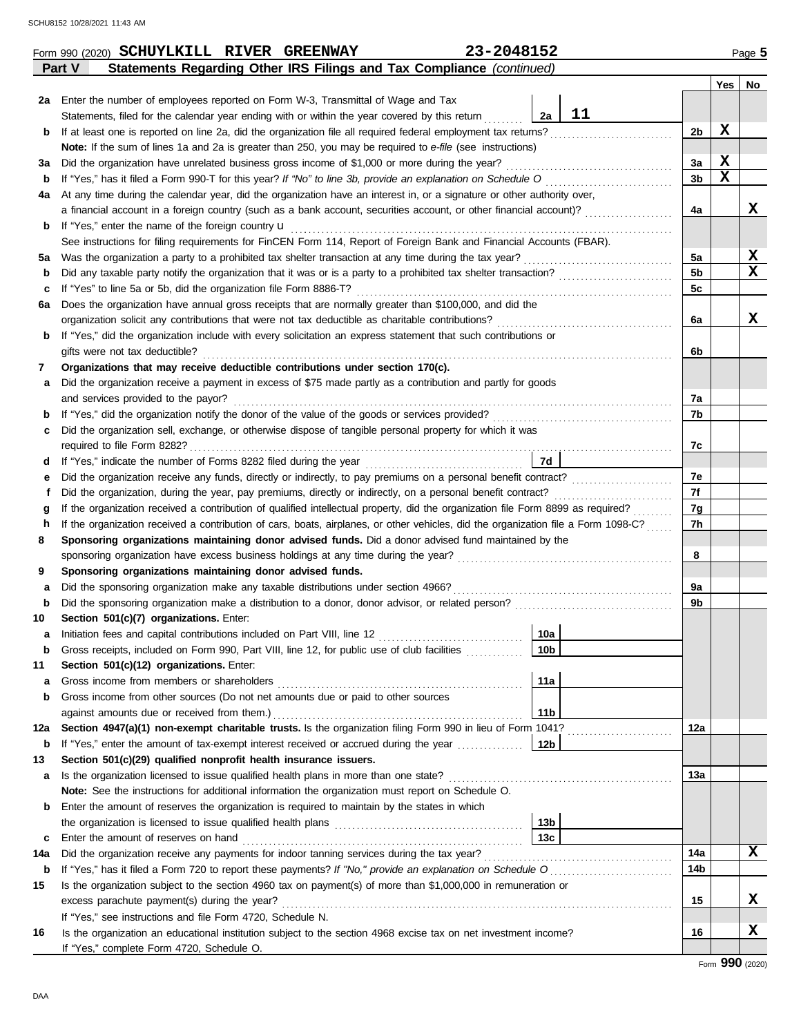Form 990 (2020) **SCHUYLKILL RIVER GREENWAY** **23-2048152** Page **5**

## Part V Statements Regarding Other IRS Filings and Tax Compliance *(continued)*

| | | | | Yes | No |
|---|---|---|---|---|---|
| **2a** | Enter the number of employees reported on Form W-3, Transmittal of Wage and Tax Statements, filed for the calendar year ending with or within the year covered by this return | 2a: 11 | | | |
| **b** | If at least one is reported on line 2a, did the organization file all required federal employment tax returns? | | 2b | X | |
| | **Note:** If the sum of lines 1a and 2a is greater than 250, you may be required to *e-file* (see instructions) | | | | |
| **3a** | Did the organization have unrelated business gross income of $1,000 or more during the year? | | 3a | X | |
| **b** | If "Yes," has it filed a Form 990-T for this year? *If "No" to line 3b, provide an explanation on Schedule O* | | 3b | X | |
| **4a** | At any time during the calendar year, did the organization have an interest in, or a signature or other authority over, a financial account in a foreign country (such as a bank account, securities account, or other financial account)? | | 4a | | X |
| **b** | If "Yes," enter the name of the foreign country | | | | |
| | See instructions for filing requirements for FinCEN Form 114, Report of Foreign Bank and Financial Accounts (FBAR). | | | | |
| **5a** | Was the organization a party to a prohibited tax shelter transaction at any time during the tax year? | | 5a | | X |
| **b** | Did any taxable party notify the organization that it was or is a party to a prohibited tax shelter transaction? | | 5b | | X |
| **c** | If "Yes" to line 5a or 5b, did the organization file Form 8886-T? | | 5c | | |
| **6a** | Does the organization have annual gross receipts that are normally greater than $100,000, and did the organization solicit any contributions that were not tax deductible as charitable contributions? | | 6a | | X |
| **b** | If "Yes," did the organization include with every solicitation an express statement that such contributions or gifts were not tax deductible? | | 6b | | |
| **7** | **Organizations that may receive deductible contributions under section 170(c).** | | | | |
| **a** | Did the organization receive a payment in excess of $75 made partly as a contribution and partly for goods and services provided to the payor? | | 7a | | |
| **b** | If "Yes," did the organization notify the donor of the value of the goods or services provided? | | 7b | | |
| **c** | Did the organization sell, exchange, or otherwise dispose of tangible personal property for which it was required to file Form 8282? | | 7c | | |
| **d** | If "Yes," indicate the number of Forms 8282 filed during the year | 7d | | | |
| **e** | Did the organization receive any funds, directly or indirectly, to pay premiums on a personal benefit contract? | | 7e | | |
| **f** | Did the organization, during the year, pay premiums, directly or indirectly, on a personal benefit contract? | | 7f | | |
| **g** | If the organization received a contribution of qualified intellectual property, did the organization file Form 8899 as required? | | 7g | | |
| **h** | If the organization received a contribution of cars, boats, airplanes, or other vehicles, did the organization file a Form 1098-C? | | 7h | | |
| **8** | **Sponsoring organizations maintaining donor advised funds.** Did a donor advised fund maintained by the sponsoring organization have excess business holdings at any time during the year? | | 8 | | |
| **9** | **Sponsoring organizations maintaining donor advised funds.** | | | | |
| **a** | Did the sponsoring organization make any taxable distributions under section 4966? | | 9a | | |
| **b** | Did the sponsoring organization make a distribution to a donor, donor advisor, or related person? | | 9b | | |
| **10** | **Section 501(c)(7) organizations.** Enter: | | | | |
| **a** | Initiation fees and capital contributions included on Part VIII, line 12 | 10a | | | |
| **b** | Gross receipts, included on Form 990, Part VIII, line 12, for public use of club facilities | 10b | | | |
| **11** | **Section 501(c)(12) organizations.** Enter: | | | | |
| **a** | Gross income from members or shareholders | 11a | | | |
| **b** | Gross income from other sources (Do not net amounts due or paid to other sources against amounts due or received from them.) | 11b | | | |
| **12a** | **Section 4947(a)(1) non-exempt charitable trusts.** Is the organization filing Form 990 in lieu of Form 1041? | | 12a | | |
| **b** | If "Yes," enter the amount of tax-exempt interest received or accrued during the year | 12b | | | |
| **13** | **Section 501(c)(29) qualified nonprofit health insurance issuers.** | | | | |
| **a** | Is the organization licensed to issue qualified health plans in more than one state? | | 13a | | |
| | **Note:** See the instructions for additional information the organization must report on Schedule O. | | | | |
| **b** | Enter the amount of reserves the organization is required to maintain by the states in which the organization is licensed to issue qualified health plans | 13b | | | |
| **c** | Enter the amount of reserves on hand | 13c | | | |
| **14a** | Did the organization receive any payments for indoor tanning services during the tax year? | | 14a | | X |
| **b** | If "Yes," has it filed a Form 720 to report these payments? *If "No," provide an explanation on Schedule O* | | 14b | | |
| **15** | Is the organization subject to the section 4960 tax on payment(s) of more than $1,000,000 in remuneration or excess parachute payment(s) during the year? | | 15 | | X |
| | If "Yes," see instructions and file Form 4720, Schedule N. | | | | |
| **16** | Is the organization an educational institution subject to the section 4968 excise tax on net investment income? | | 16 | | X |
| | If "Yes," complete Form 4720, Schedule O. | | | | |

Form **990** (2020)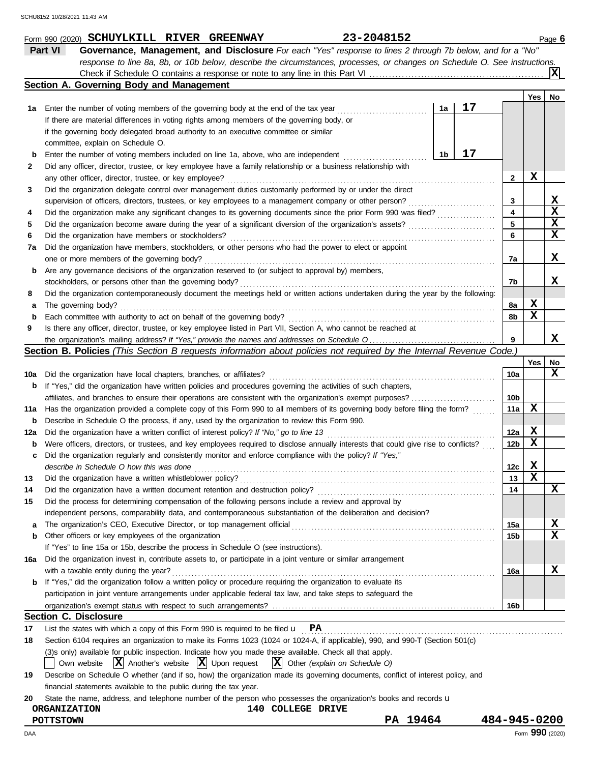Form 990 (2020) **SCHUYLKILL RIVER GREENWAY** **23-2048152** Page **6**

## Part VI — Governance, Management, and Disclosure

*For each "Yes" response to lines 2 through 7b below, and for a "No" response to line 8a, 8b, or 10b below, describe the circumstances, processes, or changes on Schedule O. See instructions.*

Check if Schedule O contains a response or note to any line in this Part VI .......... **X**

### Section A. Governing Body and Management

| | | | Yes | No |
|---|---|---|---|---|
| **1a** | Enter the number of voting members of the governing body at the end of the tax year ... **1a** 17 <br> If there are material differences in voting rights among members of the governing body, or if the governing body delegated broad authority to an executive committee or similar committee, explain on Schedule O. | | | |
| **b** | Enter the number of voting members included on line 1a, above, who are independent ... **1b** 17 | | | |
| **2** | Did any officer, director, trustee, or key employee have a family relationship or a business relationship with any other officer, director, trustee, or key employee? | 2 | X | |
| **3** | Did the organization delegate control over management duties customarily performed by or under the direct supervision of officers, directors, trustees, or key employees to a management company or other person? | 3 | | X |
| **4** | Did the organization make any significant changes to its governing documents since the prior Form 990 was filed? | 4 | | X |
| **5** | Did the organization become aware during the year of a significant diversion of the organization's assets? | 5 | | X |
| **6** | Did the organization have members or stockholders? | 6 | | X |
| **7a** | Did the organization have members, stockholders, or other persons who had the power to elect or appoint one or more members of the governing body? | 7a | | X |
| **b** | Are any governance decisions of the organization reserved to (or subject to approval by) members, stockholders, or persons other than the governing body? | 7b | | X |
| **8** | Did the organization contemporaneously document the meetings held or written actions undertaken during the year by the following: | | | |
| **a** | The governing body? | 8a | X | |
| **b** | Each committee with authority to act on behalf of the governing body? | 8b | X | |
| **9** | Is there any officer, director, trustee, or key employee listed in Part VII, Section A, who cannot be reached at the organization's mailing address? *If "Yes," provide the names and addresses on Schedule O* | 9 | | X |

### Section B. Policies *(This Section B requests information about policies not required by the Internal Revenue Code.)*

| | | | Yes | No |
|---|---|---|---|---|
| **10a** | Did the organization have local chapters, branches, or affiliates? | 10a | | X |
| **b** | If "Yes," did the organization have written policies and procedures governing the activities of such chapters, affiliates, and branches to ensure their operations are consistent with the organization's exempt purposes? | 10b | | |
| **11a** | Has the organization provided a complete copy of this Form 990 to all members of its governing body before filing the form? | 11a | X | |
| **b** | Describe in Schedule O the process, if any, used by the organization to review this Form 990. | | | |
| **12a** | Did the organization have a written conflict of interest policy? *If "No," go to line 13* | 12a | X | |
| **b** | Were officers, directors, or trustees, and key employees required to disclose annually interests that could give rise to conflicts? | 12b | X | |
| **c** | Did the organization regularly and consistently monitor and enforce compliance with the policy? *If "Yes," describe in Schedule O how this was done* | 12c | X | |
| **13** | Did the organization have a written whistleblower policy? | 13 | X | |
| **14** | Did the organization have a written document retention and destruction policy? | 14 | | X |
| **15** | Did the process for determining compensation of the following persons include a review and approval by independent persons, comparability data, and contemporaneous substantiation of the deliberation and decision? | | | |
| **a** | The organization's CEO, Executive Director, or top management official | 15a | | X |
| **b** | Other officers or key employees of the organization <br> If "Yes" to line 15a or 15b, describe the process in Schedule O (see instructions). | 15b | | X |
| **16a** | Did the organization invest in, contribute assets to, or participate in a joint venture or similar arrangement with a taxable entity during the year? | 16a | | X |
| **b** | If "Yes," did the organization follow a written policy or procedure requiring the organization to evaluate its participation in joint venture arrangements under applicable federal tax law, and take steps to safeguard the organization's exempt status with respect to such arrangements? | 16b | | |

### Section C. Disclosure

**17** List the states with which a copy of this Form 990 is required to be filed **PA**

**18** Section 6104 requires an organization to make its Forms 1023 (1024 or 1024-A, if applicable), 990, and 990-T (Section 501(c)(3)s only) available for public inspection. Indicate how you made these available. Check all that apply.

☐ Own website  ☒ Another's website  ☒ Upon request  ☒ Other *(explain on Schedule O)*

**19** Describe on Schedule O whether (and if so, how) the organization made its governing documents, conflict of interest policy, and financial statements available to the public during the tax year.

**20** State the name, address, and telephone number of the person who possesses the organization's books and records

ORGANIZATION — 140 COLLEGE DRIVE
POTTSTOWN PA 19464 — 484-945-0200

Form **990** (2020)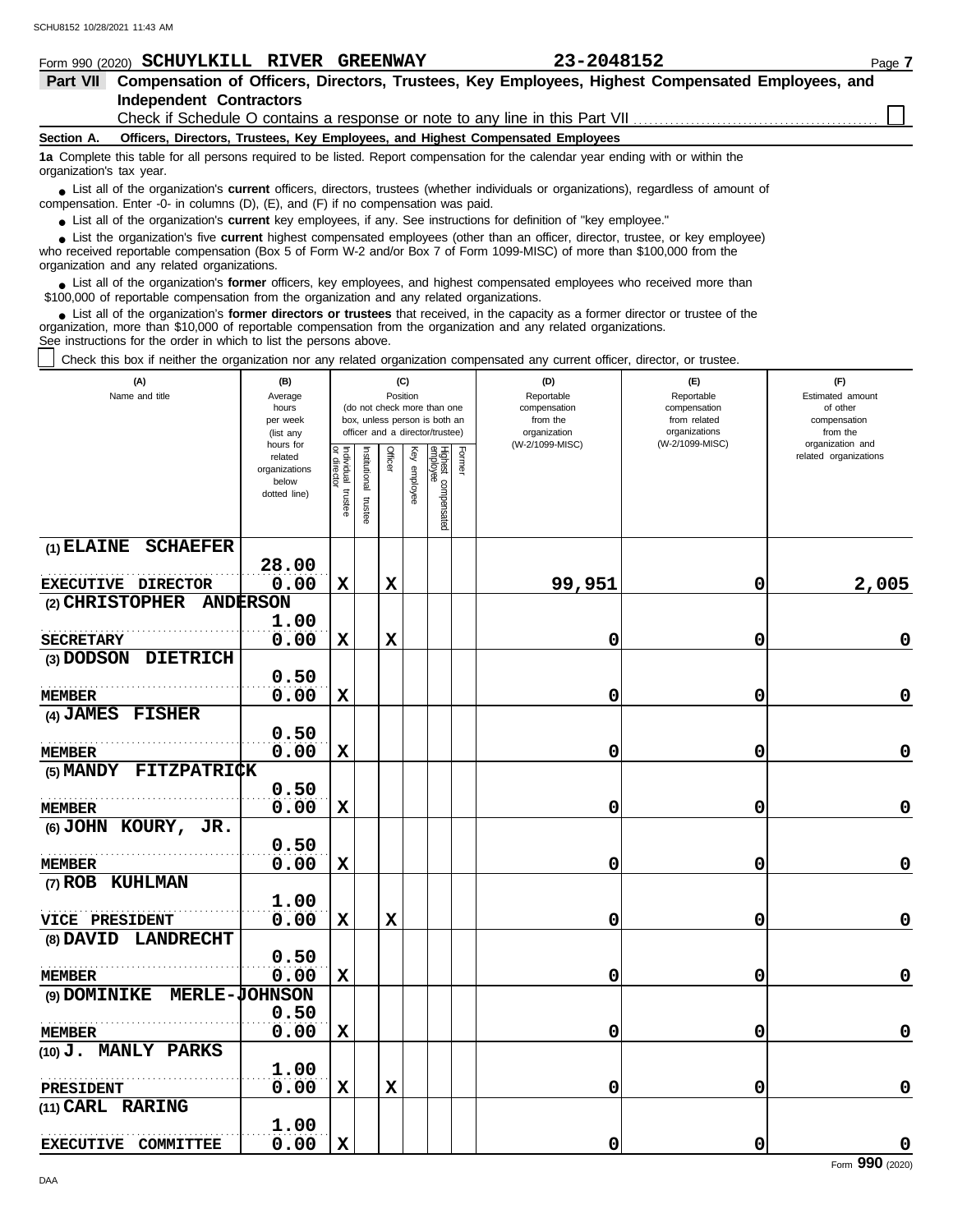Form 990 (2020) **SCHUYLKILL RIVER GREENWAY** **23-2048152** Page **7**

## Part VII Compensation of Officers, Directors, Trustees, Key Employees, Highest Compensated Employees, and Independent Contractors

Check if Schedule O contains a response or note to any line in this Part VII ☐

### Section A. Officers, Directors, Trustees, Key Employees, and Highest Compensated Employees

**1a** Complete this table for all persons required to be listed. Report compensation for the calendar year ending with or within the organization's tax year.

- List all of the organization's **current** officers, directors, trustees (whether individuals or organizations), regardless of amount of compensation. Enter -0- in columns (D), (E), and (F) if no compensation was paid.
- List all of the organization's **current** key employees, if any. See instructions for definition of "key employee."
- List the organization's five **current** highest compensated employees (other than an officer, director, trustee, or key employee) who received reportable compensation (Box 5 of Form W-2 and/or Box 7 of Form 1099-MISC) of more than $100,000 from the organization and any related organizations.
- List all of the organization's **former** officers, key employees, and highest compensated employees who received more than $100,000 of reportable compensation from the organization and any related organizations.
- List all of the organization's **former directors or trustees** that received, in the capacity as a former director or trustee of the organization, more than $10,000 of reportable compensation from the organization and any related organizations.

See instructions for the order in which to list the persons above.

☐ Check this box if neither the organization nor any related organization compensated any current officer, director, or trustee.

| (A) Name and title | (B) Average hours per week (list any hours for related organizations below dotted line) | (C) Position: Individual trustee or director | Institutional trustee | Officer | Key employee | Highest compensated employee | Former | (D) Reportable compensation from the organization (W-2/1099-MISC) | (E) Reportable compensation from related organizations (W-2/1099-MISC) | (F) Estimated amount of other compensation from the organization and related organizations |
|---|---|---|---|---|---|---|---|---|---|---|
| (1) ELAINE SCHAEFER<br>EXECUTIVE DIRECTOR | 28.00<br>0.00 | X | | X | | | | 99,951 | 0 | 2,005 |
| (2) CHRISTOPHER ANDERSON<br>SECRETARY | 1.00<br>0.00 | X | | X | | | | 0 | 0 | 0 |
| (3) DODSON DIETRICH<br>MEMBER | 0.50<br>0.00 | X | | | | | | 0 | 0 | 0 |
| (4) JAMES FISHER<br>MEMBER | 0.50<br>0.00 | X | | | | | | 0 | 0 | 0 |
| (5) MANDY FITZPATRICK<br>MEMBER | 0.50<br>0.00 | X | | | | | | 0 | 0 | 0 |
| (6) JOHN KOURY, JR.<br>MEMBER | 0.50<br>0.00 | X | | | | | | 0 | 0 | 0 |
| (7) ROB KUHLMAN<br>VICE PRESIDENT | 1.00<br>0.00 | X | | X | | | | 0 | 0 | 0 |
| (8) DAVID LANDRECHT<br>MEMBER | 0.50<br>0.00 | X | | | | | | 0 | 0 | 0 |
| (9) DOMINIKE MERLE-JOHNSON<br>MEMBER | 0.50<br>0.00 | X | | | | | | 0 | 0 | 0 |
| (10) J. MANLY PARKS<br>PRESIDENT | 1.00<br>0.00 | X | | X | | | | 0 | 0 | 0 |
| (11) CARL RARING<br>EXECUTIVE COMMITTEE | 1.00<br>0.00 | X | | | | | | 0 | 0 | 0 |

Form **990** (2020)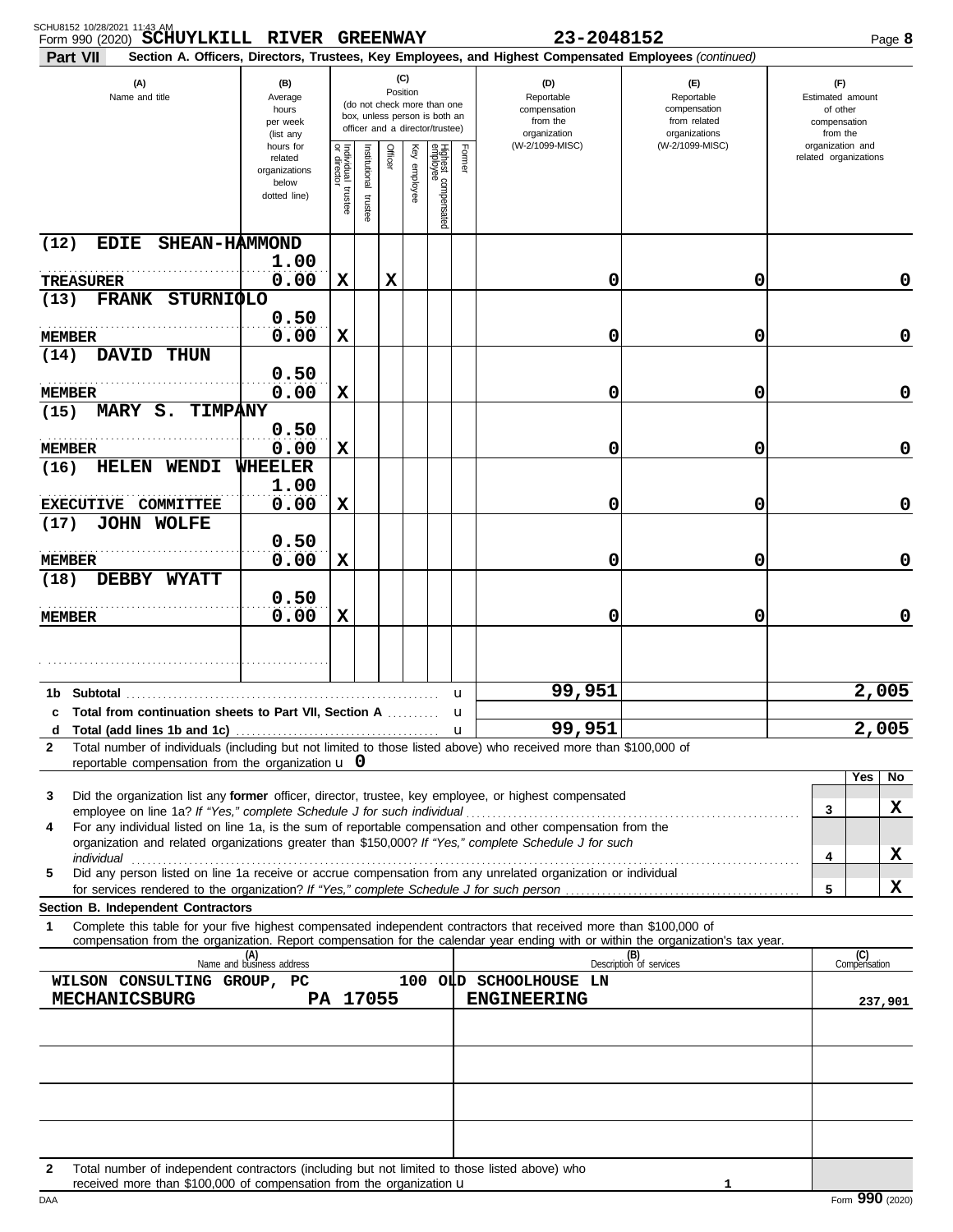Form 990 (2020) **SCHUYLKILL RIVER GREENWAY** **23-2048152**

**Part VII** **Section A. Officers, Directors, Trustees, Key Employees, and Highest Compensated Employees** *(continued)*

| (A) Name and title | (B) Average hours per week (list any hours for related organizations below dotted line) | (C) Individual trustee or director | Institutional trustee | Officer | Key employee | Highest compensated employee | Former | (D) Reportable compensation from the organization (W-2/1099-MISC) | (E) Reportable compensation from related organizations (W-2/1099-MISC) | (F) Estimated amount of other compensation from the organization and related organizations |
|---|---|---|---|---|---|---|---|---|---|---|
| (12) EDIE SHEAN-HAMMOND<br>TREASURER | 1.00<br>0.00 | X | | X | | | | 0 | 0 | 0 |
| (13) FRANK STURNIOLO<br>MEMBER | 0.50<br>0.00 | X | | | | | | 0 | 0 | 0 |
| (14) DAVID THUN<br>MEMBER | 0.50<br>0.00 | X | | | | | | 0 | 0 | 0 |
| (15) MARY S. TIMPANY<br>MEMBER | 0.50<br>0.00 | X | | | | | | 0 | 0 | 0 |
| (16) HELEN WENDI WHEELER<br>EXECUTIVE COMMITTEE | 1.00<br>0.00 | X | | | | | | 0 | 0 | 0 |
| (17) JOHN WOLFE<br>MEMBER | 0.50<br>0.00 | X | | | | | | 0 | 0 | 0 |
| (18) DEBBY WYATT<br>MEMBER | 0.50<br>0.00 | X | | | | | | 0 | 0 | 0 |
| | | | | | | | | | | |

| | | (D) | (E) | (F) |
|---|---|---|---|---|
| 1b | Subtotal | 99,951 | | 2,005 |
| c | Total from continuation sheets to Part VII, Section A | | | |
| d | Total (add lines 1b and 1c) | 99,951 | | 2,005 |

**2** Total number of individuals (including but not limited to those listed above) who received more than $100,000 of reportable compensation from the organization u **0**

| | | | Yes | No |
|---|---|---|---|---|
| **3** | Did the organization list any **former** officer, director, trustee, key employee, or highest compensated employee on line 1a? *If "Yes," complete Schedule J for such individual* | 3 | | X |
| **4** | For any individual listed on line 1a, is the sum of reportable compensation and other compensation from the organization and related organizations greater than $150,000? *If "Yes," complete Schedule J for such individual* | 4 | | X |
| **5** | Did any person listed on line 1a receive or accrue compensation from any unrelated organization or individual for services rendered to the organization? *If "Yes," complete Schedule J for such person* | 5 | | X |

**Section B. Independent Contractors**

**1** Complete this table for your five highest compensated independent contractors that received more than $100,000 of compensation from the organization. Report compensation for the calendar year ending with or within the organization's tax year.

| (A) Name and business address | (B) Description of services | (C) Compensation |
|---|---|---|
| WILSON CONSULTING GROUP, PC 100 OLD SCHOOLHOUSE LN MECHANICSBURG PA 17055 | ENGINEERING | 237,901 |
| | | |
| | | |
| | | |
| | | |

**2** Total number of independent contractors (including but not limited to those listed above) who received more than $100,000 of compensation from the organization u **1**

Form **990** (2020)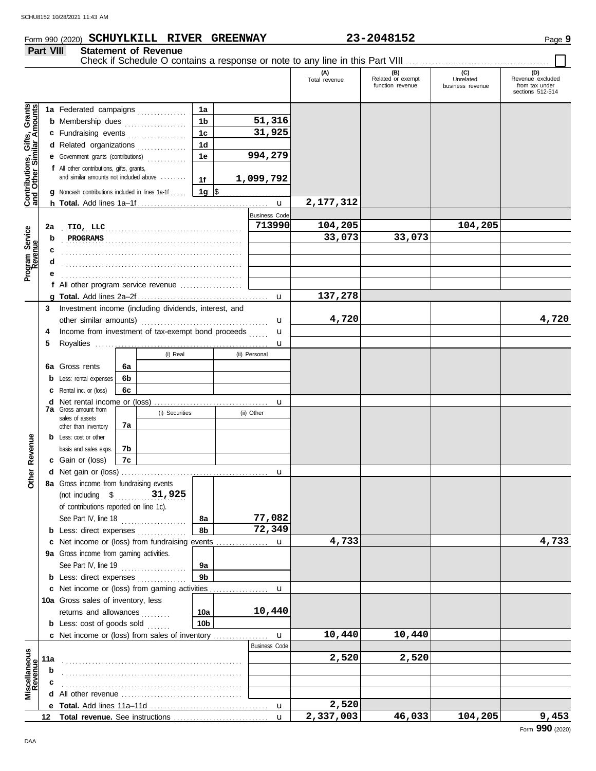Form 990 (2020) **SCHUYLKILL RIVER GREENWAY** **23-2048152** Page **9**

## Part VIII Statement of Revenue

Check if Schedule O contains a response or note to any line in this Part VIII . . . . . . . . . . . . . . . . . . . . . . . . . . . . . . . . . . . . . . . . . . . ☐

| | | | | (A) Total revenue | (B) Related or exempt function revenue | (C) Unrelated business revenue | (D) Revenue excluded from tax under sections 512-514 |
|---|---|---|---|---|---|---|---|
| **Contributions, Gifts, Grants and Other Similar Amounts** | 1a Federated campaigns | 1a | | | | | |
| | b Membership dues | 1b | 51,316 | | | | |
| | c Fundraising events | 1c | 31,925 | | | | |
| | d Related organizations | 1d | | | | | |
| | e Government grants (contributions) | 1e | 994,279 | | | | |
| | f All other contributions, gifts, grants, and similar amounts not included above | 1f | 1,099,792 | | | | |
| | g Noncash contributions included in lines 1a-1f | 1g | $ | | | | |
| | h **Total.** Add lines 1a–1f | | u | 2,177,312 | | | |
| **Program Service Revenue** | | | Business Code | | | | |
| | 2a TIO, LLC | | 713990 | 104,205 | | 104,205 | |
| | b PROGRAMS | | | 33,073 | 33,073 | | |
| | c | | | | | | |
| | d | | | | | | |
| | e | | | | | | |
| | f All other program service revenue | | | | | | |
| | g **Total.** Add lines 2a–2f | | u | 137,278 | | | |
| **Other Revenue** | 3 Investment income (including dividends, interest, and other similar amounts) | | u | 4,720 | | | 4,720 |
| | 4 Income from investment of tax-exempt bond proceeds | | u | | | | |
| | 5 Royalties | | u | | | | |
| | | (i) Real | (ii) Personal | | | | |
| | 6a Gross rents 6a | | | | | | |
| | b Less: rental expenses 6b | | | | | | |
| | c Rental inc. or (loss) 6c | | | | | | |
| | d Net rental income or (loss) | | u | | | | |
| | | (i) Securities | (ii) Other | | | | |
| | 7a Gross amount from sales of assets other than inventory 7a | | | | | | |
| | b Less: cost or other basis and sales exps. 7b | | | | | | |
| | c Gain or (loss) 7c | | | | | | |
| | d Net gain or (loss) | | u | | | | |
| | 8a Gross income from fundraising events (not including $ 31,925 of contributions reported on line 1c). See Part IV, line 18 | 8a | 77,082 | | | | |
| | b Less: direct expenses | 8b | 72,349 | | | | |
| | c Net income or (loss) from fundraising events | | u | 4,733 | | | 4,733 |
| | 9a Gross income from gaming activities. See Part IV, line 19 | 9a | | | | | |
| | b Less: direct expenses | 9b | | | | | |
| | c Net income or (loss) from gaming activities | | u | | | | |
| | 10a Gross sales of inventory, less returns and allowances | 10a | 10,440 | | | | |
| | b Less: cost of goods sold | 10b | | | | | |
| | c Net income or (loss) from sales of inventory | | u | 10,440 | 10,440 | | |
| **Miscellaneous Revenue** | | | Business Code | | | | |
| | 11a | | | 2,520 | 2,520 | | |
| | b | | | | | | |
| | c | | | | | | |
| | d All other revenue | | | | | | |
| | e **Total.** Add lines 11a–11d | | u | 2,520 | | | |
| | 12 **Total revenue.** See instructions | | u | 2,337,003 | 46,033 | 104,205 | 9,453 |

Form **990** (2020)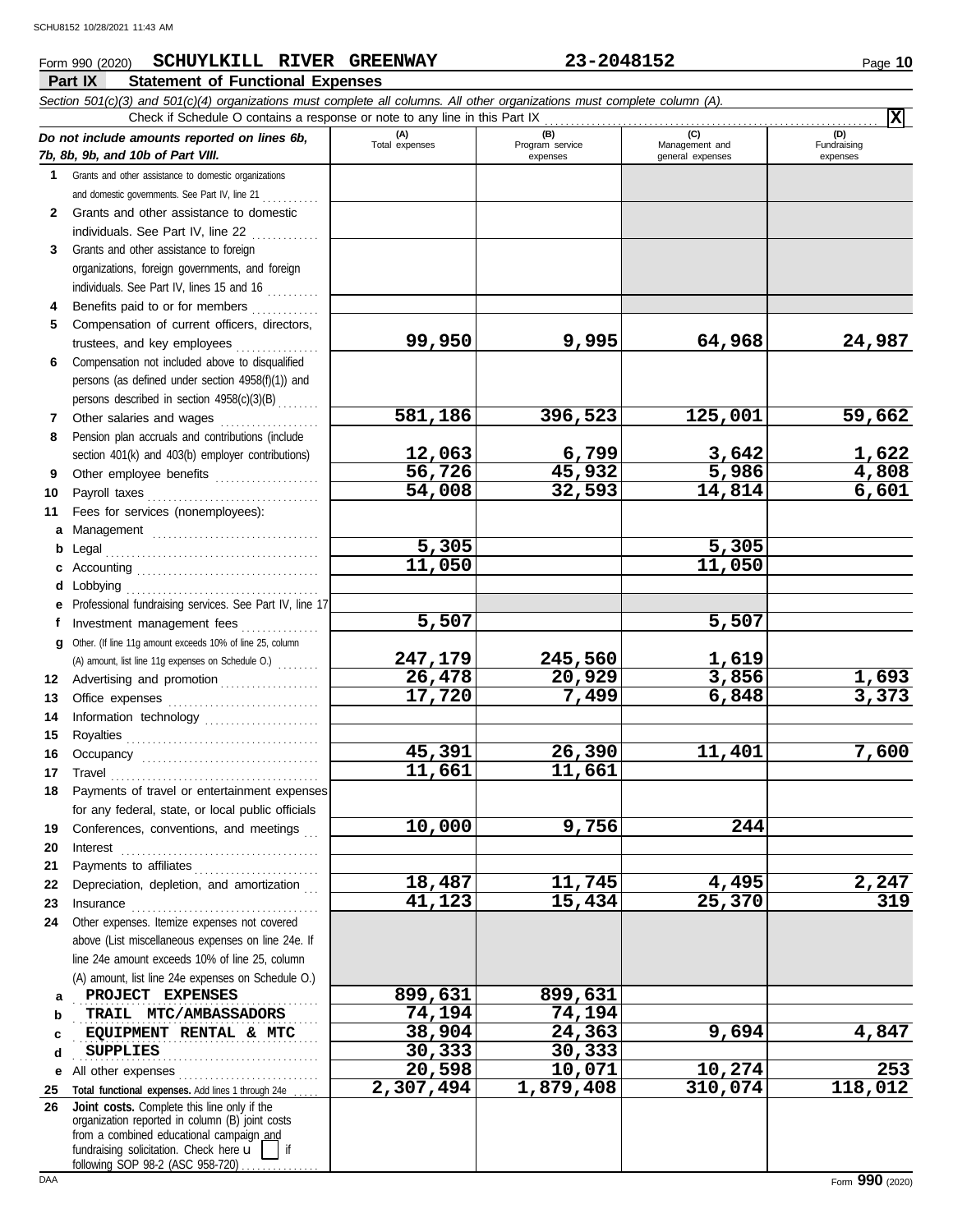Form 990 (2020) **SCHUYLKILL RIVER GREENWAY** **23-2048152**

## Part IX Statement of Functional Expenses

*Section 501(c)(3) and 501(c)(4) organizations must complete all columns. All other organizations must complete column (A).*

Check if Schedule O contains a response or note to any line in this Part IX .......... **X**

| *Do not include amounts reported on lines 6b, 7b, 8b, 9b, and 10b of Part VIII.* | (A) Total expenses | (B) Program service expenses | (C) Management and general expenses | (D) Fundraising expenses |
|---|---|---|---|---|
| **1** Grants and other assistance to domestic organizations and domestic governments. See Part IV, line 21 | | | | |
| **2** Grants and other assistance to domestic individuals. See Part IV, line 22 | | | | |
| **3** Grants and other assistance to foreign organizations, foreign governments, and foreign individuals. See Part IV, lines 15 and 16 | | | | |
| **4** Benefits paid to or for members | | | | |
| **5** Compensation of current officers, directors, trustees, and key employees | 99,950 | 9,995 | 64,968 | 24,987 |
| **6** Compensation not included above to disqualified persons (as defined under section 4958(f)(1)) and persons described in section 4958(c)(3)(B) | | | | |
| **7** Other salaries and wages | 581,186 | 396,523 | 125,001 | 59,662 |
| **8** Pension plan accruals and contributions (include section 401(k) and 403(b) employer contributions) | 12,063 | 6,799 | 3,642 | 1,622 |
| **9** Other employee benefits | 56,726 | 45,932 | 5,986 | 4,808 |
| **10** Payroll taxes | 54,008 | 32,593 | 14,814 | 6,601 |
| **11** Fees for services (nonemployees): | | | | |
| **a** Management | | | | |
| **b** Legal | 5,305 | | 5,305 | |
| **c** Accounting | 11,050 | | 11,050 | |
| **d** Lobbying | | | | |
| **e** Professional fundraising services. See Part IV, line 17 | | | | |
| **f** Investment management fees | 5,507 | | 5,507 | |
| **g** Other. (If line 11g amount exceeds 10% of line 25, column (A) amount, list line 11g expenses on Schedule O.) | 247,179 | 245,560 | 1,619 | |
| **12** Advertising and promotion | 26,478 | 20,929 | 3,856 | 1,693 |
| **13** Office expenses | 17,720 | 7,499 | 6,848 | 3,373 |
| **14** Information technology | | | | |
| **15** Royalties | | | | |
| **16** Occupancy | 45,391 | 26,390 | 11,401 | 7,600 |
| **17** Travel | 11,661 | 11,661 | | |
| **18** Payments of travel or entertainment expenses for any federal, state, or local public officials | | | | |
| **19** Conferences, conventions, and meetings | 10,000 | 9,756 | 244 | |
| **20** Interest | | | | |
| **21** Payments to affiliates | | | | |
| **22** Depreciation, depletion, and amortization | 18,487 | 11,745 | 4,495 | 2,247 |
| **23** Insurance | 41,123 | 15,434 | 25,370 | 319 |
| **24** Other expenses. Itemize expenses not covered above (List miscellaneous expenses on line 24e. If line 24e amount exceeds 10% of line 25, column (A) amount, list line 24e expenses on Schedule O.) | | | | |
| **a** PROJECT EXPENSES | 899,631 | 899,631 | | |
| **b** TRAIL MTC/AMBASSADORS | 74,194 | 74,194 | | |
| **c** EQUIPMENT RENTAL & MTC | 38,904 | 24,363 | 9,694 | 4,847 |
| **d** SUPPLIES | 30,333 | 30,333 | | |
| **e** All other expenses | 20,598 | 10,071 | 10,274 | 253 |
| **25 Total functional expenses.** Add lines 1 through 24e | 2,307,494 | 1,879,408 | 310,074 | 118,012 |
| **26 Joint costs.** Complete this line only if the organization reported in column (B) joint costs from a combined educational campaign and fundraising solicitation. Check here ☐ if following SOP 98-2 (ASC 958-720) | | | | |

Form **990** (2020)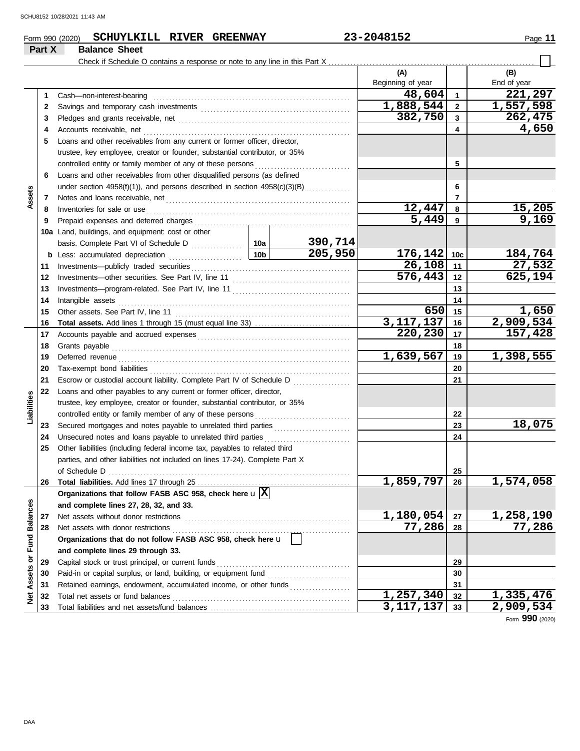Form 990 (2020) **SCHUYLKILL RIVER GREENWAY** **23-2048152**

## Part X — Balance Sheet

Check if Schedule O contains a response or note to any line in this Part X ☐

| | Line | Description | | | (A) Beginning of year | | (B) End of year |
|---|---|---|---|---|---|---|---|
| **Assets** | 1 | Cash—non-interest-bearing | | | 48,604 | 1 | 221,297 |
| | 2 | Savings and temporary cash investments | | | 1,888,544 | 2 | 1,557,598 |
| | 3 | Pledges and grants receivable, net | | | 382,750 | 3 | 262,475 |
| | 4 | Accounts receivable, net | | | | 4 | 4,650 |
| | 5 | Loans and other receivables from any current or former officer, director, trustee, key employee, creator or founder, substantial contributor, or 35% controlled entity or family member of any of these persons | | | | 5 | |
| | 6 | Loans and other receivables from other disqualified persons (as defined under section 4958(f)(1)), and persons described in section 4958(c)(3)(B) | | | | 6 | |
| | 7 | Notes and loans receivable, net | | | | 7 | |
| | 8 | Inventories for sale or use | | | 12,447 | 8 | 15,205 |
| | 9 | Prepaid expenses and deferred charges | | | 5,449 | 9 | 9,169 |
| | 10a | Land, buildings, and equipment: cost or other basis. Complete Part VI of Schedule D | 10a | 390,714 | | | |
| | b | Less: accumulated depreciation | 10b | 205,950 | 176,142 | 10c | 184,764 |
| | 11 | Investments—publicly traded securities | | | 26,108 | 11 | 27,532 |
| | 12 | Investments—other securities. See Part IV, line 11 | | | 576,443 | 12 | 625,194 |
| | 13 | Investments—program-related. See Part IV, line 11 | | | | 13 | |
| | 14 | Intangible assets | | | | 14 | |
| | 15 | Other assets. See Part IV, line 11 | | | 650 | 15 | 1,650 |
| | 16 | **Total assets.** Add lines 1 through 15 (must equal line 33) | | | 3,117,137 | 16 | 2,909,534 |
| **Liabilities** | 17 | Accounts payable and accrued expenses | | | 220,230 | 17 | 157,428 |
| | 18 | Grants payable | | | | 18 | |
| | 19 | Deferred revenue | | | 1,639,567 | 19 | 1,398,555 |
| | 20 | Tax-exempt bond liabilities | | | | 20 | |
| | 21 | Escrow or custodial account liability. Complete Part IV of Schedule D | | | | 21 | |
| | 22 | Loans and other payables to any current or former officer, director, trustee, key employee, creator or founder, substantial contributor, or 35% controlled entity or family member of any of these persons | | | | 22 | |
| | 23 | Secured mortgages and notes payable to unrelated third parties | | | | 23 | 18,075 |
| | 24 | Unsecured notes and loans payable to unrelated third parties | | | | 24 | |
| | 25 | Other liabilities (including federal income tax, payables to related third parties, and other liabilities not included on lines 17-24). Complete Part X of Schedule D | | | | 25 | |
| | 26 | **Total liabilities.** Add lines 17 through 25 | | | 1,859,797 | 26 | 1,574,058 |
| **Net Assets or Fund Balances** | | **Organizations that follow FASB ASC 958, check here** ☒ **and complete lines 27, 28, 32, and 33.** | | | | | |
| | 27 | Net assets without donor restrictions | | | 1,180,054 | 27 | 1,258,190 |
| | 28 | Net assets with donor restrictions | | | 77,286 | 28 | 77,286 |
| | | **Organizations that do not follow FASB ASC 958, check here** ☐ **and complete lines 29 through 33.** | | | | | |
| | 29 | Capital stock or trust principal, or current funds | | | | 29 | |
| | 30 | Paid-in or capital surplus, or land, building, or equipment fund | | | | 30 | |
| | 31 | Retained earnings, endowment, accumulated income, or other funds | | | | 31 | |
| | 32 | Total net assets or fund balances | | | 1,257,340 | 32 | 1,335,476 |
| | 33 | Total liabilities and net assets/fund balances | | | 3,117,137 | 33 | 2,909,534 |

Form **990** (2020)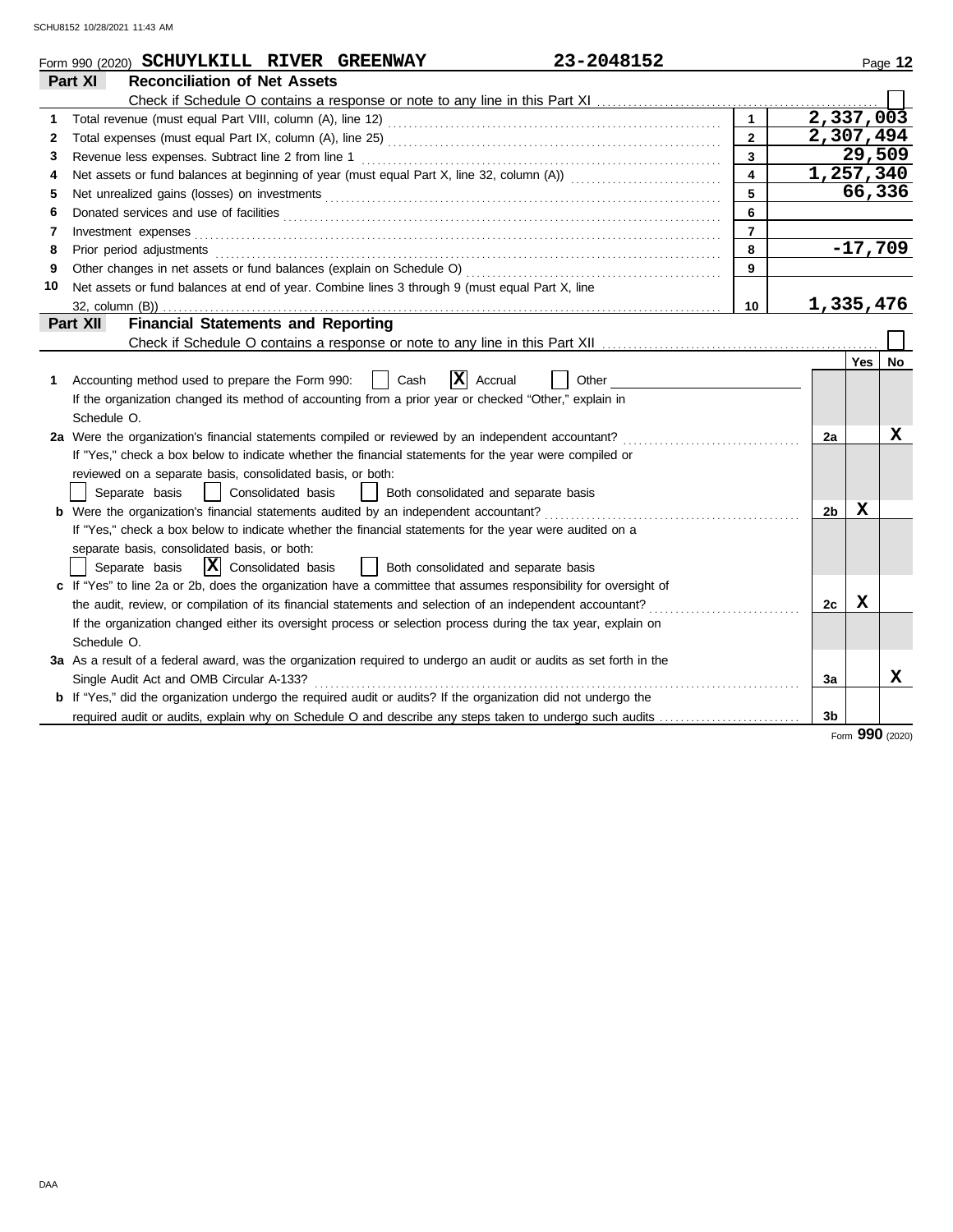Form 990 (2020) **SCHUYLKILL RIVER GREENWAY** **23-2048152**

## Part XI Reconciliation of Net Assets

Check if Schedule O contains a response or note to any line in this Part XI ☐

| | | | |
|---|---|---|---|
| 1 | Total revenue (must equal Part VIII, column (A), line 12) | 1 | 2,337,003 |
| 2 | Total expenses (must equal Part IX, column (A), line 25) | 2 | 2,307,494 |
| 3 | Revenue less expenses. Subtract line 2 from line 1 | 3 | 29,509 |
| 4 | Net assets or fund balances at beginning of year (must equal Part X, line 32, column (A)) | 4 | 1,257,340 |
| 5 | Net unrealized gains (losses) on investments | 5 | 66,336 |
| 6 | Donated services and use of facilities | 6 | |
| 7 | Investment expenses | 7 | |
| 8 | Prior period adjustments | 8 | -17,709 |
| 9 | Other changes in net assets or fund balances (explain on Schedule O) | 9 | |
| 10 | Net assets or fund balances at end of year. Combine lines 3 through 9 (must equal Part X, line 32, column (B)) | 10 | 1,335,476 |

## Part XII Financial Statements and Reporting

Check if Schedule O contains a response or note to any line in this Part XII ☐

| | | | Yes | No |
|---|---|---|---|---|
| 1 | Accounting method used to prepare the Form 990: ☐ Cash ☒ Accrual ☐ Other<br>If the organization changed its method of accounting from a prior year or checked "Other," explain in Schedule O. | | | |
| 2a | Were the organization's financial statements compiled or reviewed by an independent accountant?<br>If "Yes," check a box below to indicate whether the financial statements for the year were compiled or reviewed on a separate basis, consolidated basis, or both:<br>☐ Separate basis ☐ Consolidated basis ☐ Both consolidated and separate basis | 2a | | X |
| b | Were the organization's financial statements audited by an independent accountant?<br>If "Yes," check a box below to indicate whether the financial statements for the year were audited on a separate basis, consolidated basis, or both:<br>☐ Separate basis ☒ Consolidated basis ☐ Both consolidated and separate basis | 2b | X | |
| c | If "Yes" to line 2a or 2b, does the organization have a committee that assumes responsibility for oversight of the audit, review, or compilation of its financial statements and selection of an independent accountant?<br>If the organization changed either its oversight process or selection process during the tax year, explain on Schedule O. | 2c | X | |
| 3a | As a result of a federal award, was the organization required to undergo an audit or audits as set forth in the Single Audit Act and OMB Circular A-133? | 3a | | X |
| b | If "Yes," did the organization undergo the required audit or audits? If the organization did not undergo the required audit or audits, explain why on Schedule O and describe any steps taken to undergo such audits | 3b | | |

Form **990** (2020)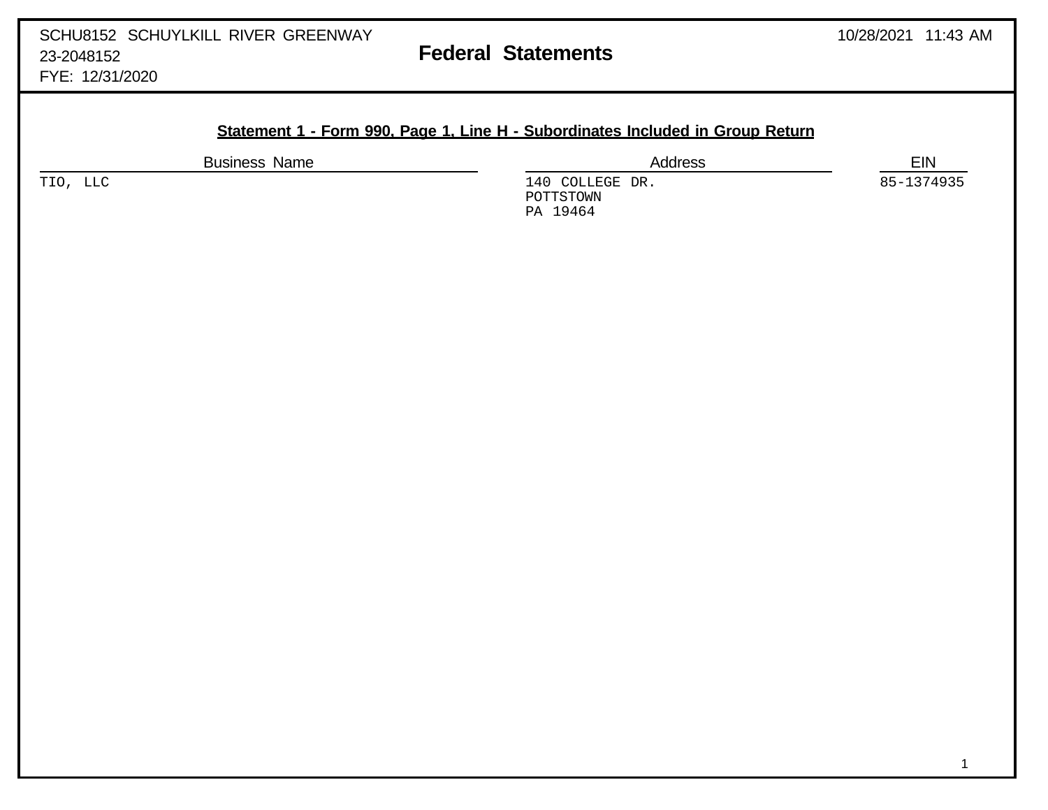SCHU8152 SCHUYLKILL RIVER GREENWAY
23-2048152
FYE: 12/31/2020

# Federal Statements

10/28/2021 11:43 AM

## Statement 1 - Form 990, Page 1, Line H - Subordinates Included in Group Return

| Business Name | Address | EIN |
|---|---|---|
| TIO, LLC | 140 COLLEGE DR.<br>POTTSTOWN<br>PA 19464 | 85-1374935 |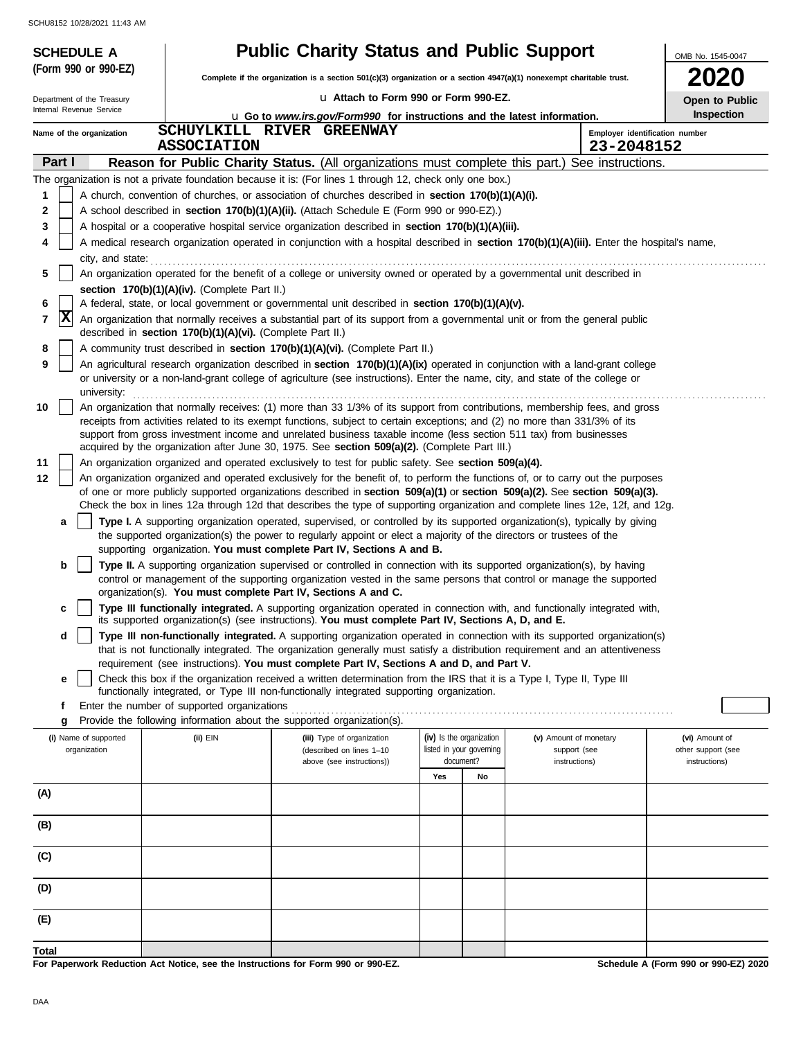# SCHEDULE A (Form 990 or 990-EZ)

# Public Charity Status and Public Support

**Complete if the organization is a section 501(c)(3) organization or a section 4947(a)(1) nonexempt charitable trust.**

u Attach to Form 990 or Form 990-EZ.

u Go to *www.irs.gov/Form990* for instructions and the latest information.

Department of the Treasury
Internal Revenue Service

OMB No. 1545-0047

**2020**

**Open to Public Inspection**

Name of the organization: SCHUYLKILL RIVER GREENWAY ASSOCIATION

Employer identification number: 23-2048152

## Part I — Reason for Public Charity Status. (All organizations must complete this part.) See instructions.

The organization is not a private foundation because it is: (For lines 1 through 12, check only one box.)

1 [ ] A church, convention of churches, or association of churches described in **section 170(b)(1)(A)(i).**

2 [ ] A school described in **section 170(b)(1)(A)(ii).** (Attach Schedule E (Form 990 or 990-EZ).)

3 [ ] A hospital or a cooperative hospital service organization described in **section 170(b)(1)(A)(iii).**

4 [ ] A medical research organization operated in conjunction with a hospital described in **section 170(b)(1)(A)(iii).** Enter the hospital's name, city, and state:

5 [ ] An organization operated for the benefit of a college or university owned or operated by a governmental unit described in **section 170(b)(1)(A)(iv).** (Complete Part II.)

6 [ ] A federal, state, or local government or governmental unit described in **section 170(b)(1)(A)(v).**

7 [X] An organization that normally receives a substantial part of its support from a governmental unit or from the general public described in **section 170(b)(1)(A)(vi).** (Complete Part II.)

8 [ ] A community trust described in **section 170(b)(1)(A)(vi).** (Complete Part II.)

9 [ ] An agricultural research organization described in **section 170(b)(1)(A)(ix)** operated in conjunction with a land-grant college or university or a non-land-grant college of agriculture (see instructions). Enter the name, city, and state of the college or university:

10 [ ] An organization that normally receives: (1) more than 33 1/3% of its support from contributions, membership fees, and gross receipts from activities related to its exempt functions, subject to certain exceptions; and (2) no more than 331/3% of its support from gross investment income and unrelated business taxable income (less section 511 tax) from businesses acquired by the organization after June 30, 1975. See **section 509(a)(2).** (Complete Part III.)

11 [ ] An organization organized and operated exclusively to test for public safety. See **section 509(a)(4).**

12 [ ] An organization organized and operated exclusively for the benefit of, to perform the functions of, or to carry out the purposes of one or more publicly supported organizations described in **section 509(a)(1)** or **section 509(a)(2).** See **section 509(a)(3).** Check the box in lines 12a through 12d that describes the type of supporting organization and complete lines 12e, 12f, and 12g.

a [ ] **Type I.** A supporting organization operated, supervised, or controlled by its supported organization(s), typically by giving the supported organization(s) the power to regularly appoint or elect a majority of the directors or trustees of the supporting organization. **You must complete Part IV, Sections A and B.**

b [ ] **Type II.** A supporting organization supervised or controlled in connection with its supported organization(s), by having control or management of the supporting organization vested in the same persons that control or manage the supported organization(s). **You must complete Part IV, Sections A and C.**

c [ ] **Type III functionally integrated.** A supporting organization operated in connection with, and functionally integrated with, its supported organization(s) (see instructions). **You must complete Part IV, Sections A, D, and E.**

d [ ] **Type III non-functionally integrated.** A supporting organization operated in connection with its supported organization(s) that is not functionally integrated. The organization generally must satisfy a distribution requirement and an attentiveness requirement (see instructions). **You must complete Part IV, Sections A and D, and Part V.**

e [ ] Check this box if the organization received a written determination from the IRS that it is a Type I, Type II, Type III functionally integrated, or Type III non-functionally integrated supporting organization.

f Enter the number of supported organizations

g Provide the following information about the supported organization(s).

| (i) Name of supported organization | (ii) EIN | (iii) Type of organization (described on lines 1–10 above (see instructions)) | (iv) Is the organization listed in your governing document? | | (v) Amount of monetary support (see instructions) | (vi) Amount of other support (see instructions) |
|---|---|---|---|---|---|---|
| | | | Yes | No | | |
| (A) | | | | | | |
| (B) | | | | | | |
| (C) | | | | | | |
| (D) | | | | | | |
| (E) | | | | | | |
| Total | | | | | | |

**For Paperwork Reduction Act Notice, see the Instructions for Form 990 or 990-EZ.**

**Schedule A (Form 990 or 990-EZ) 2020**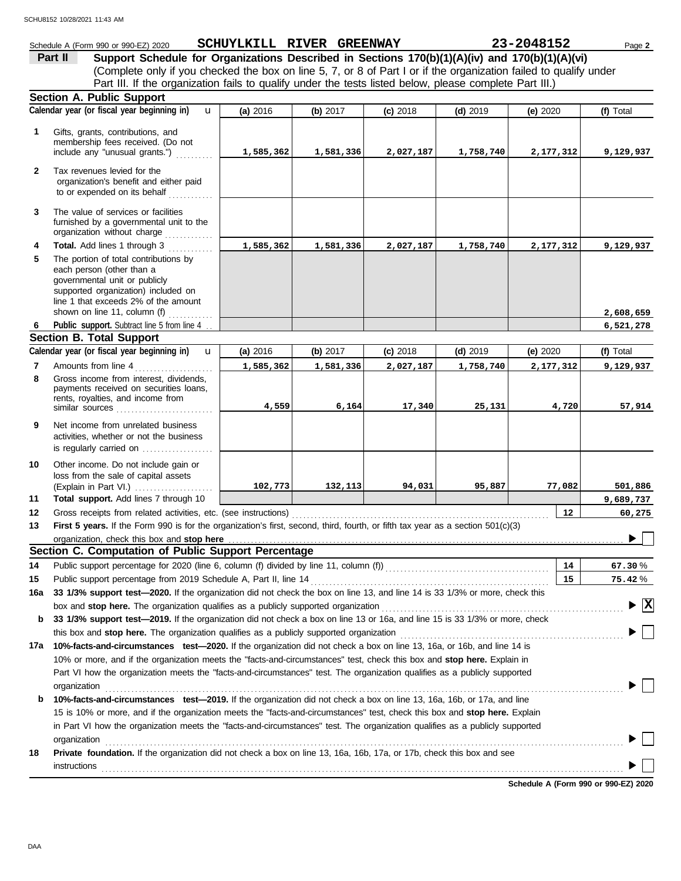Schedule A (Form 990 or 990-EZ) 2020 **SCHUYLKILL RIVER GREENWAY** **23-2048152** Page **2**

**Part II** **Support Schedule for Organizations Described in Sections 170(b)(1)(A)(iv) and 170(b)(1)(A)(vi)**

(Complete only if you checked the box on line 5, 7, or 8 of Part I or if the organization failed to qualify under Part III. If the organization fails to qualify under the tests listed below, please complete Part III.)

## Section A. Public Support

| Calendar year (or fiscal year beginning in) | (a) 2016 | (b) 2017 | (c) 2018 | (d) 2019 | (e) 2020 | (f) Total |
|---|---|---|---|---|---|---|
| **1** Gifts, grants, contributions, and membership fees received. (Do not include any "unusual grants.") | 1,585,362 | 1,581,336 | 2,027,187 | 1,758,740 | 2,177,312 | 9,129,937 |
| **2** Tax revenues levied for the organization's benefit and either paid to or expended on its behalf | | | | | | |
| **3** The value of services or facilities furnished by a governmental unit to the organization without charge | | | | | | |
| **4** **Total.** Add lines 1 through 3 | 1,585,362 | 1,581,336 | 2,027,187 | 1,758,740 | 2,177,312 | 9,129,937 |
| **5** The portion of total contributions by each person (other than a governmental unit or publicly supported organization) included on line 1 that exceeds 2% of the amount shown on line 11, column (f) | | | | | | 2,608,659 |
| **6** **Public support.** Subtract line 5 from line 4 | | | | | | 6,521,278 |

## Section B. Total Support

| Calendar year (or fiscal year beginning in) | (a) 2016 | (b) 2017 | (c) 2018 | (d) 2019 | (e) 2020 | (f) Total |
|---|---|---|---|---|---|---|
| **7** Amounts from line 4 | 1,585,362 | 1,581,336 | 2,027,187 | 1,758,740 | 2,177,312 | 9,129,937 |
| **8** Gross income from interest, dividends, payments received on securities loans, rents, royalties, and income from similar sources | 4,559 | 6,164 | 17,340 | 25,131 | 4,720 | 57,914 |
| **9** Net income from unrelated business activities, whether or not the business is regularly carried on | | | | | | |
| **10** Other income. Do not include gain or loss from the sale of capital assets (Explain in Part VI.) | 102,773 | 132,113 | 94,031 | 95,887 | 77,082 | 501,886 |
| **11** **Total support.** Add lines 7 through 10 | | | | | | 9,689,737 |

**12** Gross receipts from related activities, etc. (see instructions) **12** 60,275

**13** **First 5 years.** If the Form 990 is for the organization's first, second, third, fourth, or fifth tax year as a section 501(c)(3) organization, check this box and **stop here** ☐

## Section C. Computation of Public Support Percentage

**14** Public support percentage for 2020 (line 6, column (f) divided by line 11, column (f)) **14** 67.30 %

**15** Public support percentage from 2019 Schedule A, Part II, line 14 **15** 75.42 %

**16a** **33 1/3% support test—2020.** If the organization did not check the box on line 13, and line 14 is 33 1/3% or more, check this box and **stop here.** The organization qualifies as a publicly supported organization ☒

**b** **33 1/3% support test—2019.** If the organization did not check a box on line 13 or 16a, and line 15 is 33 1/3% or more, check this box and **stop here.** The organization qualifies as a publicly supported organization ☐

**17a** **10%-facts-and-circumstances test—2020.** If the organization did not check a box on line 13, 16a, or 16b, and line 14 is 10% or more, and if the organization meets the "facts-and-circumstances" test, check this box and **stop here.** Explain in Part VI how the organization meets the "facts-and-circumstances" test. The organization qualifies as a publicly supported organization ☐

**b** **10%-facts-and-circumstances test—2019.** If the organization did not check a box on line 13, 16a, 16b, or 17a, and line 15 is 10% or more, and if the organization meets the "facts-and-circumstances" test, check this box and **stop here.** Explain in Part VI how the organization meets the "facts-and-circumstances" test. The organization qualifies as a publicly supported organization ☐

**18** **Private foundation.** If the organization did not check a box on line 13, 16a, 16b, 17a, or 17b, check this box and see instructions ☐

**Schedule A (Form 990 or 990-EZ) 2020**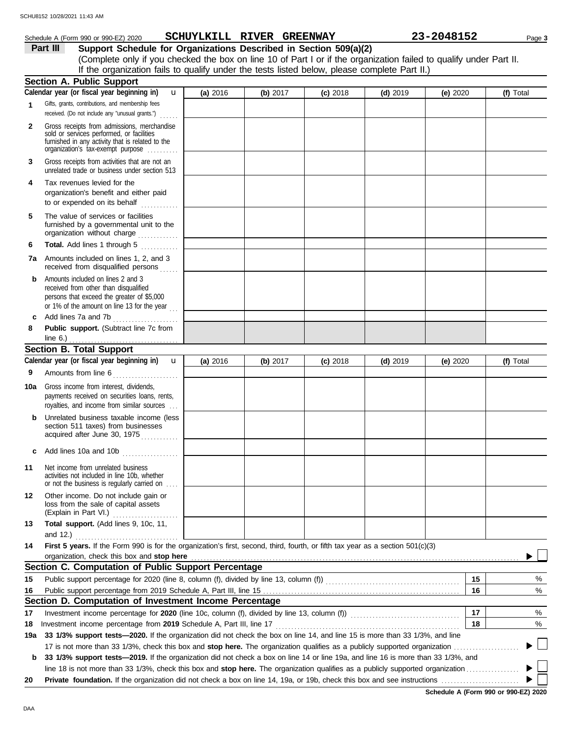Schedule A (Form 990 or 990-EZ) 2020 **SCHUYLKILL RIVER GREENWAY** **23-2048152**

## Part III Support Schedule for Organizations Described in Section 509(a)(2)

(Complete only if you checked the box on line 10 of Part I or if the organization failed to qualify under Part II. If the organization fails to qualify under the tests listed below, please complete Part II.)

### Section A. Public Support

| Calendar year (or fiscal year beginning in) | (a) 2016 | (b) 2017 | (c) 2018 | (d) 2019 | (e) 2020 | (f) Total |
|---|---|---|---|---|---|---|
| **1** Gifts, grants, contributions, and membership fees received. (Do not include any "unusual grants.") | | | | | | |
| **2** Gross receipts from admissions, merchandise sold or services performed, or facilities furnished in any activity that is related to the organization's tax-exempt purpose | | | | | | |
| **3** Gross receipts from activities that are not an unrelated trade or business under section 513 | | | | | | |
| **4** Tax revenues levied for the organization's benefit and either paid to or expended on its behalf | | | | | | |
| **5** The value of services or facilities furnished by a governmental unit to the organization without charge | | | | | | |
| **6** **Total.** Add lines 1 through 5 | | | | | | |
| **7a** Amounts included on lines 1, 2, and 3 received from disqualified persons | | | | | | |
| **b** Amounts included on lines 2 and 3 received from other than disqualified persons that exceed the greater of $5,000 or 1% of the amount on line 13 for the year | | | | | | |
| **c** Add lines 7a and 7b | | | | | | |
| **8** **Public support.** (Subtract line 7c from line 6.) | | | | | | |

### Section B. Total Support

| Calendar year (or fiscal year beginning in) | (a) 2016 | (b) 2017 | (c) 2018 | (d) 2019 | (e) 2020 | (f) Total |
|---|---|---|---|---|---|---|
| **9** Amounts from line 6 | | | | | | |
| **10a** Gross income from interest, dividends, payments received on securities loans, rents, royalties, and income from similar sources | | | | | | |
| **b** Unrelated business taxable income (less section 511 taxes) from businesses acquired after June 30, 1975 | | | | | | |
| **c** Add lines 10a and 10b | | | | | | |
| **11** Net income from unrelated business activities not included in line 10b, whether or not the business is regularly carried on | | | | | | |
| **12** Other income. Do not include gain or loss from the sale of capital assets (Explain in Part VI.) | | | | | | |
| **13** **Total support.** (Add lines 9, 10c, 11, and 12.) | | | | | | |

**14** **First 5 years.** If the Form 990 is for the organization's first, second, third, fourth, or fifth tax year as a section 501(c)(3) organization, check this box and **stop here** ☐

### Section C. Computation of Public Support Percentage

| | | | |
|---|---|---|---|
| **15** | Public support percentage for 2020 (line 8, column (f), divided by line 13, column (f)) | 15 | % |
| **16** | Public support percentage from 2019 Schedule A, Part III, line 15 | 16 | % |

### Section D. Computation of Investment Income Percentage

| | | | |
|---|---|---|---|
| **17** | Investment income percentage for **2020** (line 10c, column (f), divided by line 13, column (f)) | 17 | % |
| **18** | Investment income percentage from **2019** Schedule A, Part III, line 17 | 18 | % |

**19a** **33 1/3% support tests—2020.** If the organization did not check the box on line 14, and line 15 is more than 33 1/3%, and line 17 is not more than 33 1/3%, check this box and **stop here.** The organization qualifies as a publicly supported organization ☐

**b** **33 1/3% support tests—2019.** If the organization did not check a box on line 14 or line 19a, and line 16 is more than 33 1/3%, and line 18 is not more than 33 1/3%, check this box and **stop here.** The organization qualifies as a publicly supported organization ☐

**20** **Private foundation.** If the organization did not check a box on line 14, 19a, or 19b, check this box and see instructions ☐

**Schedule A (Form 990 or 990-EZ) 2020**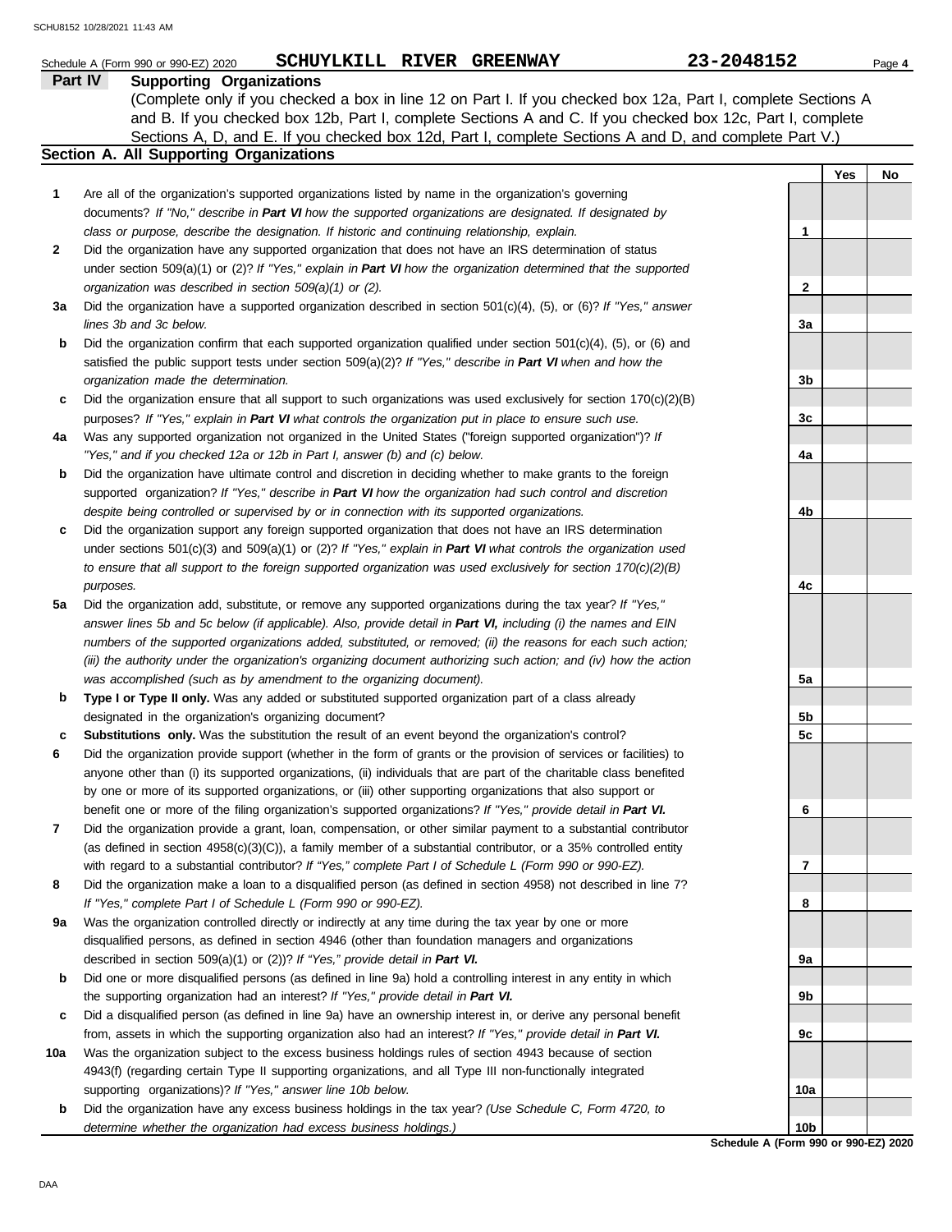Schedule A (Form 990 or 990-EZ) 2020 **SCHUYLKILL RIVER GREENWAY** **23-2048152**

## Part IV Supporting Organizations

(Complete only if you checked a box in line 12 on Part I. If you checked box 12a, Part I, complete Sections A and B. If you checked box 12b, Part I, complete Sections A and C. If you checked box 12c, Part I, complete Sections A, D, and E. If you checked box 12d, Part I, complete Sections A and D, and complete Part V.)

### Section A. All Supporting Organizations

| | | | Yes | No |
|---|---|---|---|---|
| **1** | Are all of the organization's supported organizations listed by name in the organization's governing documents? *If "No," describe in **Part VI** how the supported organizations are designated. If designated by class or purpose, describe the designation. If historic and continuing relationship, explain.* | 1 | | |
| **2** | Did the organization have any supported organization that does not have an IRS determination of status under section 509(a)(1) or (2)? *If "Yes," explain in **Part VI** how the organization determined that the supported organization was described in section 509(a)(1) or (2).* | 2 | | |
| **3a** | Did the organization have a supported organization described in section 501(c)(4), (5), or (6)? *If "Yes," answer lines 3b and 3c below.* | 3a | | |
| **b** | Did the organization confirm that each supported organization qualified under section 501(c)(4), (5), or (6) and satisfied the public support tests under section 509(a)(2)? *If "Yes," describe in **Part VI** when and how the organization made the determination.* | 3b | | |
| **c** | Did the organization ensure that all support to such organizations was used exclusively for section 170(c)(2)(B) purposes? *If "Yes," explain in **Part VI** what controls the organization put in place to ensure such use.* | 3c | | |
| **4a** | Was any supported organization not organized in the United States ("foreign supported organization")? *If "Yes," and if you checked 12a or 12b in Part I, answer (b) and (c) below.* | 4a | | |
| **b** | Did the organization have ultimate control and discretion in deciding whether to make grants to the foreign supported organization? *If "Yes," describe in **Part VI** how the organization had such control and discretion despite being controlled or supervised by or in connection with its supported organizations.* | 4b | | |
| **c** | Did the organization support any foreign supported organization that does not have an IRS determination under sections 501(c)(3) and 509(a)(1) or (2)? *If "Yes," explain in **Part VI** what controls the organization used to ensure that all support to the foreign supported organization was used exclusively for section 170(c)(2)(B) purposes.* | 4c | | |
| **5a** | Did the organization add, substitute, or remove any supported organizations during the tax year? *If "Yes," answer lines 5b and 5c below (if applicable). Also, provide detail in **Part VI,** including (i) the names and EIN numbers of the supported organizations added, substituted, or removed; (ii) the reasons for each such action; (iii) the authority under the organization's organizing document authorizing such action; and (iv) how the action was accomplished (such as by amendment to the organizing document).* | 5a | | |
| **b** | **Type I or Type II only.** Was any added or substituted supported organization part of a class already designated in the organization's organizing document? | 5b | | |
| **c** | **Substitutions only.** Was the substitution the result of an event beyond the organization's control? | 5c | | |
| **6** | Did the organization provide support (whether in the form of grants or the provision of services or facilities) to anyone other than (i) its supported organizations, (ii) individuals that are part of the charitable class benefited by one or more of its supported organizations, or (iii) other supporting organizations that also support or benefit one or more of the filing organization's supported organizations? *If "Yes," provide detail in **Part VI.*** | 6 | | |
| **7** | Did the organization provide a grant, loan, compensation, or other similar payment to a substantial contributor (as defined in section 4958(c)(3)(C)), a family member of a substantial contributor, or a 35% controlled entity with regard to a substantial contributor? *If "Yes," complete Part I of Schedule L (Form 990 or 990-EZ).* | 7 | | |
| **8** | Did the organization make a loan to a disqualified person (as defined in section 4958) not described in line 7? *If "Yes," complete Part I of Schedule L (Form 990 or 990-EZ).* | 8 | | |
| **9a** | Was the organization controlled directly or indirectly at any time during the tax year by one or more disqualified persons, as defined in section 4946 (other than foundation managers and organizations described in section 509(a)(1) or (2))? *If "Yes," provide detail in **Part VI.*** | 9a | | |
| **b** | Did one or more disqualified persons (as defined in line 9a) hold a controlling interest in any entity in which the supporting organization had an interest? *If "Yes," provide detail in **Part VI.*** | 9b | | |
| **c** | Did a disqualified person (as defined in line 9a) have an ownership interest in, or derive any personal benefit from, assets in which the supporting organization also had an interest? *If "Yes," provide detail in **Part VI.*** | 9c | | |
| **10a** | Was the organization subject to the excess business holdings rules of section 4943 because of section 4943(f) (regarding certain Type II supporting organizations, and all Type III non-functionally integrated supporting organizations)? *If "Yes," answer line 10b below.* | 10a | | |
| **b** | Did the organization have any excess business holdings in the tax year? *(Use Schedule C, Form 4720, to determine whether the organization had excess business holdings.)* | 10b | | |

**Schedule A (Form 990 or 990-EZ) 2020**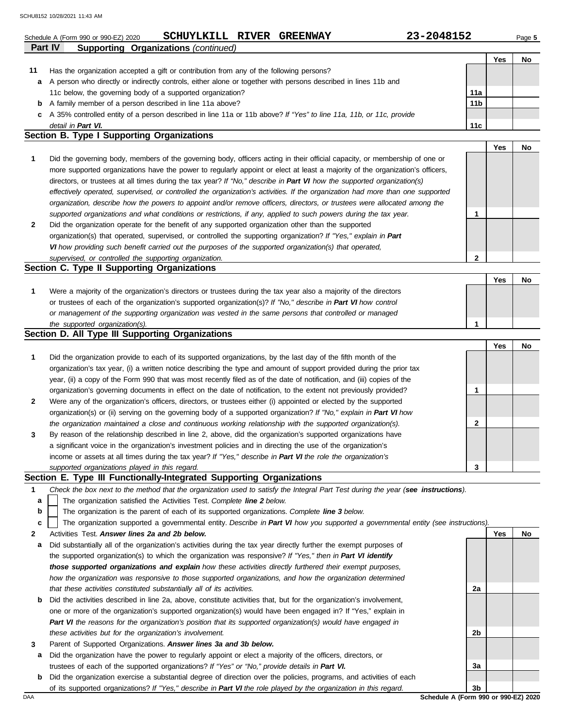Schedule A (Form 990 or 990-EZ) 2020 **SCHUYLKILL RIVER GREENWAY** **23-2048152**

**Part IV Supporting Organizations** *(continued)*

| | | | Yes | No |
|---|---|---|---|---|
| **11** | Has the organization accepted a gift or contribution from any of the following persons? | | | |
| **a** | A person who directly or indirectly controls, either alone or together with persons described in lines 11b and 11c below, the governing body of a supported organization? | **11a** | | |
| **b** | A family member of a person described in line 11a above? | **11b** | | |
| **c** | A 35% controlled entity of a person described in line 11a or 11b above? *If "Yes" to line 11a, 11b, or 11c, provide detail in* ***Part VI.*** | **11c** | | |

## Section B. Type I Supporting Organizations

| | | | Yes | No |
|---|---|---|---|---|
| **1** | Did the governing body, members of the governing body, officers acting in their official capacity, or membership of one or more supported organizations have the power to regularly appoint or elect at least a majority of the organization's officers, directors, or trustees at all times during the tax year? *If "No," describe in* ***Part VI*** *how the supported organization(s) effectively operated, supervised, or controlled the organization's activities. If the organization had more than one supported organization, describe how the powers to appoint and/or remove officers, directors, or trustees were allocated among the supported organizations and what conditions or restrictions, if any, applied to such powers during the tax year.* | **1** | | |
| **2** | Did the organization operate for the benefit of any supported organization other than the supported organization(s) that operated, supervised, or controlled the supporting organization? *If "Yes," explain in* ***Part VI*** *how providing such benefit carried out the purposes of the supported organization(s) that operated, supervised, or controlled the supporting organization.* | **2** | | |

## Section C. Type II Supporting Organizations

| | | | Yes | No |
|---|---|---|---|---|
| **1** | Were a majority of the organization's directors or trustees during the tax year also a majority of the directors or trustees of each of the organization's supported organization(s)? *If "No," describe in* ***Part VI*** *how control or management of the supporting organization was vested in the same persons that controlled or managed the supported organization(s).* | **1** | | |

## Section D. All Type III Supporting Organizations

| | | | Yes | No |
|---|---|---|---|---|
| **1** | Did the organization provide to each of its supported organizations, by the last day of the fifth month of the organization's tax year, (i) a written notice describing the type and amount of support provided during the prior tax year, (ii) a copy of the Form 990 that was most recently filed as of the date of notification, and (iii) copies of the organization's governing documents in effect on the date of notification, to the extent not previously provided? | **1** | | |
| **2** | Were any of the organization's officers, directors, or trustees either (i) appointed or elected by the supported organization(s) or (ii) serving on the governing body of a supported organization? *If "No," explain in* ***Part VI*** *how the organization maintained a close and continuous working relationship with the supported organization(s).* | **2** | | |
| **3** | By reason of the relationship described in line 2, above, did the organization's supported organizations have a significant voice in the organization's investment policies and in directing the use of the organization's income or assets at all times during the tax year? *If "Yes," describe in* ***Part VI*** *the role the organization's supported organizations played in this regard.* | **3** | | |

## Section E. Type III Functionally-Integrated Supporting Organizations

**1** *Check the box next to the method that the organization used to satisfy the Integral Part Test during the year (**see instructions**).*

- **a** ☐ The organization satisfied the Activities Test. *Complete **line 2** below.*
- **b** ☐ The organization is the parent of each of its supported organizations. *Complete **line 3** below.*
- **c** ☐ The organization supported a governmental entity. *Describe in **Part VI** how you supported a governmental entity (see instructions).*

| | | | Yes | No |
|---|---|---|---|---|
| **2** | Activities Test. ***Answer lines 2a and 2b below.*** | | | |
| **a** | Did substantially all of the organization's activities during the tax year directly further the exempt purposes of the supported organization(s) to which the organization was responsive? *If "Yes," then in* ***Part VI identify those supported organizations and explain*** *how these activities directly furthered their exempt purposes, how the organization was responsive to those supported organizations, and how the organization determined that these activities constituted substantially all of its activities.* | **2a** | | |
| **b** | Did the activities described in line 2a, above, constitute activities that, but for the organization's involvement, one or more of the organization's supported organization(s) would have been engaged in? If "Yes," explain in ***Part VI*** *the reasons for the organization's position that its supported organization(s) would have engaged in these activities but for the organization's involvement.* | **2b** | | |
| **3** | Parent of Supported Organizations. ***Answer lines 3a and 3b below.*** | | | |
| **a** | Did the organization have the power to regularly appoint or elect a majority of the officers, directors, or trustees of each of the supported organizations? *If "Yes" or "No," provide details in* ***Part VI.*** | **3a** | | |
| **b** | Did the organization exercise a substantial degree of direction over the policies, programs, and activities of each of its supported organizations? *If "Yes," describe in* ***Part VI*** *the role played by the organization in this regard.* | **3b** | | |

Schedule A (Form 990 or 990-EZ) 2020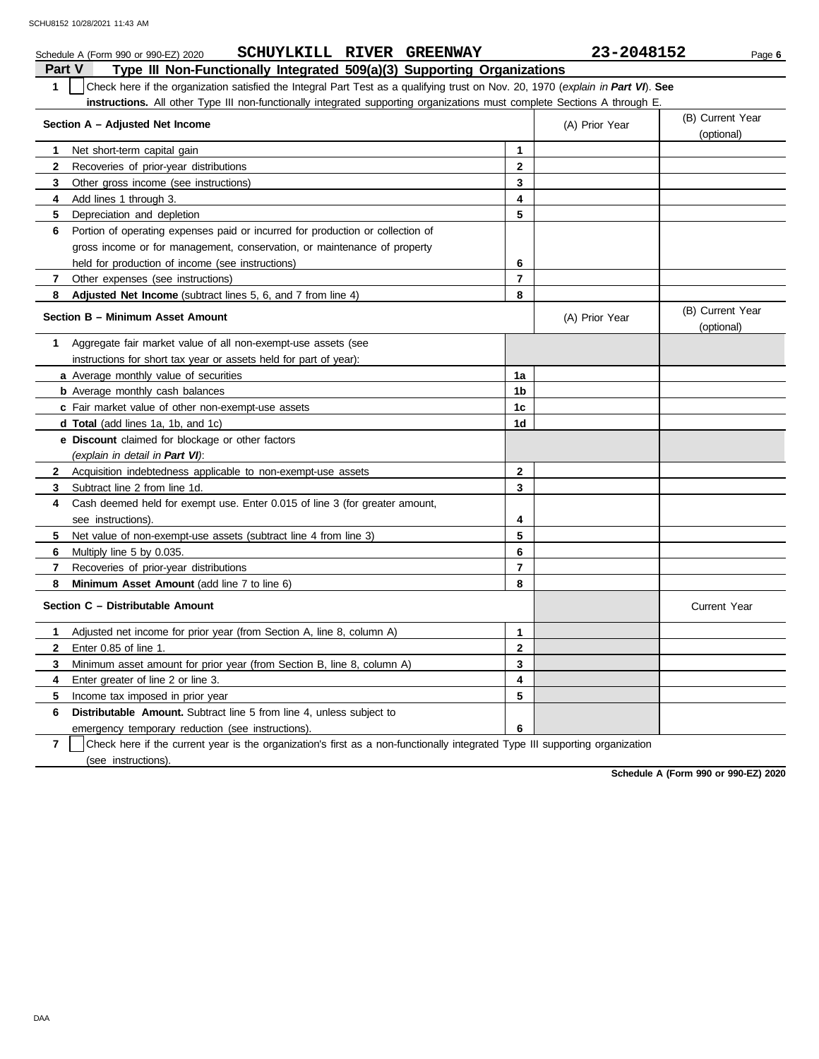Schedule A (Form 990 or 990-EZ) 2020 **SCHUYLKILL RIVER GREENWAY** **23-2048152**

## Part V Type III Non-Functionally Integrated 509(a)(3) Supporting Organizations

**1** ☐ Check here if the organization satisfied the Integral Part Test as a qualifying trust on Nov. 20, 1970 (*explain in **Part VI***). **See instructions.** All other Type III non-functionally integrated supporting organizations must complete Sections A through E.

| **Section A – Adjusted Net Income** | | (A) Prior Year | (B) Current Year (optional) |
|---|---|---|---|
| **1** Net short-term capital gain | 1 | | |
| **2** Recoveries of prior-year distributions | 2 | | |
| **3** Other gross income (see instructions) | 3 | | |
| **4** Add lines 1 through 3. | 4 | | |
| **5** Depreciation and depletion | 5 | | |
| **6** Portion of operating expenses paid or incurred for production or collection of gross income or for management, conservation, or maintenance of property held for production of income (see instructions) | 6 | | |
| **7** Other expenses (see instructions) | 7 | | |
| **8** **Adjusted Net Income** (subtract lines 5, 6, and 7 from line 4) | 8 | | |

| **Section B – Minimum Asset Amount** | | (A) Prior Year | (B) Current Year (optional) |
|---|---|---|---|
| **1** Aggregate fair market value of all non-exempt-use assets (see instructions for short tax year or assets held for part of year): | | | |
| **a** Average monthly value of securities | 1a | | |
| **b** Average monthly cash balances | 1b | | |
| **c** Fair market value of other non-exempt-use assets | 1c | | |
| **d** **Total** (add lines 1a, 1b, and 1c) | 1d | | |
| **e** **Discount** claimed for blockage or other factors (*explain in detail in **Part VI***): | | | |
| **2** Acquisition indebtedness applicable to non-exempt-use assets | 2 | | |
| **3** Subtract line 2 from line 1d. | 3 | | |
| **4** Cash deemed held for exempt use. Enter 0.015 of line 3 (for greater amount, see instructions). | 4 | | |
| **5** Net value of non-exempt-use assets (subtract line 4 from line 3) | 5 | | |
| **6** Multiply line 5 by 0.035. | 6 | | |
| **7** Recoveries of prior-year distributions | 7 | | |
| **8** **Minimum Asset Amount** (add line 7 to line 6) | 8 | | |

| **Section C – Distributable Amount** | | | Current Year |
|---|---|---|---|
| **1** Adjusted net income for prior year (from Section A, line 8, column A) | 1 | | |
| **2** Enter 0.85 of line 1. | 2 | | |
| **3** Minimum asset amount for prior year (from Section B, line 8, column A) | 3 | | |
| **4** Enter greater of line 2 or line 3. | 4 | | |
| **5** Income tax imposed in prior year | 5 | | |
| **6** **Distributable Amount.** Subtract line 5 from line 4, unless subject to emergency temporary reduction (see instructions). | 6 | | |

**7** ☐ Check here if the current year is the organization's first as a non-functionally integrated Type III supporting organization (see instructions).

**Schedule A (Form 990 or 990-EZ) 2020**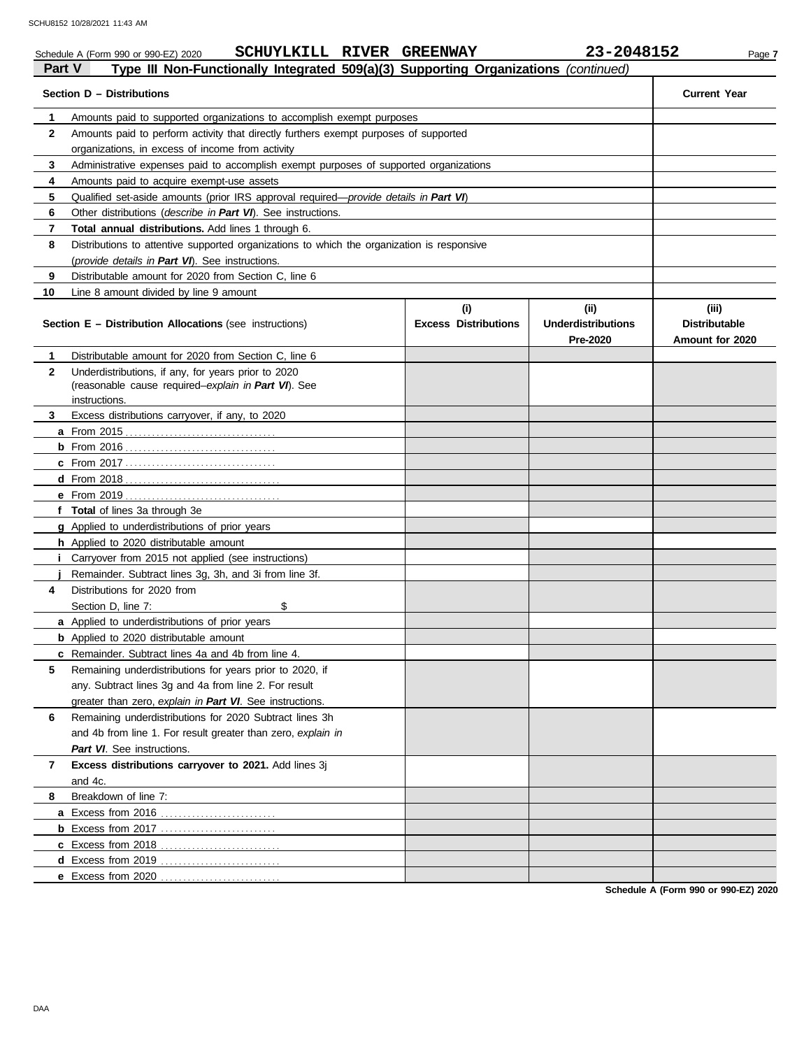Schedule A (Form 990 or 990-EZ) 2020 **SCHUYLKILL RIVER GREENWAY** **23-2048152**

## Part V Type III Non-Functionally Integrated 509(a)(3) Supporting Organizations *(continued)*

| | **Section D – Distributions** | **Current Year** |
|---|---|---|
| **1** | Amounts paid to supported organizations to accomplish exempt purposes | |
| **2** | Amounts paid to perform activity that directly furthers exempt purposes of supported organizations, in excess of income from activity | |
| **3** | Administrative expenses paid to accomplish exempt purposes of supported organizations | |
| **4** | Amounts paid to acquire exempt-use assets | |
| **5** | Qualified set-aside amounts (prior IRS approval required—*provide details in **Part VI***) | |
| **6** | Other distributions (*describe in **Part VI***). See instructions. | |
| **7** | **Total annual distributions.** Add lines 1 through 6. | |
| **8** | Distributions to attentive supported organizations to which the organization is responsive (*provide details in **Part VI***). See instructions. | |
| **9** | Distributable amount for 2020 from Section C, line 6 | |
| **10** | Line 8 amount divided by line 9 amount | |

| | **Section E – Distribution Allocations** (see instructions) | **(i) Excess Distributions** | **(ii) Underdistributions Pre-2020** | **(iii) Distributable Amount for 2020** |
|---|---|---|---|---|
| **1** | Distributable amount for 2020 from Section C, line 6 | | | |
| **2** | Underdistributions, if any, for years prior to 2020 (reasonable cause required–*explain in **Part VI***). See instructions. | | | |
| **3** | Excess distributions carryover, if any, to 2020 | | | |
| **a** | From 2015 | | | |
| **b** | From 2016 | | | |
| **c** | From 2017 | | | |
| **d** | From 2018 | | | |
| **e** | From 2019 | | | |
| **f** | **Total** of lines 3a through 3e | | | |
| **g** | Applied to underdistributions of prior years | | | |
| **h** | Applied to 2020 distributable amount | | | |
| **i** | Carryover from 2015 not applied (see instructions) | | | |
| **j** | Remainder. Subtract lines 3g, 3h, and 3i from line 3f. | | | |
| **4** | Distributions for 2020 from Section D, line 7: $ | | | |
| **a** | Applied to underdistributions of prior years | | | |
| **b** | Applied to 2020 distributable amount | | | |
| **c** | Remainder. Subtract lines 4a and 4b from line 4. | | | |
| **5** | Remaining underdistributions for years prior to 2020, if any. Subtract lines 3g and 4a from line 2. For result greater than zero, *explain in **Part VI***. See instructions. | | | |
| **6** | Remaining underdistributions for 2020 Subtract lines 3h and 4b from line 1. For result greater than zero, *explain in **Part VI***. See instructions. | | | |
| **7** | **Excess distributions carryover to 2021.** Add lines 3j and 4c. | | | |
| **8** | Breakdown of line 7: | | | |
| **a** | Excess from 2016 | | | |
| **b** | Excess from 2017 | | | |
| **c** | Excess from 2018 | | | |
| **d** | Excess from 2019 | | | |
| **e** | Excess from 2020 | | | |

**Schedule A (Form 990 or 990-EZ) 2020**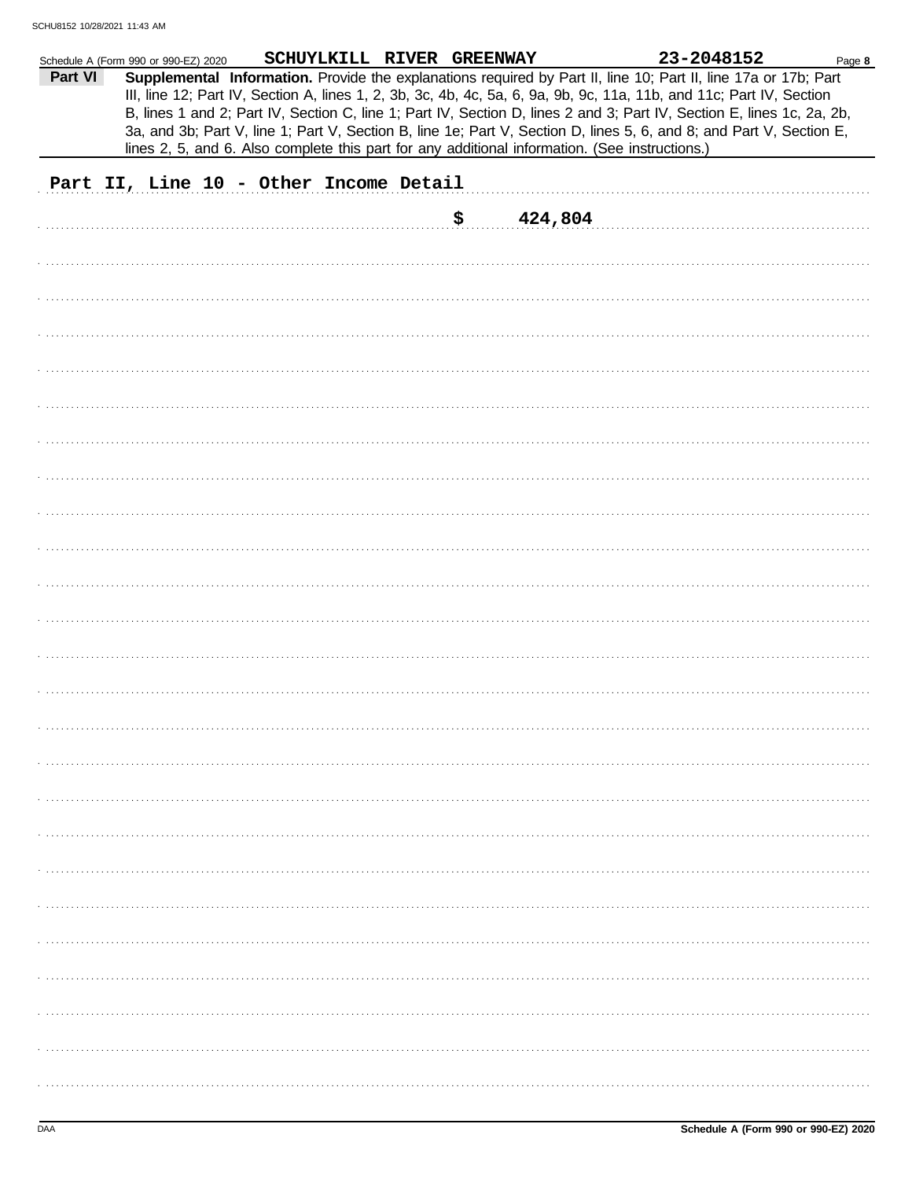Schedule A (Form 990 or 990-EZ) 2020 SCHUYLKILL RIVER GREENWAY 23-2048152 Page **8**

**Part VI** **Supplemental Information.** Provide the explanations required by Part II, line 10; Part II, line 17a or 17b; Part III, line 12; Part IV, Section A, lines 1, 2, 3b, 3c, 4b, 4c, 5a, 6, 9a, 9b, 9c, 11a, 11b, and 11c; Part IV, Section B, lines 1 and 2; Part IV, Section C, line 1; Part IV, Section D, lines 2 and 3; Part IV, Section E, lines 1c, 2a, 2b, 3a, and 3b; Part V, line 1; Part V, Section B, line 1e; Part V, Section D, lines 5, 6, and 8; and Part V, Section E, lines 2, 5, and 6. Also complete this part for any additional information. (See instructions.)

Part II, Line 10 - Other Income Detail

$ 424,804

DAA **Schedule A (Form 990 or 990-EZ) 2020**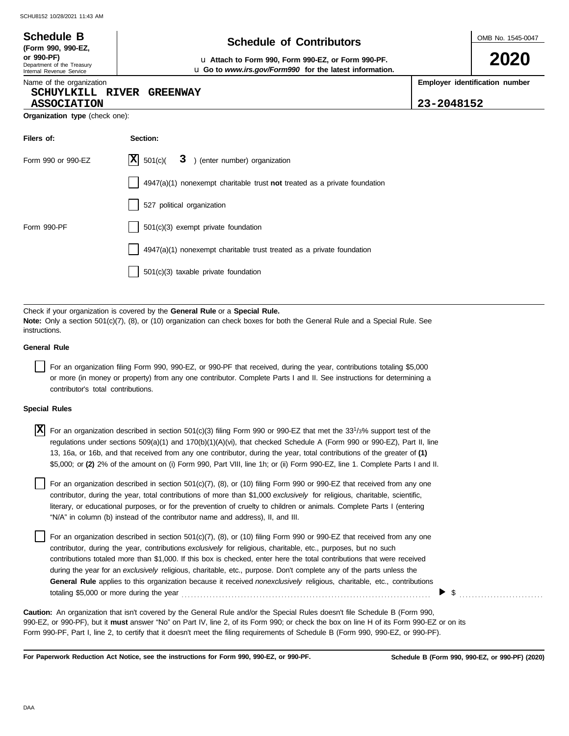**Schedule B**
**(Form 990, 990-EZ, or 990-PF)**
Department of the Treasury
Internal Revenue Service

# Schedule of Contributors

u **Attach to Form 990, Form 990-EZ, or Form 990-PF.**
u **Go to *www.irs.gov/Form990* for the latest information.**

OMB No. 1545-0047

**2020**

| Name of the organization | Employer identification number |
|---|---|
| SCHUYLKILL RIVER GREENWAY ASSOCIATION | 23-2048152 |

**Organization type** (check one):

| Filers of: | Section: |
|---|---|
| Form 990 or 990-EZ | [X] 501(c)( 3 ) (enter number) organization |
| | [ ] 4947(a)(1) nonexempt charitable trust **not** treated as a private foundation |
| | [ ] 527 political organization |
| Form 990-PF | [ ] 501(c)(3) exempt private foundation |
| | [ ] 4947(a)(1) nonexempt charitable trust treated as a private foundation |
| | [ ] 501(c)(3) taxable private foundation |

Check if your organization is covered by the **General Rule** or a **Special Rule.**

**Note:** Only a section 501(c)(7), (8), or (10) organization can check boxes for both the General Rule and a Special Rule. See instructions.

**General Rule**

[ ] For an organization filing Form 990, 990-EZ, or 990-PF that received, during the year, contributions totaling $5,000 or more (in money or property) from any one contributor. Complete Parts I and II. See instructions for determining a contributor's total contributions.

**Special Rules**

[X] For an organization described in section 501(c)(3) filing Form 990 or 990-EZ that met the 33 1/3% support test of the regulations under sections 509(a)(1) and 170(b)(1)(A)(vi), that checked Schedule A (Form 990 or 990-EZ), Part II, line 13, 16a, or 16b, and that received from any one contributor, during the year, total contributions of the greater of **(1)** $5,000; or **(2)** 2% of the amount on (i) Form 990, Part VIII, line 1h; or (ii) Form 990-EZ, line 1. Complete Parts I and II.

[ ] For an organization described in section 501(c)(7), (8), or (10) filing Form 990 or 990-EZ that received from any one contributor, during the year, total contributions of more than $1,000 *exclusively* for religious, charitable, scientific, literary, or educational purposes, or for the prevention of cruelty to children or animals. Complete Parts I (entering "N/A" in column (b) instead of the contributor name and address), II, and III.

[ ] For an organization described in section 501(c)(7), (8), or (10) filing Form 990 or 990-EZ that received from any one contributor, during the year, contributions *exclusively* for religious, charitable, etc., purposes, but no such contributions totaled more than $1,000. If this box is checked, enter here the total contributions that were received during the year for an *exclusively* religious, charitable, etc., purpose. Don't complete any of the parts unless the **General Rule** applies to this organization because it received *nonexclusively* religious, charitable, etc., contributions totaling $5,000 or more during the year . . . . . . . . . . ▶ $ . . . . . . . . . .

**Caution:** An organization that isn't covered by the General Rule and/or the Special Rules doesn't file Schedule B (Form 990, 990-EZ, or 990-PF), but it **must** answer "No" on Part IV, line 2, of its Form 990; or check the box on line H of its Form 990-EZ or on its Form 990-PF, Part I, line 2, to certify that it doesn't meet the filing requirements of Schedule B (Form 990, 990-EZ, or 990-PF).

**For Paperwork Reduction Act Notice, see the instructions for Form 990, 990-EZ, or 990-PF.** **Schedule B (Form 990, 990-EZ, or 990-PF) (2020)**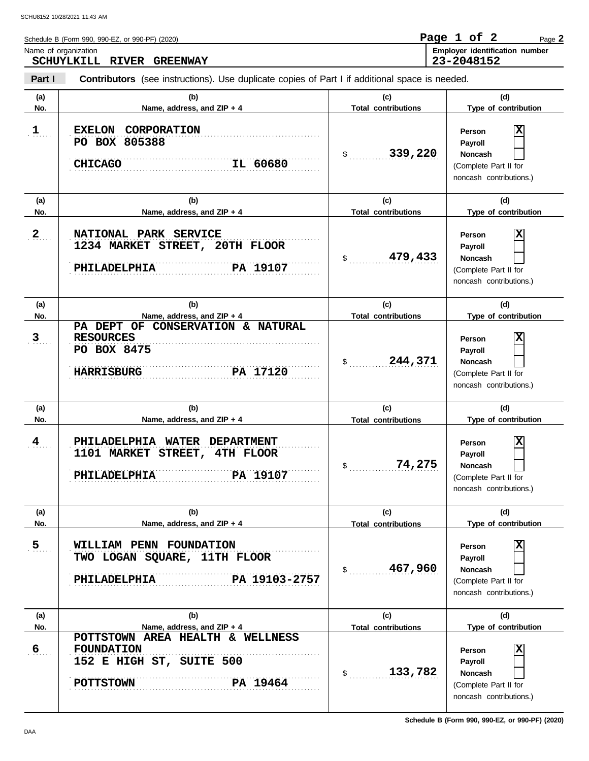Schedule B (Form 990, 990-EZ, or 990-PF) (2020)

Name of organization: **SCHUYLKILL RIVER GREENWAY**

Employer identification number: **23-2048152**

**Part I** **Contributors** (see instructions). Use duplicate copies of Part I if additional space is needed.

| (a) No. | (b) Name, address, and ZIP + 4 | (c) Total contributions | (d) Type of contribution |
|---|---|---|---|
| 1 | EXELON CORPORATION<br>PO BOX 805388<br>CHICAGO IL 60680 | $ 339,220 | Person [X]<br>Payroll [ ]<br>Noncash [ ]<br>(Complete Part II for noncash contributions.) |
| 2 | NATIONAL PARK SERVICE<br>1234 MARKET STREET, 20TH FLOOR<br>PHILADELPHIA PA 19107 | $ 479,433 | Person [X]<br>Payroll [ ]<br>Noncash [ ]<br>(Complete Part II for noncash contributions.) |
| 3 | PA DEPT OF CONSERVATION & NATURAL RESOURCES<br>PO BOX 8475<br>HARRISBURG PA 17120 | $ 244,371 | Person [X]<br>Payroll [ ]<br>Noncash [ ]<br>(Complete Part II for noncash contributions.) |
| 4 | PHILADELPHIA WATER DEPARTMENT<br>1101 MARKET STREET, 4TH FLOOR<br>PHILADELPHIA PA 19107 | $ 74,275 | Person [X]<br>Payroll [ ]<br>Noncash [ ]<br>(Complete Part II for noncash contributions.) |
| 5 | WILLIAM PENN FOUNDATION<br>TWO LOGAN SQUARE, 11TH FLOOR<br>PHILADELPHIA PA 19103-2757 | $ 467,960 | Person [X]<br>Payroll [ ]<br>Noncash [ ]<br>(Complete Part II for noncash contributions.) |
| 6 | POTTSTOWN AREA HEALTH & WELLNESS FOUNDATION<br>152 E HIGH ST, SUITE 500<br>POTTSTOWN PA 19464 | $ 133,782 | Person [X]<br>Payroll [ ]<br>Noncash [ ]<br>(Complete Part II for noncash contributions.) |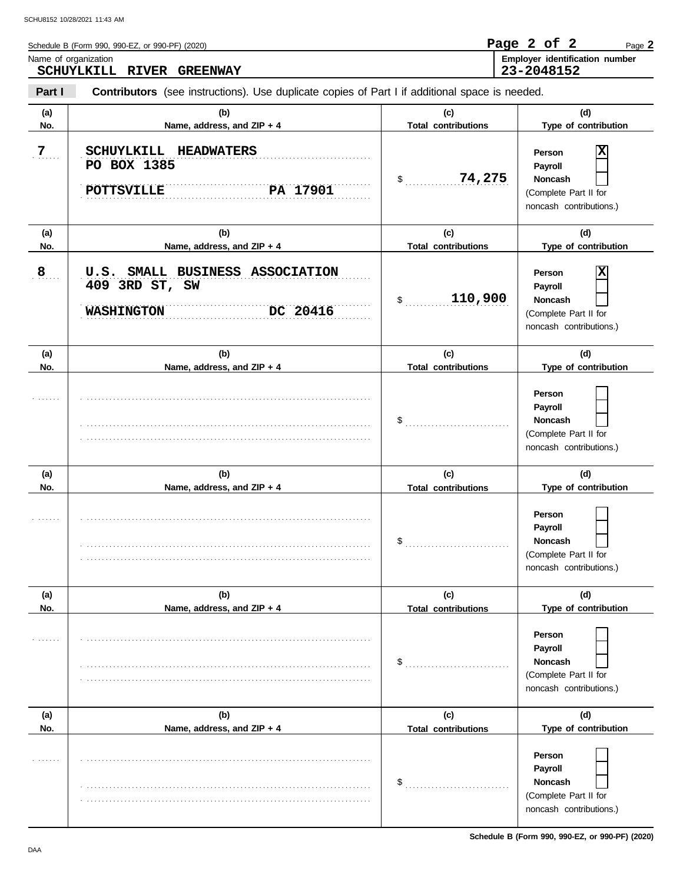Schedule B (Form 990, 990-EZ, or 990-PF) (2020)

Name of organization: **SCHUYLKILL RIVER GREENWAY**

Employer identification number: **23-2048152**

**Part I** **Contributors** (see instructions). Use duplicate copies of Part I if additional space is needed.

| (a) No. | (b) Name, address, and ZIP + 4 | (c) Total contributions | (d) Type of contribution |
|---|---|---|---|
| 7 | SCHUYLKILL HEADWATERS<br>PO BOX 1385<br>POTTSVILLE PA 17901 | $ 74,275 | Person [X]<br>Payroll [ ]<br>Noncash [ ]<br>(Complete Part II for noncash contributions.) |
| 8 | U.S. SMALL BUSINESS ASSOCIATION<br>409 3RD ST, SW<br>WASHINGTON DC 20416 | $ 110,900 | Person [X]<br>Payroll [ ]<br>Noncash [ ]<br>(Complete Part II for noncash contributions.) |
| | | $ | Person [ ]<br>Payroll [ ]<br>Noncash [ ]<br>(Complete Part II for noncash contributions.) |
| | | $ | Person [ ]<br>Payroll [ ]<br>Noncash [ ]<br>(Complete Part II for noncash contributions.) |
| | | $ | Person [ ]<br>Payroll [ ]<br>Noncash [ ]<br>(Complete Part II for noncash contributions.) |
| | | $ | Person [ ]<br>Payroll [ ]<br>Noncash [ ]<br>(Complete Part II for noncash contributions.) |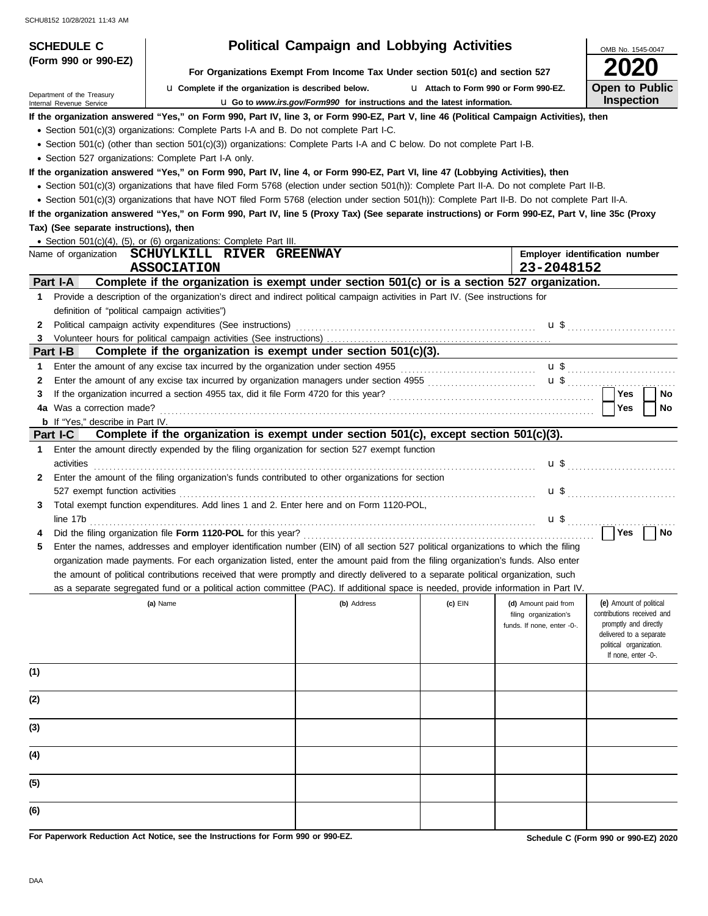# SCHEDULE C (Form 990 or 990-EZ)

Department of the Treasury
Internal Revenue Service

## Political Campaign and Lobbying Activities

**For Organizations Exempt From Income Tax Under section 501(c) and section 527**

u Complete if the organization is described below. u Attach to Form 990 or Form 990-EZ.

u Go to *www.irs.gov/Form990* for instructions and the latest information.

OMB No. 1545-0047

**2020**

**Open to Public Inspection**

**If the organization answered "Yes," on Form 990, Part IV, line 3, or Form 990-EZ, Part V, line 46 (Political Campaign Activities), then**

- Section 501(c)(3) organizations: Complete Parts I-A and B. Do not complete Part I-C.
- Section 501(c) (other than section 501(c)(3)) organizations: Complete Parts I-A and C below. Do not complete Part I-B.
- Section 527 organizations: Complete Part I-A only.

**If the organization answered "Yes," on Form 990, Part IV, line 4, or Form 990-EZ, Part VI, line 47 (Lobbying Activities), then**

- Section 501(c)(3) organizations that have filed Form 5768 (election under section 501(h)): Complete Part II-A. Do not complete Part II-B.
- Section 501(c)(3) organizations that have NOT filed Form 5768 (election under section 501(h)): Complete Part II-B. Do not complete Part II-A.

**If the organization answered "Yes," on Form 990, Part IV, line 5 (Proxy Tax) (See separate instructions) or Form 990-EZ, Part V, line 35c (Proxy Tax) (See separate instructions), then**

- Section 501(c)(4), (5), or (6) organizations: Complete Part III.

Name of organization **SCHUYLKILL RIVER GREENWAY ASSOCIATION**

Employer identification number **23-2048152**

### Part I-A Complete if the organization is exempt under section 501(c) or is a section 527 organization.

1 Provide a description of the organization's direct and indirect political campaign activities in Part IV. (See instructions for definition of "political campaign activities")

2 Political campaign activity expenditures (See instructions) u $

3 Volunteer hours for political campaign activities (See instructions)

### Part I-B Complete if the organization is exempt under section 501(c)(3).

1 Enter the amount of any excise tax incurred by the organization under section 4955 u $

2 Enter the amount of any excise tax incurred by organization managers under section 4955 u $

3 If the organization incurred a section 4955 tax, did it file Form 4720 for this year? Yes No

4a Was a correction made? Yes No

b If "Yes," describe in Part IV.

### Part I-C Complete if the organization is exempt under section 501(c), except section 501(c)(3).

1 Enter the amount directly expended by the filing organization for section 527 exempt function activities u $

2 Enter the amount of the filing organization's funds contributed to other organizations for section 527 exempt function activities u $

3 Total exempt function expenditures. Add lines 1 and 2. Enter here and on Form 1120-POL, line 17b u $

4 Did the filing organization file **Form 1120-POL** for this year? Yes No

5 Enter the names, addresses and employer identification number (EIN) of all section 527 political organizations to which the filing organization made payments. For each organization listed, enter the amount paid from the filing organization's funds. Also enter the amount of political contributions received that were promptly and directly delivered to a separate political organization, such as a separate segregated fund or a political action committee (PAC). If additional space is needed, provide information in Part IV.

| | (a) Name | (b) Address | (c) EIN | (d) Amount paid from filing organization's funds. If none, enter -0-. | (e) Amount of political contributions received and promptly and directly delivered to a separate political organization. If none, enter -0-. |
|---|---|---|---|---|---|
| (1) | | | | | |
| (2) | | | | | |
| (3) | | | | | |
| (4) | | | | | |
| (5) | | | | | |
| (6) | | | | | |

**For Paperwork Reduction Act Notice, see the Instructions for Form 990 or 990-EZ.**

**Schedule C (Form 990 or 990-EZ) 2020**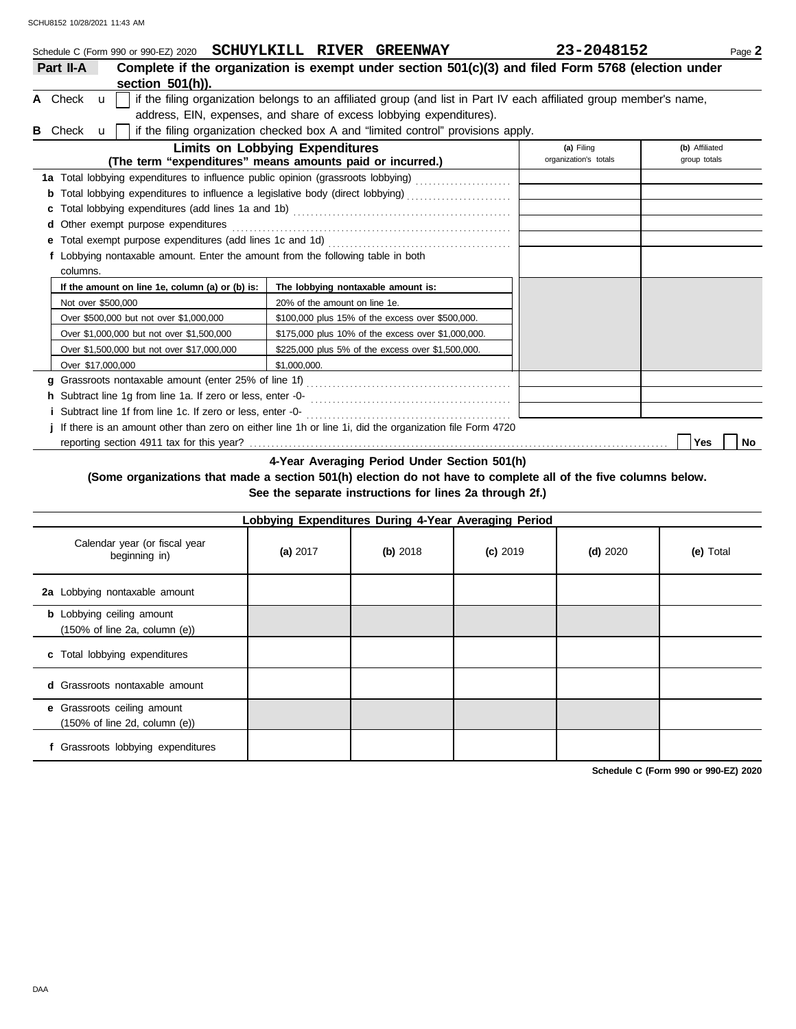Schedule C (Form 990 or 990-EZ) 2020 **SCHUYLKILL RIVER GREENWAY** **23-2048152** Page **2**

## Part II-A Complete if the organization is exempt under section 501(c)(3) and filed Form 5768 (election under section 501(h)).

**A** Check u ☐ if the filing organization belongs to an affiliated group (and list in Part IV each affiliated group member's name, address, EIN, expenses, and share of excess lobbying expenditures).

**B** Check u ☐ if the filing organization checked box A and "limited control" provisions apply.

| **Limits on Lobbying Expenditures** (The term "expenditures" means amounts paid or incurred.) | **(a)** Filing organization's totals | **(b)** Affiliated group totals |
|---|---|---|
| **1a** Total lobbying expenditures to influence public opinion (grassroots lobbying) | | |
| **b** Total lobbying expenditures to influence a legislative body (direct lobbying) | | |
| **c** Total lobbying expenditures (add lines 1a and 1b) | | |
| **d** Other exempt purpose expenditures | | |
| **e** Total exempt purpose expenditures (add lines 1c and 1d) | | |
| **f** Lobbying nontaxable amount. Enter the amount from the following table in both columns. | | |
| **g** Grassroots nontaxable amount (enter 25% of line 1f) | | |
| **h** Subtract line 1g from line 1a. If zero or less, enter -0- | | |
| **i** Subtract line 1f from line 1c. If zero or less, enter -0- | | |
| **j** If there is an amount other than zero on either line 1h or line 1i, did the organization file Form 4720 reporting section 4911 tax for this year? | ☐ Yes | ☐ No |

| **If the amount on line 1e, column (a) or (b) is:** | **The lobbying nontaxable amount is:** |
|---|---|
| Not over $500,000 | 20% of the amount on line 1e. |
| Over $500,000 but not over $1,000,000 | $100,000 plus 15% of the excess over $500,000. |
| Over $1,000,000 but not over $1,500,000 | $175,000 plus 10% of the excess over $1,000,000. |
| Over $1,500,000 but not over $17,000,000 | $225,000 plus 5% of the excess over $1,500,000. |
| Over $17,000,000 | $1,000,000. |

### 4-Year Averaging Period Under Section 501(h)

**(Some organizations that made a section 501(h) election do not have to complete all of the five columns below. See the separate instructions for lines 2a through 2f.)**

| **Lobbying Expenditures During 4-Year Averaging Period** | | | | | |
|---|---|---|---|---|---|
| Calendar year (or fiscal year beginning in) | **(a)** 2017 | **(b)** 2018 | **(c)** 2019 | **(d)** 2020 | **(e)** Total |
| **2a** Lobbying nontaxable amount | | | | | |
| **b** Lobbying ceiling amount (150% of line 2a, column (e)) | | | | | |
| **c** Total lobbying expenditures | | | | | |
| **d** Grassroots nontaxable amount | | | | | |
| **e** Grassroots ceiling amount (150% of line 2d, column (e)) | | | | | |
| **f** Grassroots lobbying expenditures | | | | | |

**Schedule C (Form 990 or 990-EZ) 2020**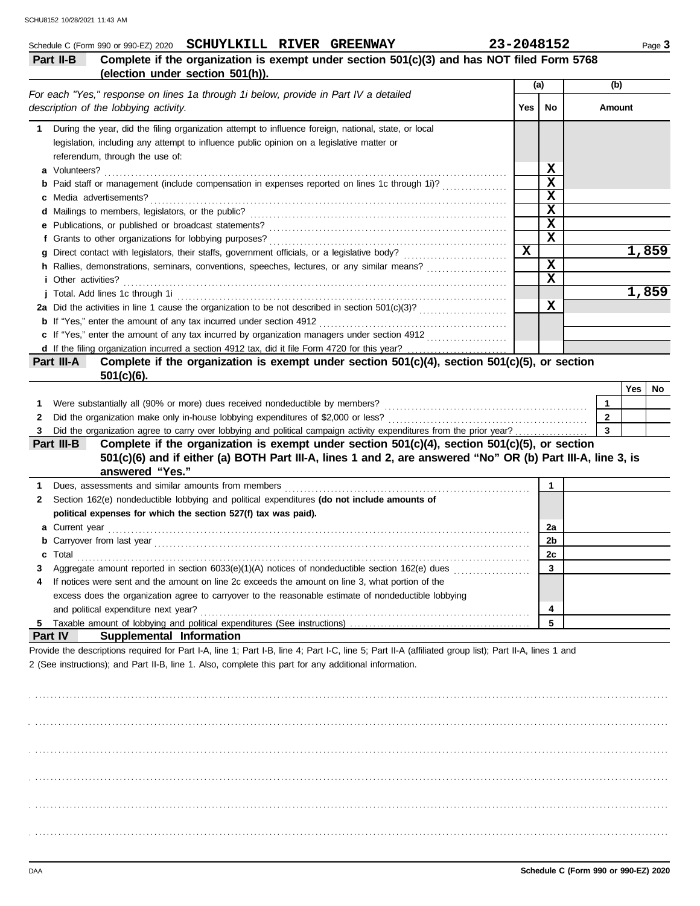Schedule C (Form 990 or 990-EZ) 2020 **SCHUYLKILL RIVER GREENWAY** **23-2048152** Page **3**

## Part II-B Complete if the organization is exempt under section 501(c)(3) and has NOT filed Form 5768 (election under section 501(h)).

| *For each "Yes," response on lines 1a through 1i below, provide in Part IV a detailed description of the lobbying activity.* | (a) Yes | (a) No | (b) Amount |
|---|---|---|---|
| **1** During the year, did the filing organization attempt to influence foreign, national, state, or local legislation, including any attempt to influence public opinion on a legislative matter or referendum, through the use of: | | | |
| **a** Volunteers? | | X | |
| **b** Paid staff or management (include compensation in expenses reported on lines 1c through 1i)? | | X | |
| **c** Media advertisements? | | X | |
| **d** Mailings to members, legislators, or the public? | | X | |
| **e** Publications, or published or broadcast statements? | | X | |
| **f** Grants to other organizations for lobbying purposes? | | X | |
| **g** Direct contact with legislators, their staffs, government officials, or a legislative body? | X | | 1,859 |
| **h** Rallies, demonstrations, seminars, conventions, speeches, lectures, or any similar means? | | X | |
| **i** Other activities? | | X | |
| **j** Total. Add lines 1c through 1i | | | 1,859 |
| **2a** Did the activities in line 1 cause the organization to be not described in section 501(c)(3)? | | X | |
| **b** If "Yes," enter the amount of any tax incurred under section 4912 | | | |
| **c** If "Yes," enter the amount of any tax incurred by organization managers under section 4912 | | | |
| **d** If the filing organization incurred a section 4912 tax, did it file Form 4720 for this year? | | | |

## Part III-A Complete if the organization is exempt under section 501(c)(4), section 501(c)(5), or section 501(c)(6).

| | | Yes | No |
|---|---|---|---|
| **1** Were substantially all (90% or more) dues received nondeductible by members? | 1 | | |
| **2** Did the organization make only in-house lobbying expenditures of $2,000 or less? | 2 | | |
| **3** Did the organization agree to carry over lobbying and political campaign activity expenditures from the prior year? | 3 | | |

## Part III-B Complete if the organization is exempt under section 501(c)(4), section 501(c)(5), or section 501(c)(6) and if either (a) BOTH Part III-A, lines 1 and 2, are answered "No" OR (b) Part III-A, line 3, is answered "Yes."

| | | |
|---|---|---|
| **1** Dues, assessments and similar amounts from members | 1 | |
| **2** Section 162(e) nondeductible lobbying and political expenditures **(do not include amounts of political expenses for which the section 527(f) tax was paid).** | | |
| **a** Current year | 2a | |
| **b** Carryover from last year | 2b | |
| **c** Total | 2c | |
| **3** Aggregate amount reported in section 6033(e)(1)(A) notices of nondeductible section 162(e) dues | 3 | |
| **4** If notices were sent and the amount on line 2c exceeds the amount on line 3, what portion of the excess does the organization agree to carryover to the reasonable estimate of nondeductible lobbying and political expenditure next year? | 4 | |
| **5** Taxable amount of lobbying and political expenditures (See instructions) | 5 | |

## Part IV Supplemental Information

Provide the descriptions required for Part I-A, line 1; Part I-B, line 4; Part I-C, line 5; Part II-A (affiliated group list); Part II-A, lines 1 and 2 (See instructions); and Part II-B, line 1. Also, complete this part for any additional information.

Schedule C (Form 990 or 990-EZ) 2020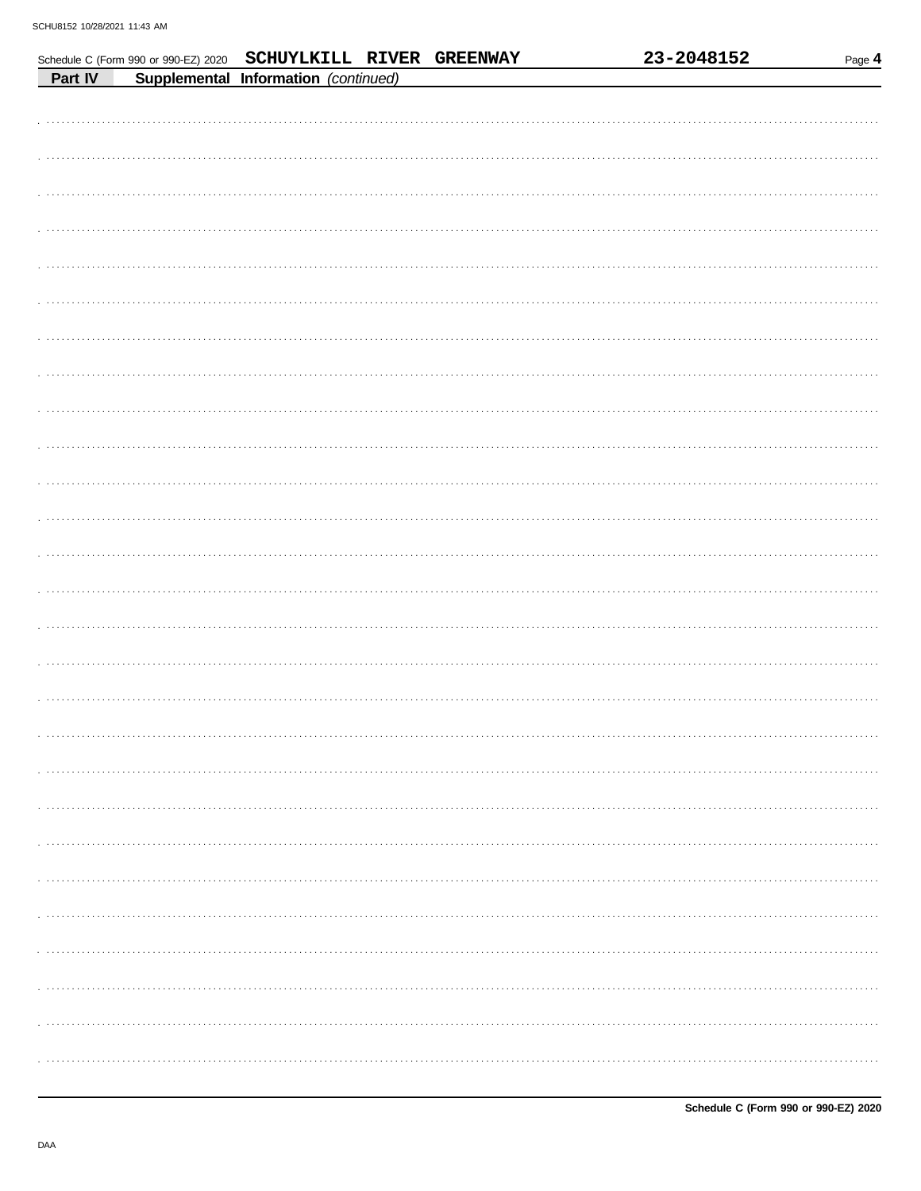Schedule C (Form 990 or 990-EZ) 2020 **SCHUYLKILL RIVER GREENWAY** **23-2048152**

**Part IV** **Supplemental Information** *(continued)*

**Schedule C (Form 990 or 990-EZ) 2020**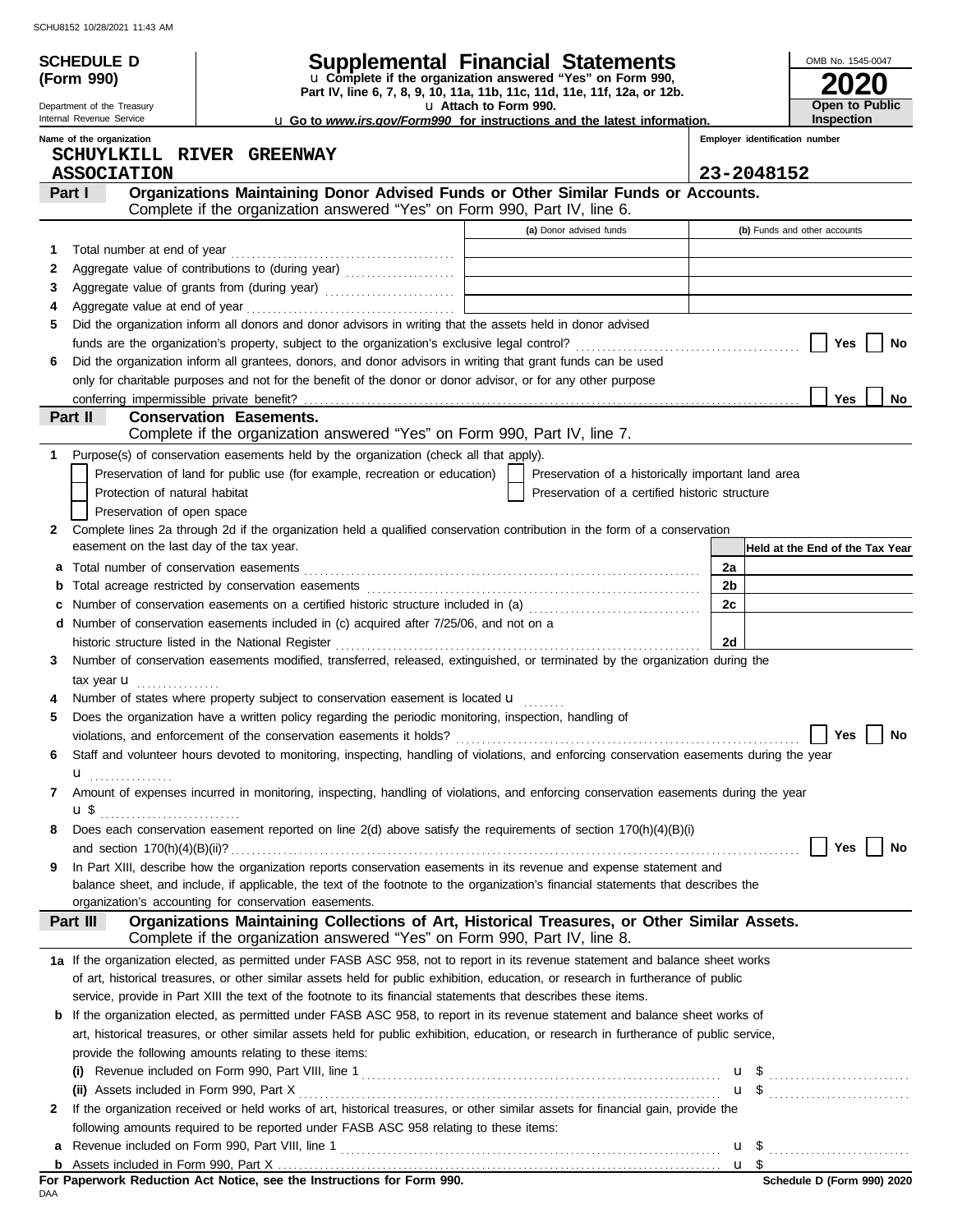**SCHEDULE D (Form 990)**

Department of the Treasury
Internal Revenue Service

# Supplemental Financial Statements

u Complete if the organization answered "Yes" on Form 990, Part IV, line 6, 7, 8, 9, 10, 11a, 11b, 11c, 11d, 11e, 11f, 12a, or 12b.

u Attach to Form 990.

u Go to *www.irs.gov/Form990* for instructions and the latest information.

OMB No. 1545-0047

**2020**

**Open to Public Inspection**

**Name of the organization:** SCHUYLKILL RIVER GREENWAY ASSOCIATION

**Employer identification number:** 23-2048152

## Part I Organizations Maintaining Donor Advised Funds or Other Similar Funds or Accounts.

Complete if the organization answered "Yes" on Form 990, Part IV, line 6.

| | | (a) Donor advised funds | (b) Funds and other accounts |
|---|---|---|---|
| 1 | Total number at end of year | | |
| 2 | Aggregate value of contributions to (during year) | | |
| 3 | Aggregate value of grants from (during year) | | |
| 4 | Aggregate value at end of year | | |

5 Did the organization inform all donors and donor advisors in writing that the assets held in donor advised funds are the organization's property, subject to the organization's exclusive legal control? ☐ Yes ☐ No

6 Did the organization inform all grantees, donors, and donor advisors in writing that grant funds can be used only for charitable purposes and not for the benefit of the donor or donor advisor, or for any other purpose conferring impermissible private benefit? ☐ Yes ☐ No

## Part II Conservation Easements.

Complete if the organization answered "Yes" on Form 990, Part IV, line 7.

1 Purpose(s) of conservation easements held by the organization (check all that apply).

- ☐ Preservation of land for public use (for example, recreation or education)
- ☐ Preservation of a historically important land area
- ☐ Protection of natural habitat
- ☐ Preservation of a certified historic structure
- ☐ Preservation of open space

2 Complete lines 2a through 2d if the organization held a qualified conservation contribution in the form of a conservation easement on the last day of the tax year.

| | | | Held at the End of the Tax Year |
|---|---|---|---|
| a | Total number of conservation easements | 2a | |
| b | Total acreage restricted by conservation easements | 2b | |
| c | Number of conservation easements on a certified historic structure included in (a) | 2c | |
| d | Number of conservation easements included in (c) acquired after 7/25/06, and not on a historic structure listed in the National Register | 2d | |

3 Number of conservation easements modified, transferred, released, extinguished, or terminated by the organization during the tax year u

4 Number of states where property subject to conservation easement is located u

5 Does the organization have a written policy regarding the periodic monitoring, inspection, handling of violations, and enforcement of the conservation easements it holds? ☐ Yes ☐ No

6 Staff and volunteer hours devoted to monitoring, inspecting, handling of violations, and enforcing conservation easements during the year u

7 Amount of expenses incurred in monitoring, inspecting, handling of violations, and enforcing conservation easements during the year u $

8 Does each conservation easement reported on line 2(d) above satisfy the requirements of section 170(h)(4)(B)(i) and section 170(h)(4)(B)(ii)? ☐ Yes ☐ No

9 In Part XIII, describe how the organization reports conservation easements in its revenue and expense statement and balance sheet, and include, if applicable, the text of the footnote to the organization's financial statements that describes the organization's accounting for conservation easements.

## Part III Organizations Maintaining Collections of Art, Historical Treasures, or Other Similar Assets.

Complete if the organization answered "Yes" on Form 990, Part IV, line 8.

1a If the organization elected, as permitted under FASB ASC 958, not to report in its revenue statement and balance sheet works of art, historical treasures, or other similar assets held for public exhibition, education, or research in furtherance of public service, provide in Part XIII the text of the footnote to its financial statements that describes these items.

b If the organization elected, as permitted under FASB ASC 958, to report in its revenue statement and balance sheet works of art, historical treasures, or other similar assets held for public exhibition, education, or research in furtherance of public service, provide the following amounts relating to these items:

(i) Revenue included on Form 990, Part VIII, line 1 u $

(ii) Assets included in Form 990, Part X u $

2 If the organization received or held works of art, historical treasures, or other similar assets for financial gain, provide the following amounts required to be reported under FASB ASC 958 relating to these items:

a Revenue included on Form 990, Part VIII, line 1 u $

b Assets included in Form 990, Part X u $

**For Paperwork Reduction Act Notice, see the Instructions for Form 990.**

DAA

**Schedule D (Form 990) 2020**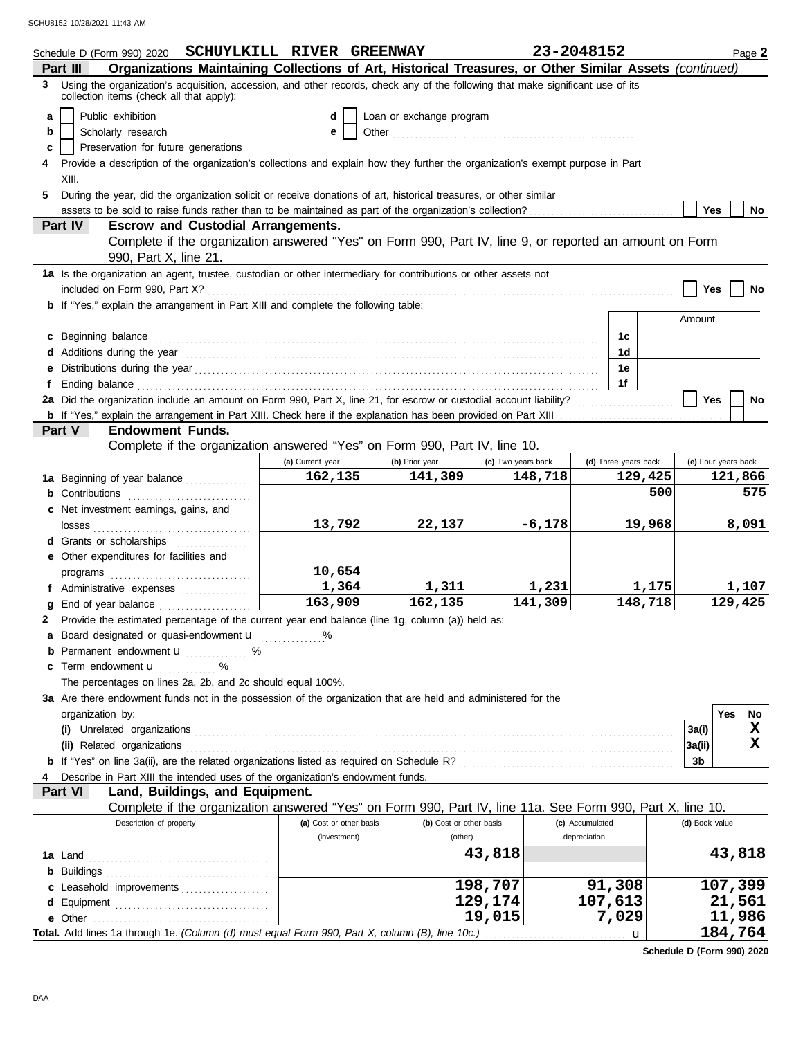Schedule D (Form 990) 2020 **SCHUYLKILL RIVER GREENWAY** **23-2048152**

**Part III** **Organizations Maintaining Collections of Art, Historical Treasures, or Other Similar Assets** *(continued)*

**3** Using the organization's acquisition, accession, and other records, check any of the following that make significant use of its collection items (check all that apply):

- **a** ☐ Public exhibition
- **b** ☐ Scholarly research
- **c** ☐ Preservation for future generations
- **d** ☐ Loan or exchange program
- **e** ☐ Other ......................................................

**4** Provide a description of the organization's collections and explain how they further the organization's exempt purpose in Part XIII.

**5** During the year, did the organization solicit or receive donations of art, historical treasures, or other similar assets to be sold to raise funds rather than to be maintained as part of the organization's collection? ☐ Yes ☐ No

**Part IV** **Escrow and Custodial Arrangements.**
Complete if the organization answered "Yes" on Form 990, Part IV, line 9, or reported an amount on Form 990, Part X, line 21.

**1a** Is the organization an agent, trustee, custodian or other intermediary for contributions or other assets not included on Form 990, Part X? ☐ Yes ☐ No

**b** If "Yes," explain the arrangement in Part XIII and complete the following table:

| | | Amount |
|---|---|---|
| **c** Beginning balance | 1c | |
| **d** Additions during the year | 1d | |
| **e** Distributions during the year | 1e | |
| **f** Ending balance | 1f | |

**2a** Did the organization include an amount on Form 990, Part X, line 21, for escrow or custodial account liability? ☐ Yes ☐ No

**b** If "Yes," explain the arrangement in Part XIII. Check here if the explanation has been provided on Part XIII ☐

**Part V** **Endowment Funds.**
Complete if the organization answered "Yes" on Form 990, Part IV, line 10.

| | (a) Current year | (b) Prior year | (c) Two years back | (d) Three years back | (e) Four years back |
|---|---|---|---|---|---|
| **1a** Beginning of year balance | 162,135 | 141,309 | 148,718 | 129,425 | 121,866 |
| **b** Contributions | | | | 500 | 575 |
| **c** Net investment earnings, gains, and losses | 13,792 | 22,137 | -6,178 | 19,968 | 8,091 |
| **d** Grants or scholarships | | | | | |
| **e** Other expenditures for facilities and programs | 10,654 | | | | |
| **f** Administrative expenses | 1,364 | 1,311 | 1,231 | 1,175 | 1,107 |
| **g** End of year balance | 163,909 | 162,135 | 141,309 | 148,718 | 129,425 |

**2** Provide the estimated percentage of the current year end balance (line 1g, column (a)) held as:

- **a** Board designated or quasi-endowment u ............... %
- **b** Permanent endowment u ............... %
- **c** Term endowment u ............. %

The percentages on lines 2a, 2b, and 2c should equal 100%.

**3a** Are there endowment funds not in the possession of the organization that are held and administered for the organization by:

| | | Yes | No |
|---|---|---|---|
| **(i)** Unrelated organizations | 3a(i) | | X |
| **(ii)** Related organizations | 3a(ii) | | X |
| **b** If "Yes" on line 3a(ii), are the related organizations listed as required on Schedule R? | 3b | | |

**4** Describe in Part XIII the intended uses of the organization's endowment funds.

**Part VI** **Land, Buildings, and Equipment.**
Complete if the organization answered "Yes" on Form 990, Part IV, line 11a. See Form 990, Part X, line 10.

| Description of property | (a) Cost or other basis (investment) | (b) Cost or other basis (other) | (c) Accumulated depreciation | (d) Book value |
|---|---|---|---|---|
| **1a** Land | | 43,818 | | 43,818 |
| **b** Buildings | | | | |
| **c** Leasehold improvements | | 198,707 | 91,308 | 107,399 |
| **d** Equipment | | 129,174 | 107,613 | 21,561 |
| **e** Other | | 19,015 | 7,029 | 11,986 |

**Total.** Add lines 1a through 1e. *(Column (d) must equal Form 990, Part X, column (B), line 10c.)* u **184,764**

**Schedule D (Form 990) 2020**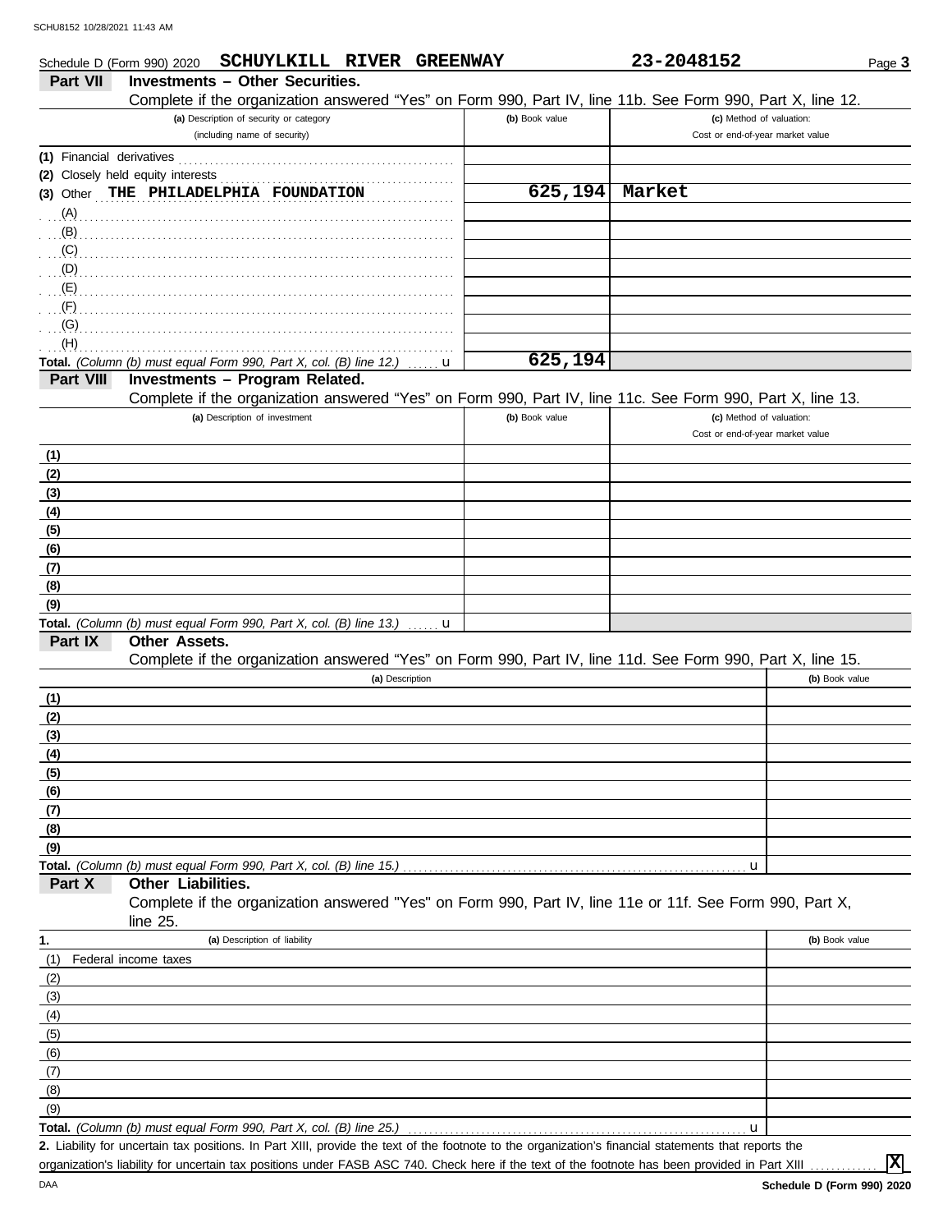Schedule D (Form 990) 2020 **SCHUYLKILL RIVER GREENWAY** **23-2048152** Page **3**

## Part VII Investments – Other Securities.

Complete if the organization answered "Yes" on Form 990, Part IV, line 11b. See Form 990, Part X, line 12.

| (a) Description of security or category (including name of security) | (b) Book value | (c) Method of valuation: Cost or end-of-year market value |
|---|---|---|
| (1) Financial derivatives | | |
| (2) Closely held equity interests | | |
| (3) Other THE PHILADELPHIA FOUNDATION | 625,194 | Market |
| (A) | | |
| (B) | | |
| (C) | | |
| (D) | | |
| (E) | | |
| (F) | | |
| (G) | | |
| (H) | | |
| **Total.** *(Column (b) must equal Form 990, Part X, col. (B) line 12.)* u | 625,194 | |

## Part VIII Investments – Program Related.

Complete if the organization answered "Yes" on Form 990, Part IV, line 11c. See Form 990, Part X, line 13.

| (a) Description of investment | (b) Book value | (c) Method of valuation: Cost or end-of-year market value |
|---|---|---|
| (1) | | |
| (2) | | |
| (3) | | |
| (4) | | |
| (5) | | |
| (6) | | |
| (7) | | |
| (8) | | |
| (9) | | |
| **Total.** *(Column (b) must equal Form 990, Part X, col. (B) line 13.)* u | | |

## Part IX Other Assets.

Complete if the organization answered "Yes" on Form 990, Part IV, line 11d. See Form 990, Part X, line 15.

| (a) Description | (b) Book value |
|---|---|
| (1) | |
| (2) | |
| (3) | |
| (4) | |
| (5) | |
| (6) | |
| (7) | |
| (8) | |
| (9) | |
| **Total.** *(Column (b) must equal Form 990, Part X, col. (B) line 15.)* u | |

## Part X Other Liabilities.

Complete if the organization answered "Yes" on Form 990, Part IV, line 11e or 11f. See Form 990, Part X, line 25.

| 1. (a) Description of liability | (b) Book value |
|---|---|
| (1) Federal income taxes | |
| (2) | |
| (3) | |
| (4) | |
| (5) | |
| (6) | |
| (7) | |
| (8) | |
| (9) | |
| **Total.** *(Column (b) must equal Form 990, Part X, col. (B) line 25.)* u | |

**2.** Liability for uncertain tax positions. In Part XIII, provide the text of the footnote to the organization's financial statements that reports the organization's liability for uncertain tax positions under FASB ASC 740. Check here if the text of the footnote has been provided in Part XIII ............ [X]

Schedule D (Form 990) 2020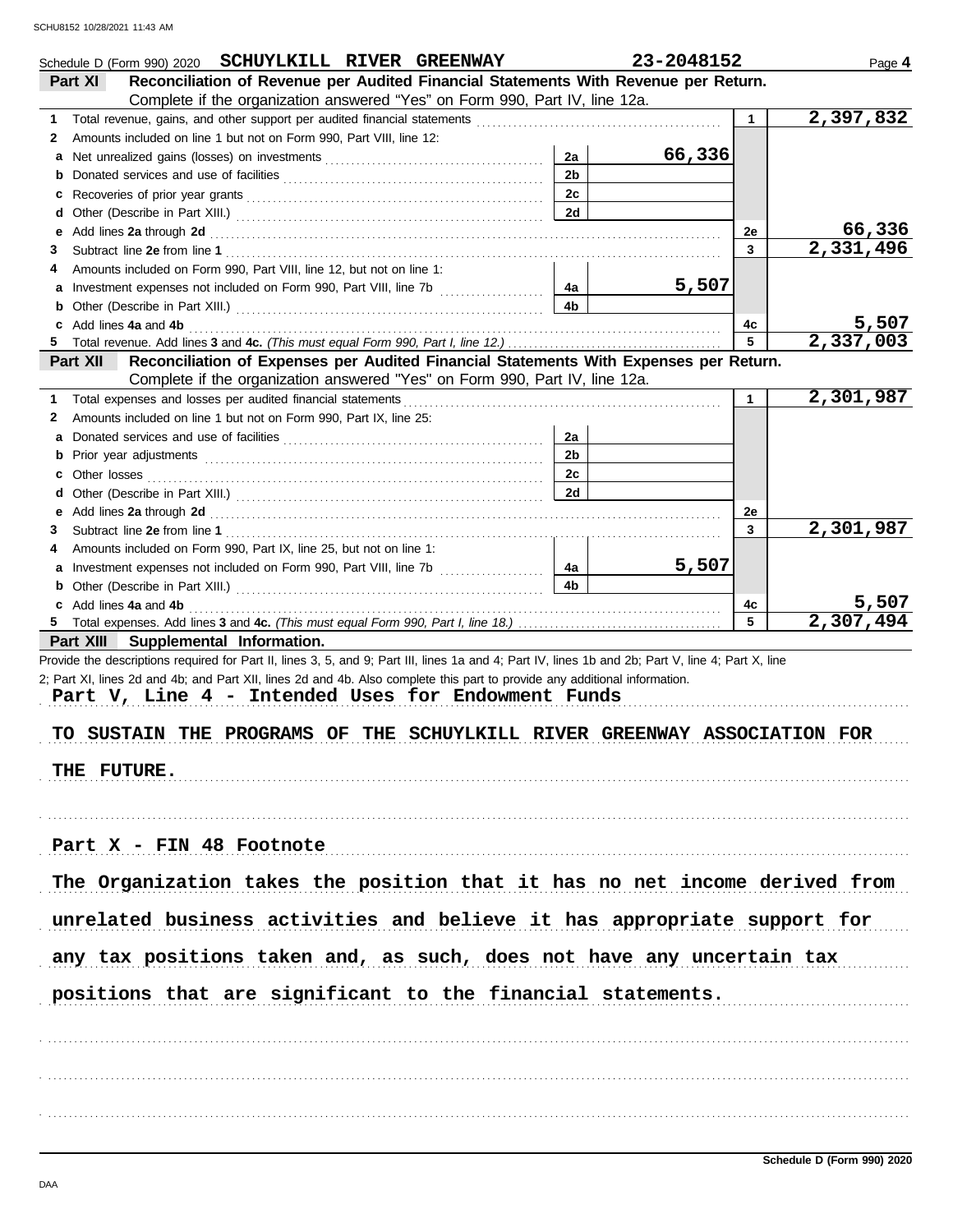Schedule D (Form 990) 2020 **SCHUYLKILL RIVER GREENWAY** **23-2048152** Page **4**

## Part XI Reconciliation of Revenue per Audited Financial Statements With Revenue per Return.

Complete if the organization answered "Yes" on Form 990, Part IV, line 12a.

| | Description | | | Line | Amount |
|---|---|---|---|---|---|
| **1** | Total revenue, gains, and other support per audited financial statements | | | 1 | 2,397,832 |
| **2** | Amounts included on line 1 but not on Form 990, Part VIII, line 12: | | | | |
| **a** | Net unrealized gains (losses) on investments | 2a | 66,336 | | |
| **b** | Donated services and use of facilities | 2b | | | |
| **c** | Recoveries of prior year grants | 2c | | | |
| **d** | Other (Describe in Part XIII.) | 2d | | | |
| **e** | Add lines **2a** through **2d** | | | 2e | 66,336 |
| **3** | Subtract line **2e** from line **1** | | | 3 | 2,331,496 |
| **4** | Amounts included on Form 990, Part VIII, line 12, but not on line 1: | | | | |
| **a** | Investment expenses not included on Form 990, Part VIII, line 7b | 4a | 5,507 | | |
| **b** | Other (Describe in Part XIII.) | 4b | | | |
| **c** | Add lines **4a** and **4b** | | | 4c | 5,507 |
| **5** | Total revenue. Add lines **3** and **4c.** *(This must equal Form 990, Part I, line 12.)* | | | 5 | 2,337,003 |

## Part XII Reconciliation of Expenses per Audited Financial Statements With Expenses per Return.

Complete if the organization answered "Yes" on Form 990, Part IV, line 12a.

| | Description | | | Line | Amount |
|---|---|---|---|---|---|
| **1** | Total expenses and losses per audited financial statements | | | 1 | 2,301,987 |
| **2** | Amounts included on line 1 but not on Form 990, Part IX, line 25: | | | | |
| **a** | Donated services and use of facilities | 2a | | | |
| **b** | Prior year adjustments | 2b | | | |
| **c** | Other losses | 2c | | | |
| **d** | Other (Describe in Part XIII.) | 2d | | | |
| **e** | Add lines **2a** through **2d** | | | 2e | |
| **3** | Subtract line **2e** from line **1** | | | 3 | 2,301,987 |
| **4** | Amounts included on Form 990, Part IX, line 25, but not on line 1: | | | | |
| **a** | Investment expenses not included on Form 990, Part VIII, line 7b | 4a | 5,507 | | |
| **b** | Other (Describe in Part XIII.) | 4b | | | |
| **c** | Add lines **4a** and **4b** | | | 4c | 5,507 |
| **5** | Total expenses. Add lines **3** and **4c.** *(This must equal Form 990, Part I, line 18.)* | | | 5 | 2,307,494 |

## Part XIII Supplemental Information.

Provide the descriptions required for Part II, lines 3, 5, and 9; Part III, lines 1a and 4; Part IV, lines 1b and 2b; Part V, line 4; Part X, line 2; Part XI, lines 2d and 4b; and Part XII, lines 2d and 4b. Also complete this part to provide any additional information.

**Part V, Line 4 - Intended Uses for Endowment Funds**

TO SUSTAIN THE PROGRAMS OF THE SCHUYLKILL RIVER GREENWAY ASSOCIATION FOR THE FUTURE.

**Part X - FIN 48 Footnote**

The Organization takes the position that it has no net income derived from unrelated business activities and believe it has appropriate support for any tax positions taken and, as such, does not have any uncertain tax positions that are significant to the financial statements.

**Schedule D (Form 990) 2020**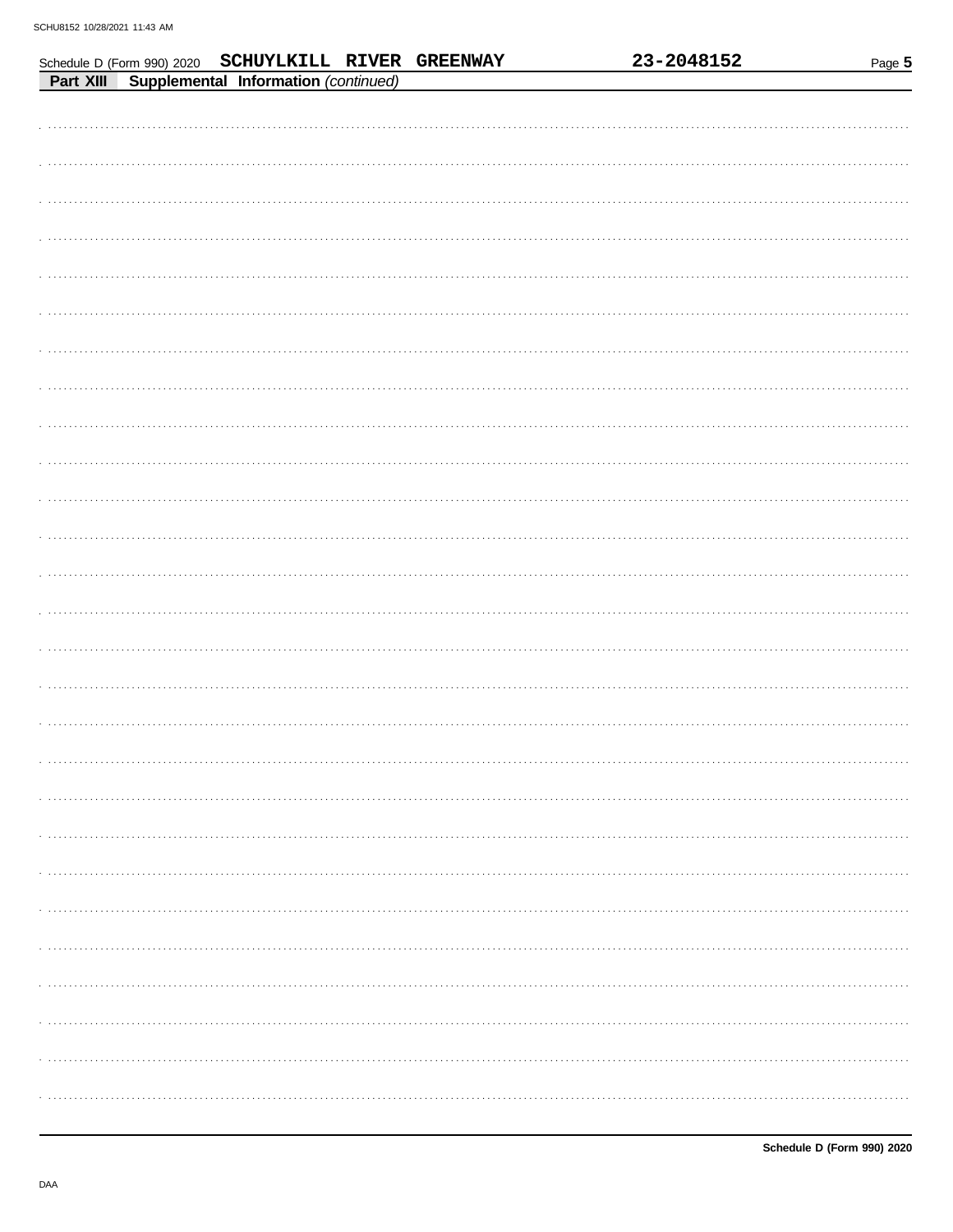Schedule D (Form 990) 2020 SCHUYLKILL RIVER GREENWAY 23-2048152

**Part XIII Supplemental Information** *(continued)*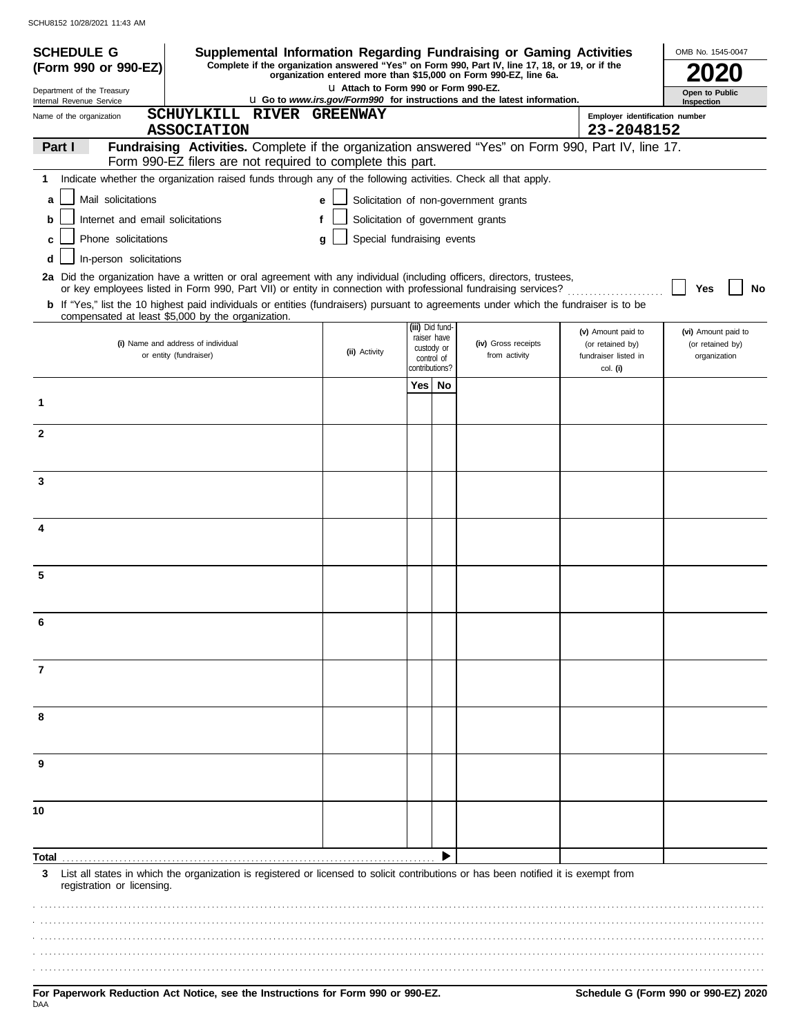SCHU8152 10/28/2021 11:43 AM

**SCHEDULE G (Form 990 or 990-EZ)**

Department of the Treasury
Internal Revenue Service

# Supplemental Information Regarding Fundraising or Gaming Activities

**Complete if the organization answered "Yes" on Form 990, Part IV, line 17, 18, or 19, or if the organization entered more than $15,000 on Form 990-EZ, line 6a.**

u Attach to Form 990 or Form 990-EZ.

u Go to *www.irs.gov/Form990* for instructions and the latest information.

OMB No. 1545-0047

**2020**

**Open to Public Inspection**

Name of the organization: **SCHUYLKILL RIVER GREENWAY ASSOCIATION**

Employer identification number: **23-2048152**

**Part I — Fundraising Activities.** Complete if the organization answered "Yes" on Form 990, Part IV, line 17. Form 990-EZ filers are not required to complete this part.

**1** Indicate whether the organization raised funds through any of the following activities. Check all that apply.

- **a** ☐ Mail solicitations
- **b** ☐ Internet and email solicitations
- **c** ☐ Phone solicitations
- **d** ☐ In-person solicitations
- **e** ☐ Solicitation of non-government grants
- **f** ☐ Solicitation of government grants
- **g** ☐ Special fundraising events

**2a** Did the organization have a written or oral agreement with any individual (including officers, directors, trustees, or key employees listed in Form 990, Part VII) or entity in connection with professional fundraising services? ☐ **Yes** ☐ **No**

**b** If "Yes," list the 10 highest paid individuals or entities (fundraisers) pursuant to agreements under which the fundraiser is to be compensated at least $5,000 by the organization.

| | (i) Name and address of individual or entity (fundraiser) | (ii) Activity | (iii) Did fund-raiser have custody or control of contributions? Yes | No | (iv) Gross receipts from activity | (v) Amount paid to (or retained by) fundraiser listed in col. (i) | (vi) Amount paid to (or retained by) organization |
|---|---|---|---|---|---|---|---|
| 1 | | | | | | | |
| 2 | | | | | | | |
| 3 | | | | | | | |
| 4 | | | | | | | |
| 5 | | | | | | | |
| 6 | | | | | | | |
| 7 | | | | | | | |
| 8 | | | | | | | |
| 9 | | | | | | | |
| 10 | | | | | | | |
| **Total** | | | | ▶ | | | |

**3** List all states in which the organization is registered or licensed to solicit contributions or has been notified it is exempt from registration or licensing.

**For Paperwork Reduction Act Notice, see the Instructions for Form 990 or 990-EZ.**

**Schedule G (Form 990 or 990-EZ) 2020**

DAA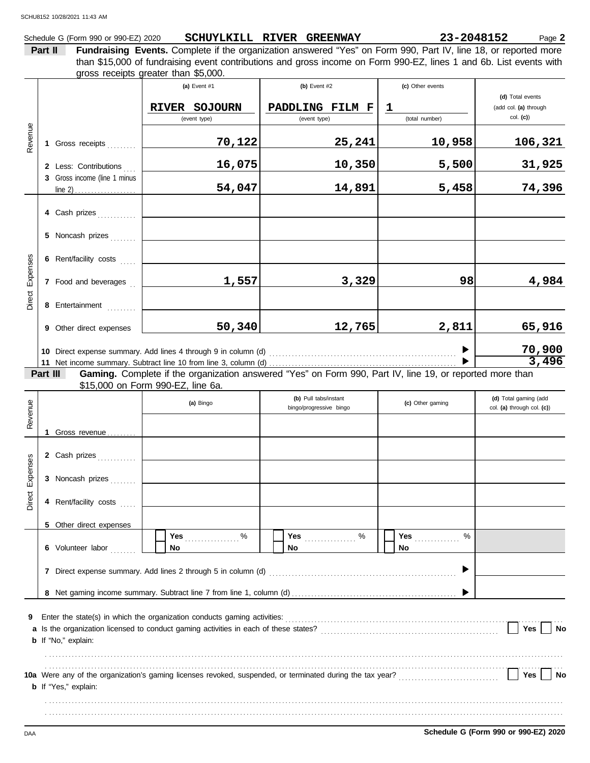Schedule G (Form 990 or 990-EZ) 2020 **SCHUYLKILL RIVER GREENWAY** **23-2048152** Page **2**

**Part II** **Fundraising Events.** Complete if the organization answered "Yes" on Form 990, Part IV, line 18, or reported more than $15,000 of fundraising event contributions and gross income on Form 990-EZ, lines 1 and 6b. List events with gross receipts greater than $5,000.

| | | (a) Event #1 | (b) Event #2 | (c) Other events | (d) Total events (add col. (a) through col. (c)) |
|---|---|---|---|---|---|
| | | RIVER SOJOURN (event type) | PADDLING FILM F (event type) | 1 (total number) | |
| Revenue | 1 Gross receipts | 70,122 | 25,241 | 10,958 | 106,321 |
| | 2 Less: Contributions | 16,075 | 10,350 | 5,500 | 31,925 |
| | 3 Gross income (line 1 minus line 2) | 54,047 | 14,891 | 5,458 | 74,396 |
| Direct Expenses | 4 Cash prizes | | | | |
| | 5 Noncash prizes | | | | |
| | 6 Rent/facility costs | | | | |
| | 7 Food and beverages | 1,557 | 3,329 | 98 | 4,984 |
| | 8 Entertainment | | | | |
| | 9 Other direct expenses | 50,340 | 12,765 | 2,811 | 65,916 |

10 Direct expense summary. Add lines 4 through 9 in column (d) ▶ **70,900**

11 Net income summary. Subtract line 10 from line 3, column (d) ▶ **3,496**

**Part III** **Gaming.** Complete if the organization answered "Yes" on Form 990, Part IV, line 19, or reported more than $15,000 on Form 990-EZ, line 6a.

| | | (a) Bingo | (b) Pull tabs/instant bingo/progressive bingo | (c) Other gaming | (d) Total gaming (add col. (a) through col. (c)) |
|---|---|---|---|---|---|
| Revenue | 1 Gross revenue | | | | |
| Direct Expenses | 2 Cash prizes | | | | |
| | 3 Noncash prizes | | | | |
| | 4 Rent/facility costs | | | | |
| | 5 Other direct expenses | | | | |
| | 6 Volunteer labor | Yes ____ % No | Yes ____ % No | Yes ____ % No | |

7 Direct expense summary. Add lines 2 through 5 in column (d) ▶

8 Net gaming income summary. Subtract line 7 from line 1, column (d) ▶

9 Enter the state(s) in which the organization conducts gaming activities:

a Is the organization licensed to conduct gaming activities in each of these states? Yes No

b If "No," explain:

10a Were any of the organization's gaming licenses revoked, suspended, or terminated during the tax year? Yes No

b If "Yes," explain:

**Schedule G (Form 990 or 990-EZ) 2020**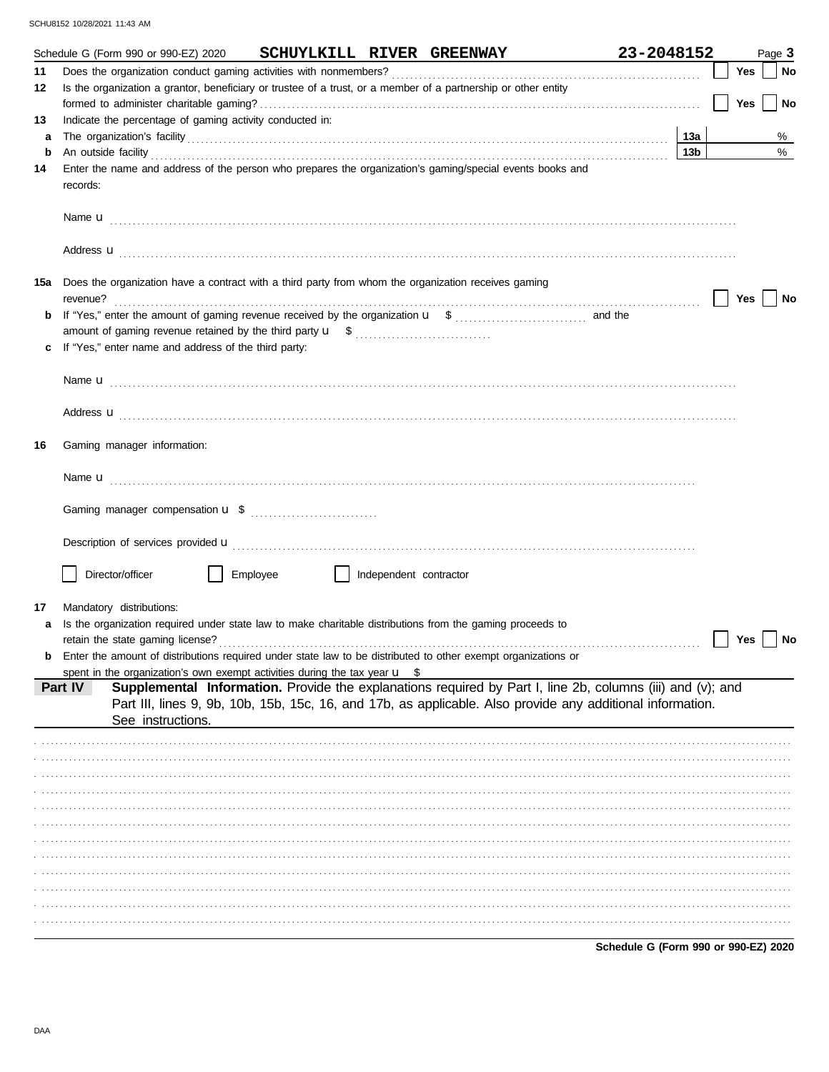Schedule G (Form 990 or 990-EZ) 2020 **SCHUYLKILL RIVER GREENWAY** **23-2048152** Page **3**

**11** Does the organization conduct gaming activities with nonmembers? ☐ Yes ☐ No

**12** Is the organization a grantor, beneficiary or trustee of a trust, or a member of a partnership or other entity formed to administer charitable gaming? ☐ Yes ☐ No

**13** Indicate the percentage of gaming activity conducted in:

**a** The organization's facility **13a** %

**b** An outside facility **13b** %

**14** Enter the name and address of the person who prepares the organization's gaming/special events books and records:

Name u

Address u

**15a** Does the organization have a contract with a third party from whom the organization receives gaming revenue? ☐ Yes ☐ No

**b** If "Yes," enter the amount of gaming revenue received by the organization u $ and the amount of gaming revenue retained by the third party u $

**c** If "Yes," enter name and address of the third party:

Name u

Address u

**16** Gaming manager information:

Name u

Gaming manager compensation u $

Description of services provided u

☐ Director/officer ☐ Employee ☐ Independent contractor

**17** Mandatory distributions:

**a** Is the organization required under state law to make charitable distributions from the gaming proceeds to retain the state gaming license? ☐ Yes ☐ No

**b** Enter the amount of distributions required under state law to be distributed to other exempt organizations or spent in the organization's own exempt activities during the tax year u $

**Part IV** **Supplemental Information.** Provide the explanations required by Part I, line 2b, columns (iii) and (v); and Part III, lines 9, 9b, 10b, 15b, 15c, 16, and 17b, as applicable. Also provide any additional information. See instructions.

**Schedule G (Form 990 or 990-EZ) 2020**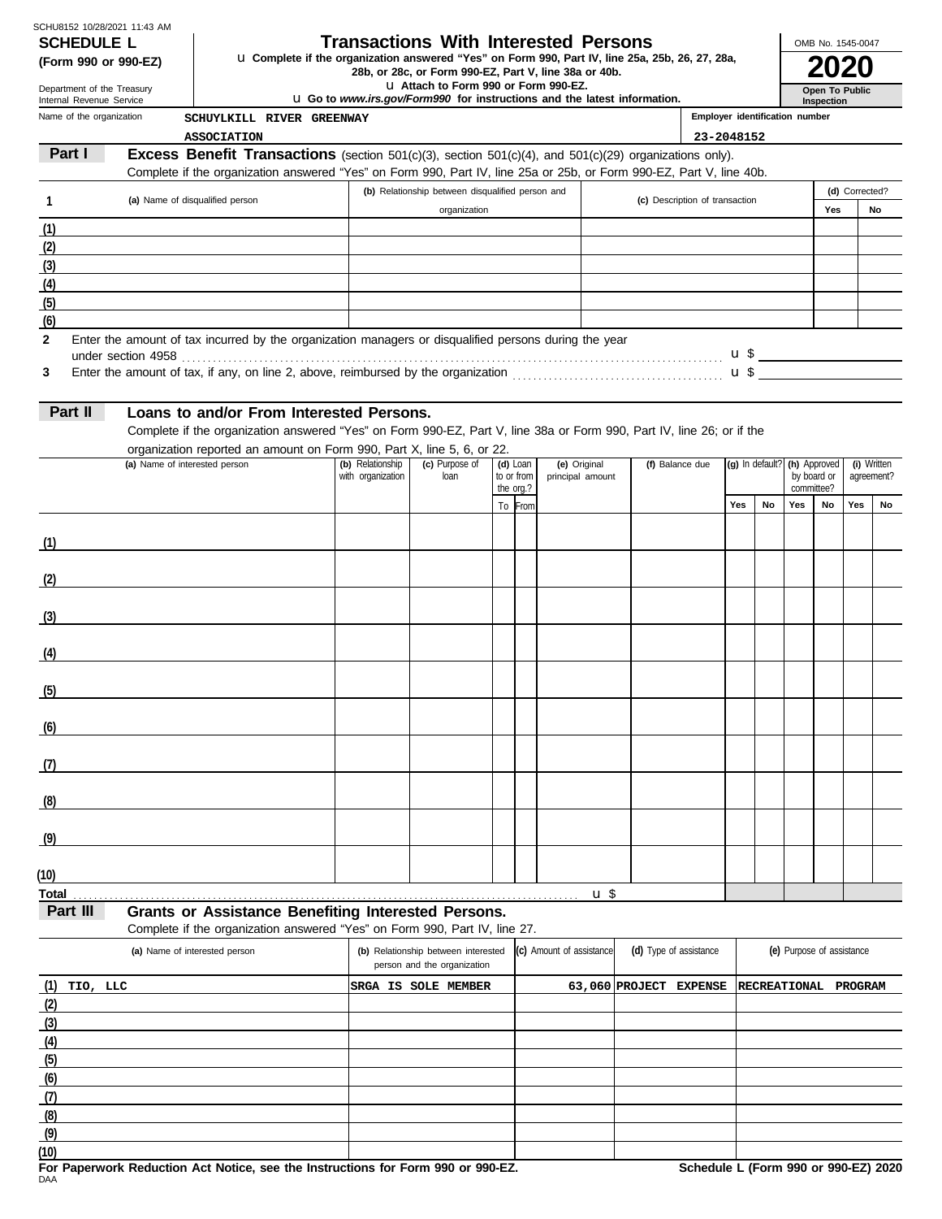SCHU8152 10/28/2021 11:43 AM

# SCHEDULE L (Form 990 or 990-EZ)

Department of the Treasury
Internal Revenue Service

## Transactions With Interested Persons

u Complete if the organization answered "Yes" on Form 990, Part IV, line 25a, 25b, 26, 27, 28a, 28b, or 28c, or Form 990-EZ, Part V, line 38a or 40b.
u Attach to Form 990 or Form 990-EZ.
u Go to *www.irs.gov/Form990* for instructions and the latest information.

OMB No. 1545-0047

**2020**

**Open To Public Inspection**

Name of the organization: SCHUYLKILL RIVER GREENWAY ASSOCIATION

Employer identification number: 23-2048152

## Part I Excess Benefit Transactions (section 501(c)(3), section 501(c)(4), and 501(c)(29) organizations only).

Complete if the organization answered "Yes" on Form 990, Part IV, line 25a or 25b, or Form 990-EZ, Part V, line 40b.

| 1 | (a) Name of disqualified person | (b) Relationship between disqualified person and organization | (c) Description of transaction | (d) Corrected? Yes | No |
|---|---|---|---|---|---|
| (1) | | | | | |
| (2) | | | | | |
| (3) | | | | | |
| (4) | | | | | |
| (5) | | | | | |
| (6) | | | | | |

**2** Enter the amount of tax incurred by the organization managers or disqualified persons during the year under section 4958 . . . u $

**3** Enter the amount of tax, if any, on line 2, above, reimbursed by the organization . . . u $

## Part II Loans to and/or From Interested Persons.

Complete if the organization answered "Yes" on Form 990-EZ, Part V, line 38a or Form 990, Part IV, line 26; or if the organization reported an amount on Form 990, Part X, line 5, 6, or 22.

| | (a) Name of interested person | (b) Relationship with organization | (c) Purpose of loan | (d) Loan to or from the org.? To | From | (e) Original principal amount | (f) Balance due | (g) In default? Yes | No | (h) Approved by board or committee? Yes | No | (i) Written agreement? Yes | No |
|---|---|---|---|---|---|---|---|---|---|---|---|---|---|
| (1) | | | | | | | | | | | | | |
| (2) | | | | | | | | | | | | | |
| (3) | | | | | | | | | | | | | |
| (4) | | | | | | | | | | | | | |
| (5) | | | | | | | | | | | | | |
| (6) | | | | | | | | | | | | | |
| (7) | | | | | | | | | | | | | |
| (8) | | | | | | | | | | | | | |
| (9) | | | | | | | | | | | | | |
| (10) | | | | | | | | | | | | | |
| Total | | | | | | u $ | | | | | | | |

## Part III Grants or Assistance Benefiting Interested Persons.

Complete if the organization answered "Yes" on Form 990, Part IV, line 27.

| | (a) Name of interested person | (b) Relationship between interested person and the organization | (c) Amount of assistance | (d) Type of assistance | (e) Purpose of assistance |
|---|---|---|---|---|---|
| (1) | TIO, LLC | SRGA IS SOLE MEMBER | 63,060 | PROJECT EXPENSE | RECREATIONAL PROGRAM |
| (2) | | | | | |
| (3) | | | | | |
| (4) | | | | | |
| (5) | | | | | |
| (6) | | | | | |
| (7) | | | | | |
| (8) | | | | | |
| (9) | | | | | |
| (10) | | | | | |

**For Paperwork Reduction Act Notice, see the Instructions for Form 990 or 990-EZ.**

DAA

**Schedule L (Form 990 or 990-EZ) 2020**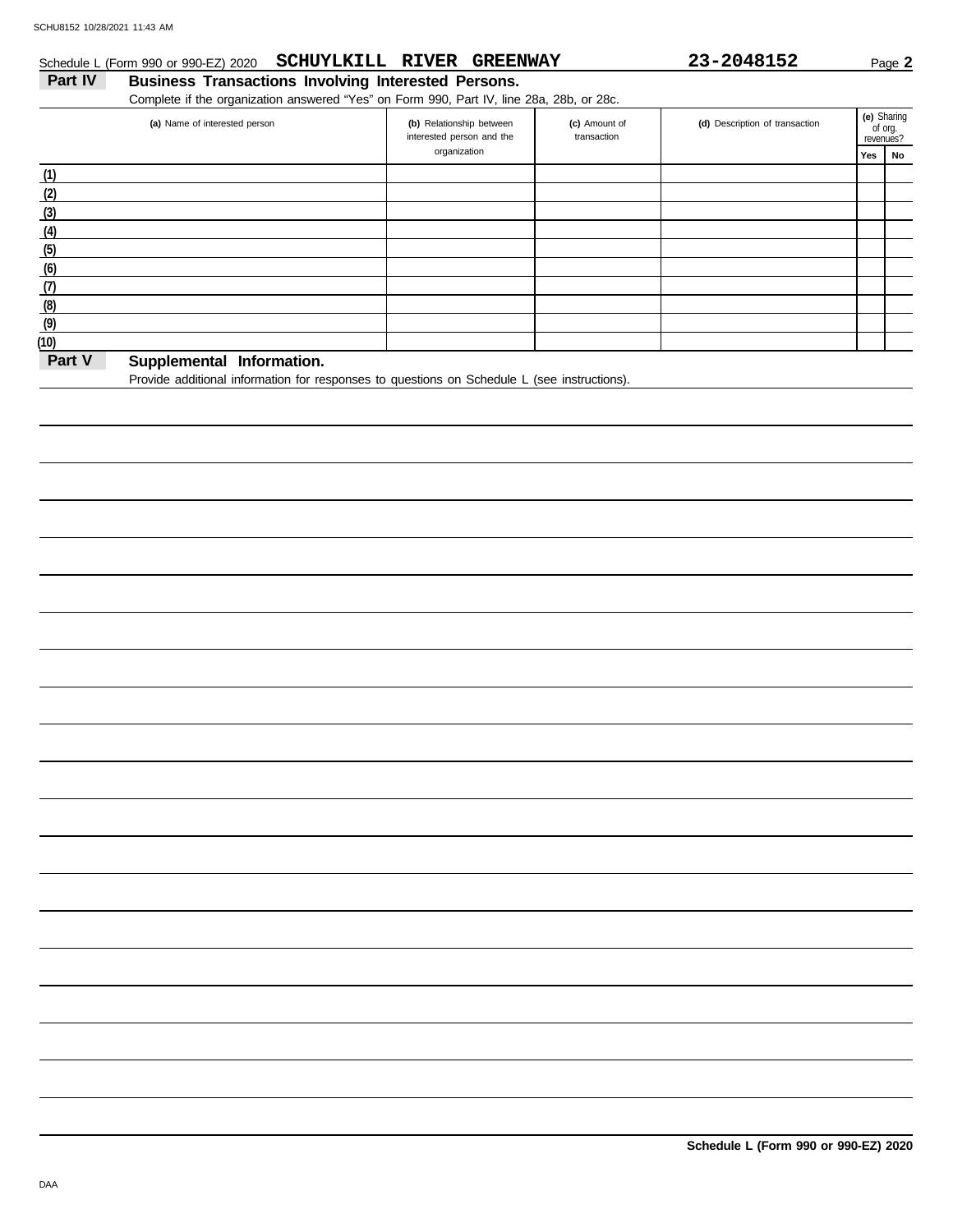Schedule L (Form 990 or 990-EZ) 2020 **SCHUYLKILL RIVER GREENWAY** **23-2048152** Page **2**

## Part IV Business Transactions Involving Interested Persons.

Complete if the organization answered "Yes" on Form 990, Part IV, line 28a, 28b, or 28c.

| | (a) Name of interested person | (b) Relationship between interested person and the organization | (c) Amount of transaction | (d) Description of transaction | (e) Sharing of org. revenues? Yes | No |
|---|---|---|---|---|---|---|
| (1) | | | | | | |
| (2) | | | | | | |
| (3) | | | | | | |
| (4) | | | | | | |
| (5) | | | | | | |
| (6) | | | | | | |
| (7) | | | | | | |
| (8) | | | | | | |
| (9) | | | | | | |
| (10) | | | | | | |

## Part V Supplemental Information.

Provide additional information for responses to questions on Schedule L (see instructions).

**Schedule L (Form 990 or 990-EZ) 2020**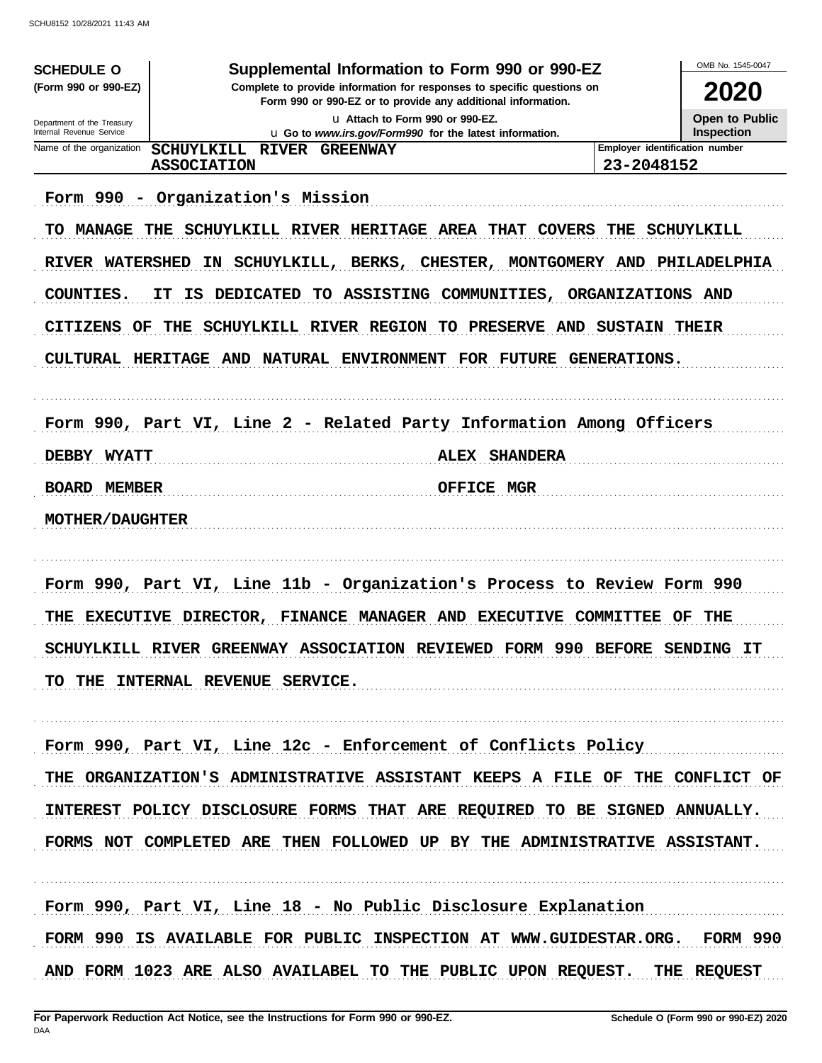**SCHEDULE O**
**(Form 990 or 990-EZ)**

Department of the Treasury
Internal Revenue Service

# Supplemental Information to Form 990 or 990-EZ

**Complete to provide information for responses to specific questions on Form 990 or 990-EZ or to provide any additional information.**

u Attach to Form 990 or 990-EZ.
u Go to *www.irs.gov/Form990* for the latest information.

OMB No. 1545-0047

**2020**

**Open to Public Inspection**

| Name of the organization | Employer identification number |
|---|---|
| SCHUYLKILL RIVER GREENWAY ASSOCIATION | 23-2048152 |

Form 990 - Organization's Mission

TO MANAGE THE SCHUYLKILL RIVER HERITAGE AREA THAT COVERS THE SCHUYLKILL RIVER WATERSHED IN SCHUYLKILL, BERKS, CHESTER, MONTGOMERY AND PHILADELPHIA COUNTIES. IT IS DEDICATED TO ASSISTING COMMUNITIES, ORGANIZATIONS AND CITIZENS OF THE SCHUYLKILL RIVER REGION TO PRESERVE AND SUSTAIN THEIR CULTURAL HERITAGE AND NATURAL ENVIRONMENT FOR FUTURE GENERATIONS.

Form 990, Part VI, Line 2 - Related Party Information Among Officers

| | |
|---|---|
| DEBBY WYATT | ALEX SHANDERA |
| BOARD MEMBER | OFFICE MGR |
| MOTHER/DAUGHTER | |

Form 990, Part VI, Line 11b - Organization's Process to Review Form 990

THE EXECUTIVE DIRECTOR, FINANCE MANAGER AND EXECUTIVE COMMITTEE OF THE SCHUYLKILL RIVER GREENWAY ASSOCIATION REVIEWED FORM 990 BEFORE SENDING IT TO THE INTERNAL REVENUE SERVICE.

Form 990, Part VI, Line 12c - Enforcement of Conflicts Policy

THE ORGANIZATION'S ADMINISTRATIVE ASSISTANT KEEPS A FILE OF THE CONFLICT OF INTEREST POLICY DISCLOSURE FORMS THAT ARE REQUIRED TO BE SIGNED ANNUALLY. FORMS NOT COMPLETED ARE THEN FOLLOWED UP BY THE ADMINISTRATIVE ASSISTANT.

Form 990, Part VI, Line 18 - No Public Disclosure Explanation

FORM 990 IS AVAILABLE FOR PUBLIC INSPECTION AT WWW.GUIDESTAR.ORG. FORM 990 AND FORM 1023 ARE ALSO AVAILABEL TO THE PUBLIC UPON REQUEST. THE REQUEST

**For Paperwork Reduction Act Notice, see the Instructions for Form 990 or 990-EZ.** DAA **Schedule O (Form 990 or 990-EZ) 2020**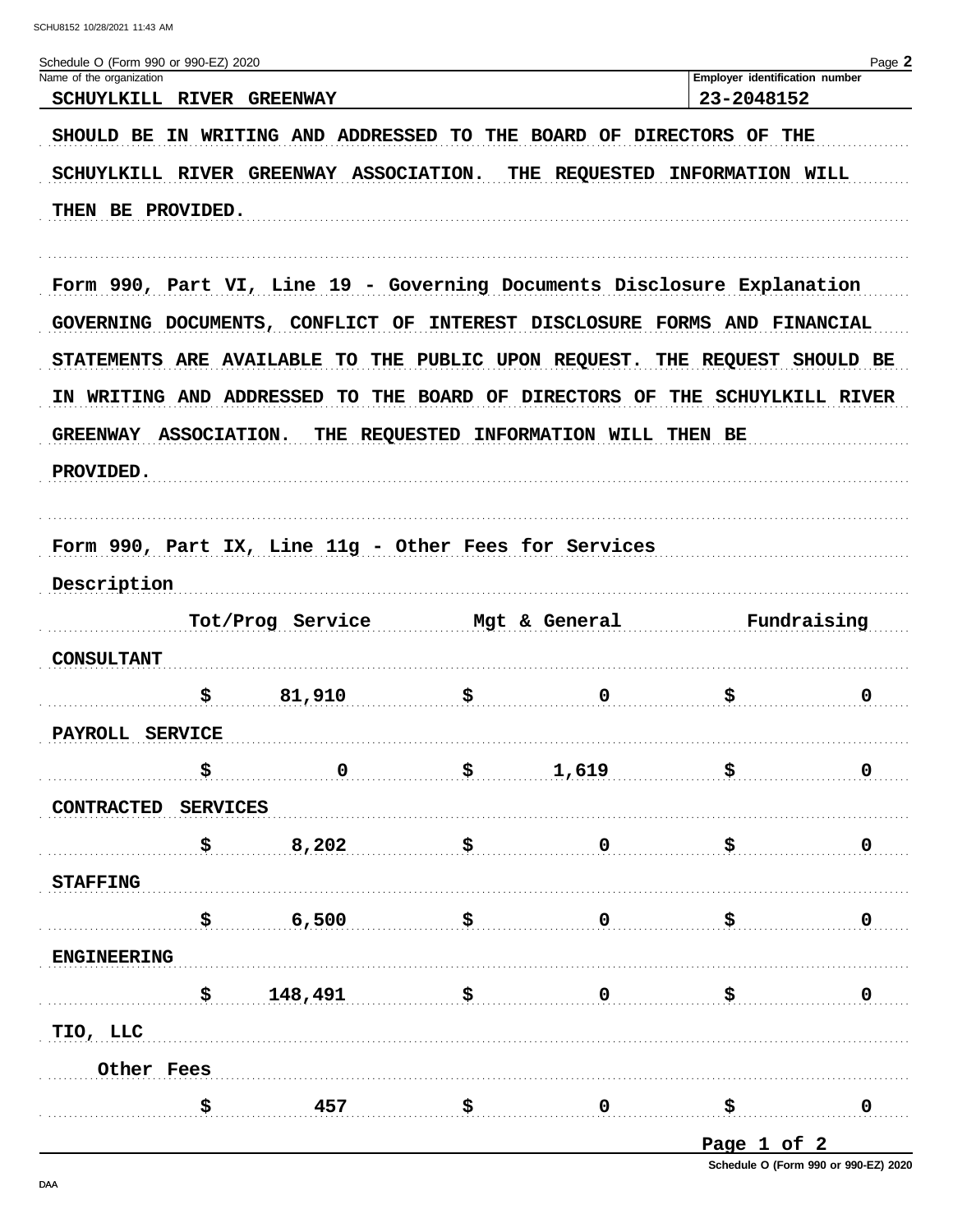Schedule O (Form 990 or 990-EZ) 2020

| Name of the organization | Employer identification number |
|---|---|
| SCHUYLKILL RIVER GREENWAY | 23-2048152 |

SHOULD BE IN WRITING AND ADDRESSED TO THE BOARD OF DIRECTORS OF THE SCHUYLKILL RIVER GREENWAY ASSOCIATION. THE REQUESTED INFORMATION WILL THEN BE PROVIDED.

Form 990, Part VI, Line 19 - Governing Documents Disclosure Explanation

GOVERNING DOCUMENTS, CONFLICT OF INTEREST DISCLOSURE FORMS AND FINANCIAL STATEMENTS ARE AVAILABLE TO THE PUBLIC UPON REQUEST. THE REQUEST SHOULD BE IN WRITING AND ADDRESSED TO THE BOARD OF DIRECTORS OF THE SCHUYLKILL RIVER GREENWAY ASSOCIATION. THE REQUESTED INFORMATION WILL THEN BE PROVIDED.

Form 990, Part IX, Line 11g - Other Fees for Services

| Description | Tot/Prog Service | Mgt & General | Fundraising |
|---|---|---|---|
| CONSULTANT | $ 81,910 | $ 0 | $ 0 |
| PAYROLL SERVICE | $ 0 | $ 1,619 | $ 0 |
| CONTRACTED SERVICES | $ 8,202 | $ 0 | $ 0 |
| STAFFING | $ 6,500 | $ 0 | $ 0 |
| ENGINEERING | $ 148,491 | $ 0 | $ 0 |
| TIO, LLC Other Fees | $ 457 | $ 0 | $ 0 |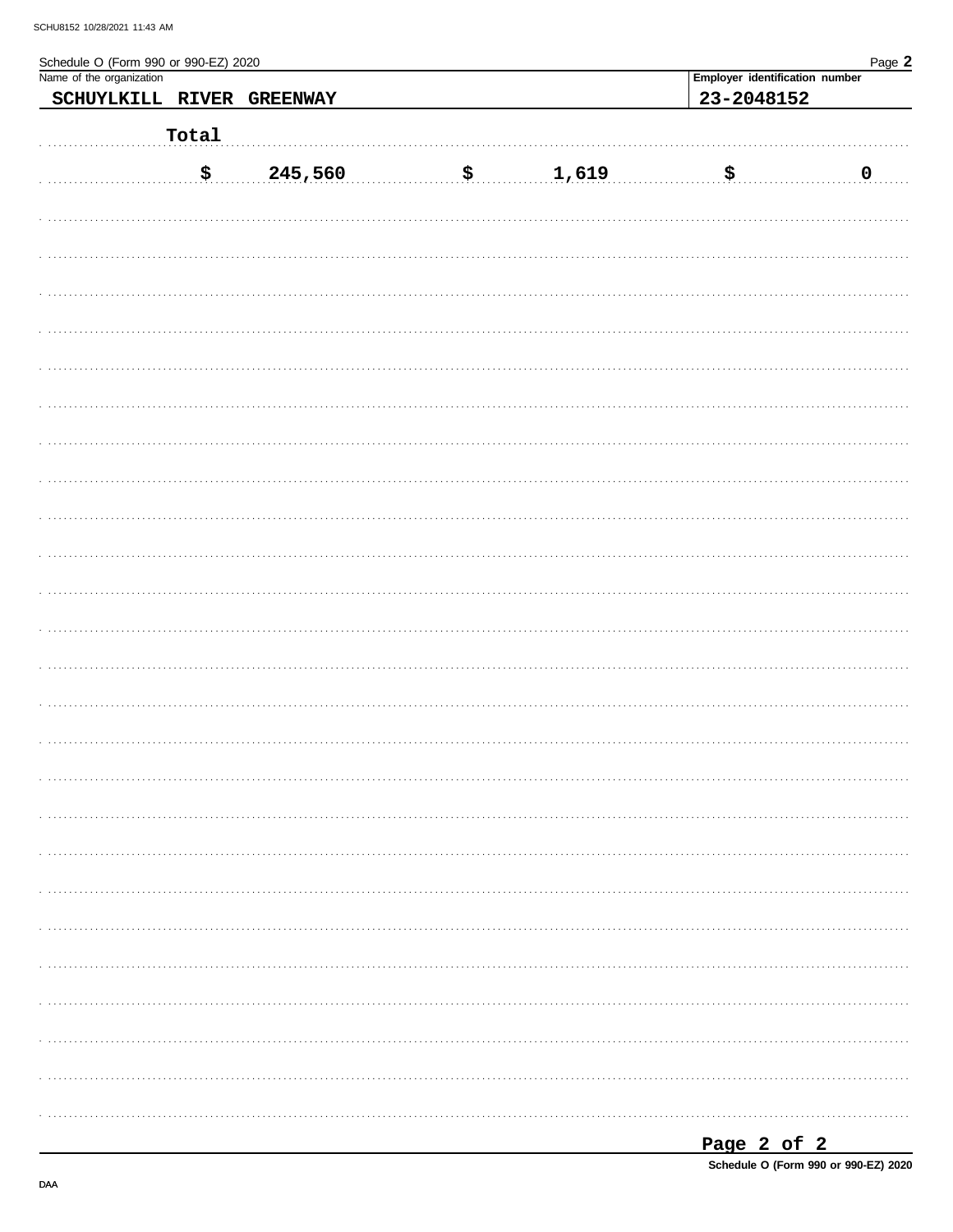Schedule O (Form 990 or 990-EZ) 2020

Name of the organization: **SCHUYLKILL RIVER GREENWAY**

Employer identification number: **23-2048152**

| Total | | | |
|---|---|---|---|
| | $ 245,560 | $ 1,619 | $ 0 |

Schedule O (Form 990 or 990-EZ) 2020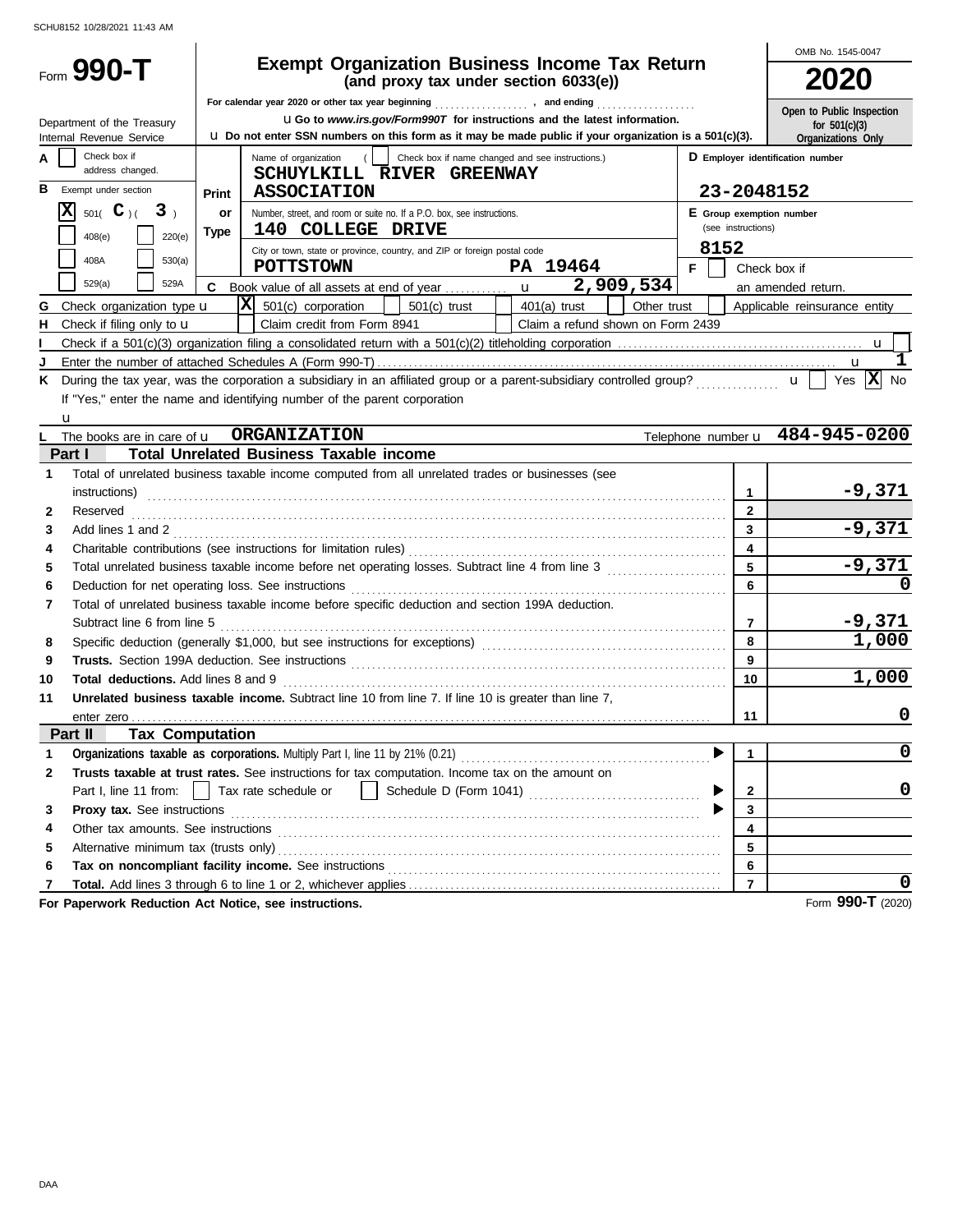SCHU8152 10/28/2021 11:43 AM

# Form 990-T

## Exempt Organization Business Income Tax Return
**(and proxy tax under section 6033(e))**

OMB No. 1545-0047

**2020**

For calendar year 2020 or other tax year beginning .................. , and ending ..................

u Go to *www.irs.gov/Form990T* for instructions and the latest information.

u Do not enter SSN numbers on this form as it may be made public if your organization is a 501(c)(3).

Department of the Treasury
Internal Revenue Service

Open to Public Inspection for 501(c)(3) Organizations Only

**A** [ ] Check box if address changed.

**B** Exempt under section
- [X] 501( C )( 3 )
- [ ] 408(e) [ ] 220(e)
- [ ] 408A [ ] 530(a)
- [ ] 529(a) [ ] 529A

**Print or Type**

Name of organization ( [ ] Check box if name changed and see instructions.)
**SCHUYLKILL RIVER GREENWAY ASSOCIATION**

Number, street, and room or suite no. If a P.O. box, see instructions.
**140 COLLEGE DRIVE**

City or town, state or province, country, and ZIP or foreign postal code
**POTTSTOWN PA 19464**

**D** Employer identification number
**23-2048152**

**E** Group exemption number (see instructions)
**8152**

**F** [ ] Check box if an amended return.

**C** Book value of all assets at end of year ............ u **2,909,534**

**G** Check organization type u [X] 501(c) corporation [ ] 501(c) trust [ ] 401(a) trust [ ] Other trust [ ] Applicable reinsurance entity

**H** Check if filing only to u [ ] Claim credit from Form 8941 [ ] Claim a refund shown on Form 2439

**I** Check if a 501(c)(3) organization filing a consolidated return with a 501(c)(2) titleholding corporation .......... u [ ]

**J** Enter the number of attached Schedules A (Form 990-T) .......... u **1**

**K** During the tax year, was the corporation a subsidiary in an affiliated group or a parent-subsidiary controlled group? .......... u [ ] Yes [X] No

If "Yes," enter the name and identifying number of the parent corporation

u

**L** The books are in care of u **ORGANIZATION** Telephone number u **484-945-0200**

### Part I Total Unrelated Business Taxable income

| | | Line | Amount |
|---|---|---|---|
| 1 | Total of unrelated business taxable income computed from all unrelated trades or businesses (see instructions) | 1 | -9,371 |
| 2 | Reserved | 2 | |
| 3 | Add lines 1 and 2 | 3 | -9,371 |
| 4 | Charitable contributions (see instructions for limitation rules) | 4 | |
| 5 | Total unrelated business taxable income before net operating losses. Subtract line 4 from line 3 | 5 | -9,371 |
| 6 | Deduction for net operating loss. See instructions | 6 | 0 |
| 7 | Total of unrelated business taxable income before specific deduction and section 199A deduction. Subtract line 6 from line 5 | 7 | -9,371 |
| 8 | Specific deduction (generally $1,000, but see instructions for exceptions) | 8 | 1,000 |
| 9 | **Trusts.** Section 199A deduction. See instructions | 9 | |
| 10 | **Total deductions.** Add lines 8 and 9 | 10 | 1,000 |
| 11 | **Unrelated business taxable income.** Subtract line 10 from line 7. If line 10 is greater than line 7, enter zero | 11 | 0 |

### Part II Tax Computation

| | | Line | Amount |
|---|---|---|---|
| 1 | **Organizations taxable as corporations.** Multiply Part I, line 11 by 21% (0.21) | 1 | 0 |
| 2 | **Trusts taxable at trust rates.** See instructions for tax computation. Income tax on the amount on Part I, line 11 from: [ ] Tax rate schedule or [ ] Schedule D (Form 1041) | 2 | 0 |
| 3 | **Proxy tax.** See instructions | 3 | |
| 4 | Other tax amounts. See instructions | 4 | |
| 5 | Alternative minimum tax (trusts only) | 5 | |
| 6 | **Tax on noncompliant facility income.** See instructions | 6 | |
| 7 | **Total.** Add lines 3 through 6 to line 1 or 2, whichever applies | 7 | 0 |

**For Paperwork Reduction Act Notice, see instructions.** Form **990-T** (2020)

DAA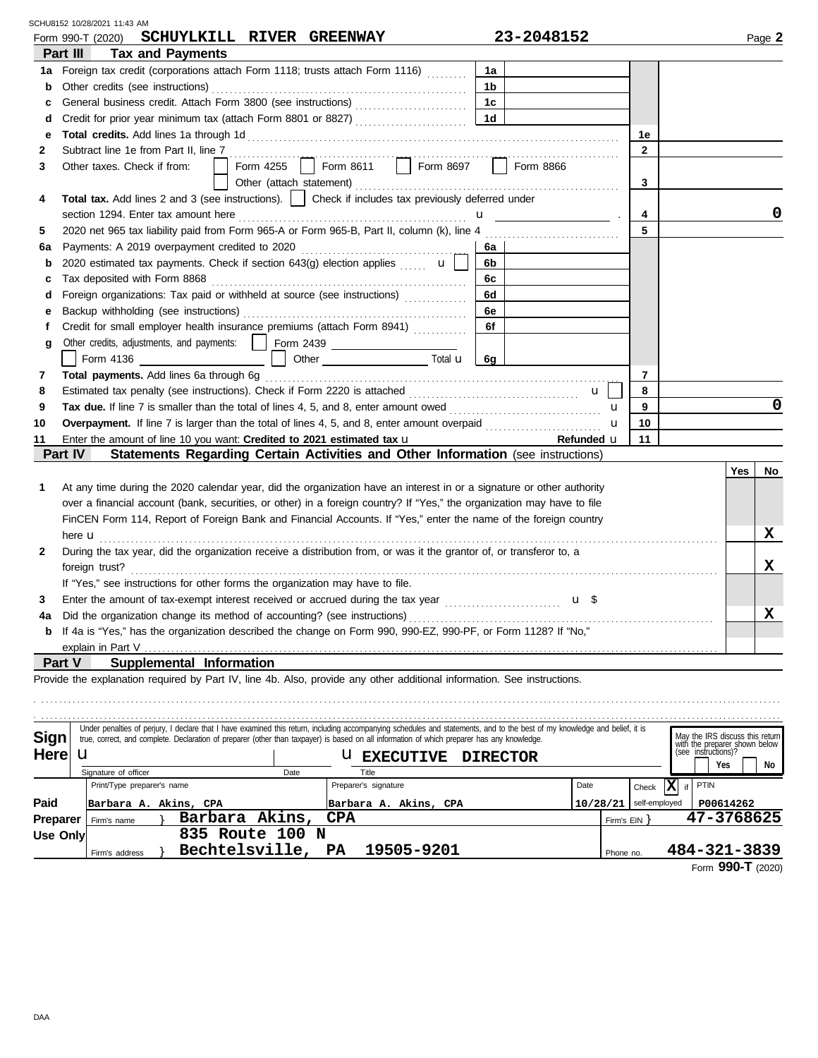SCHU8152 10/28/2021 11:43 AM

Form 990-T (2020) **SCHUYLKILL RIVER GREENWAY** **23-2048152** Page **2**

## Part III Tax and Payments

| | | | | | |
|---|---|---|---|---|---|
| **1a** | Foreign tax credit (corporations attach Form 1118; trusts attach Form 1116) | 1a | | | |
| **b** | Other credits (see instructions) | 1b | | | |
| **c** | General business credit. Attach Form 3800 (see instructions) | 1c | | | |
| **d** | Credit for prior year minimum tax (attach Form 8801 or 8827) | 1d | | | |
| **e** | **Total credits.** Add lines 1a through 1d | | | 1e | |
| **2** | Subtract line 1e from Part II, line 7 | | | 2 | |
| **3** | Other taxes. Check if from: ☐ Form 4255 ☐ Form 8611 ☐ Form 8697 ☐ Form 8866 ☐ Other (attach statement) | | | 3 | |
| **4** | **Total tax.** Add lines 2 and 3 (see instructions). ☐ Check if includes tax previously deferred under section 1294. Enter tax amount here u | | | 4 | 0 |
| **5** | 2020 net 965 tax liability paid from Form 965-A or Form 965-B, Part II, column (k), line 4 | | | 5 | |
| **6a** | Payments: A 2019 overpayment credited to 2020 | 6a | | | |
| **b** | 2020 estimated tax payments. Check if section 643(g) election applies u ☐ | 6b | | | |
| **c** | Tax deposited with Form 8868 | 6c | | | |
| **d** | Foreign organizations: Tax paid or withheld at source (see instructions) | 6d | | | |
| **e** | Backup withholding (see instructions) | 6e | | | |
| **f** | Credit for small employer health insurance premiums (attach Form 8941) | 6f | | | |
| **g** | Other credits, adjustments, and payments: ☐ Form 2439 ☐ Form 4136 ☐ Other Total u | 6g | | | |
| **7** | **Total payments.** Add lines 6a through 6g | | | 7 | |
| **8** | Estimated tax penalty (see instructions). Check if Form 2220 is attached u ☐ | | | 8 | |
| **9** | **Tax due.** If line 7 is smaller than the total of lines 4, 5, and 8, enter amount owed u | | | 9 | 0 |
| **10** | **Overpayment.** If line 7 is larger than the total of lines 4, 5, and 8, enter amount overpaid u | | | 10 | |
| **11** | Enter the amount of line 10 you want: **Credited to 2021 estimated tax** u **Refunded** u | | | 11 | |

## Part IV Statements Regarding Certain Activities and Other Information (see instructions)

| | | Yes | No |
|---|---|---|---|
| **1** | At any time during the 2020 calendar year, did the organization have an interest in or a signature or other authority over a financial account (bank, securities, or other) in a foreign country? If "Yes," the organization may have to file FinCEN Form 114, Report of Foreign Bank and Financial Accounts. If "Yes," enter the name of the foreign country here u | | X |
| **2** | During the tax year, did the organization receive a distribution from, or was it the grantor of, or transferor to, a foreign trust? If "Yes," see instructions for other forms the organization may have to file. | | X |
| **3** | Enter the amount of tax-exempt interest received or accrued during the tax year u $ | | |
| **4a** | Did the organization change its method of accounting? (see instructions) | | X |
| **b** | If 4a is "Yes," has the organization described the change on Form 990, 990-EZ, 990-PF, or Form 1128? If "No," explain in Part V | | |

## Part V Supplemental Information

Provide the explanation required by Part IV, line 4b. Also, provide any other additional information. See instructions.

**Sign Here**

Under penalties of perjury, I declare that I have examined this return, including accompanying schedules and statements, and to the best of my knowledge and belief, it is true, correct, and complete. Declaration of preparer (other than taxpayer) is based on all information of which preparer has any knowledge.

u Signature of officer | Date | u **EXECUTIVE DIRECTOR** (Title)

May the IRS discuss this return with the preparer shown below (see instructions)? ☐ Yes ☐ No

**Paid Preparer Use Only**

| Print/Type preparer's name | Preparer's signature | Date | Check ☒ if self-employed | PTIN |
|---|---|---|---|---|
| Barbara A. Akins, CPA | Barbara A. Akins, CPA | 10/28/21 | | P00614262 |
| Firm's name } **Barbara Akins, CPA** | | | Firm's EIN } | **47-3768625** |
| Firm's address } **835 Route 100 N Bechtelsville, PA 19505-9201** | | | Phone no. | **484-321-3839** |

Form **990-T** (2020)

DAA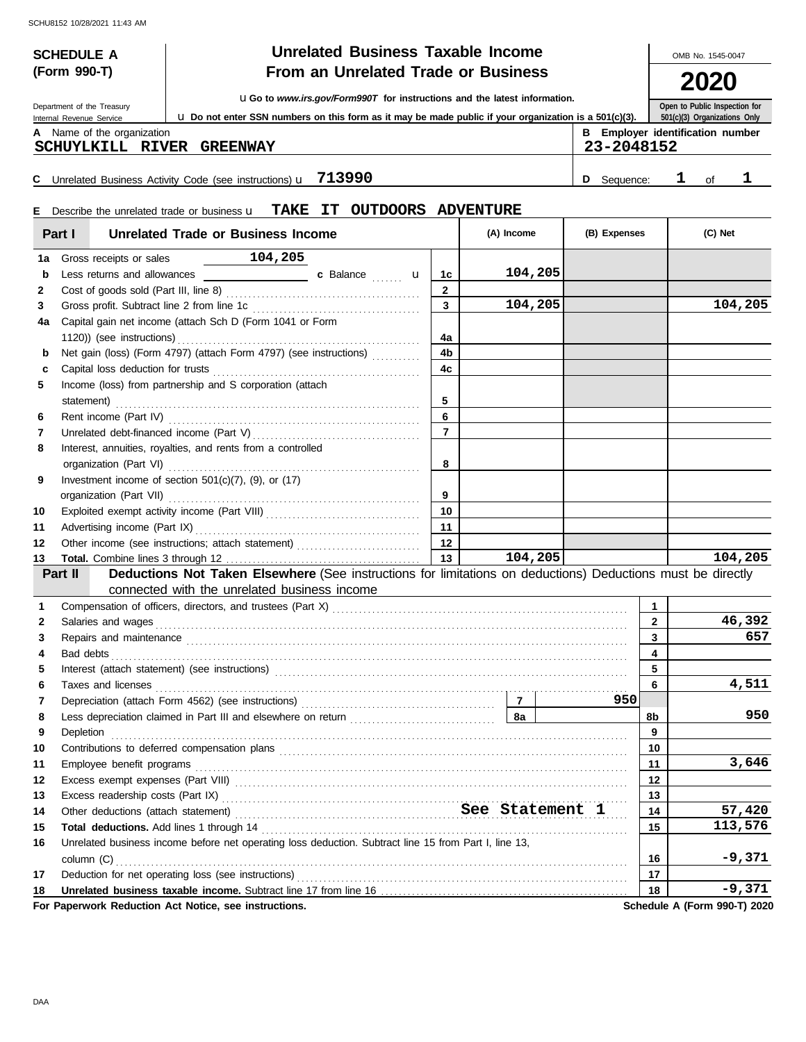SCHU8152 10/28/2021 11:43 AM

# SCHEDULE A (Form 990-T)

## Unrelated Business Taxable Income From an Unrelated Trade or Business

Department of the Treasury
Internal Revenue Service

u Go to *www.irs.gov/Form990T* for instructions and the latest information.

u **Do not enter SSN numbers on this form as it may be made public if your organization is a 501(c)(3).**

OMB No. 1545-0047

**2020**

**Open to Public Inspection for 501(c)(3) Organizations Only**

**A** Name of the organization: **SCHUYLKILL RIVER GREENWAY**

**B Employer identification number:** **23-2048152**

**C** Unrelated Business Activity Code (see instructions) u **713990**

**D** Sequence: **1** of **1**

**E** Describe the unrelated trade or business u **TAKE IT OUTDOORS ADVENTURE**

### Part I — Unrelated Trade or Business Income

| | | | (A) Income | (B) Expenses | (C) Net |
|---|---|---|---|---|---|
| 1a | Gross receipts or sales **104,205** | | | | |
| b | Less returns and allowances ______ **c** Balance u | 1c | **104,205** | | |
| 2 | Cost of goods sold (Part III, line 8) | 2 | | | |
| 3 | Gross profit. Subtract line 2 from line 1c | 3 | **104,205** | | **104,205** |
| 4a | Capital gain net income (attach Sch D (Form 1041 or Form 1120)) (see instructions) | 4a | | | |
| b | Net gain (loss) (Form 4797) (attach Form 4797) (see instructions) | 4b | | | |
| c | Capital loss deduction for trusts | 4c | | | |
| 5 | Income (loss) from partnership and S corporation (attach statement) | 5 | | | |
| 6 | Rent income (Part IV) | 6 | | | |
| 7 | Unrelated debt-financed income (Part V) | 7 | | | |
| 8 | Interest, annuities, royalties, and rents from a controlled organization (Part VI) | 8 | | | |
| 9 | Investment income of section 501(c)(7), (9), or (17) organization (Part VII) | 9 | | | |
| 10 | Exploited exempt activity income (Part VIII) | 10 | | | |
| 11 | Advertising income (Part IX) | 11 | | | |
| 12 | Other income (see instructions; attach statement) | 12 | | | |
| 13 | **Total.** Combine lines 3 through 12 | 13 | **104,205** | | **104,205** |

### Part II — Deductions Not Taken Elsewhere (See instructions for limitations on deductions) Deductions must be directly connected with the unrelated business income

| | | | |
|---|---|---|---|
| 1 | Compensation of officers, directors, and trustees (Part X) | 1 | |
| 2 | Salaries and wages | 2 | **46,392** |
| 3 | Repairs and maintenance | 3 | **657** |
| 4 | Bad debts | 4 | |
| 5 | Interest (attach statement) (see instructions) | 5 | |
| 6 | Taxes and licenses | 6 | **4,511** |
| 7 | Depreciation (attach Form 4562) (see instructions) — 7: **950** | | |
| 8 | Less depreciation claimed in Part III and elsewhere on return — 8a | 8b | **950** |
| 9 | Depletion | 9 | |
| 10 | Contributions to deferred compensation plans | 10 | |
| 11 | Employee benefit programs | 11 | **3,646** |
| 12 | Excess exempt expenses (Part VIII) | 12 | |
| 13 | Excess readership costs (Part IX) | 13 | |
| 14 | Other deductions (attach statement) **See Statement 1** | 14 | **57,420** |
| 15 | **Total deductions.** Add lines 1 through 14 | 15 | **113,576** |
| 16 | Unrelated business income before net operating loss deduction. Subtract line 15 from Part I, line 13, column (C) | 16 | **-9,371** |
| 17 | Deduction for net operating loss (see instructions) | 17 | |
| 18 | **Unrelated business taxable income.** Subtract line 17 from line 16 | 18 | **-9,371** |

**For Paperwork Reduction Act Notice, see instructions.** **Schedule A (Form 990-T) 2020**

DAA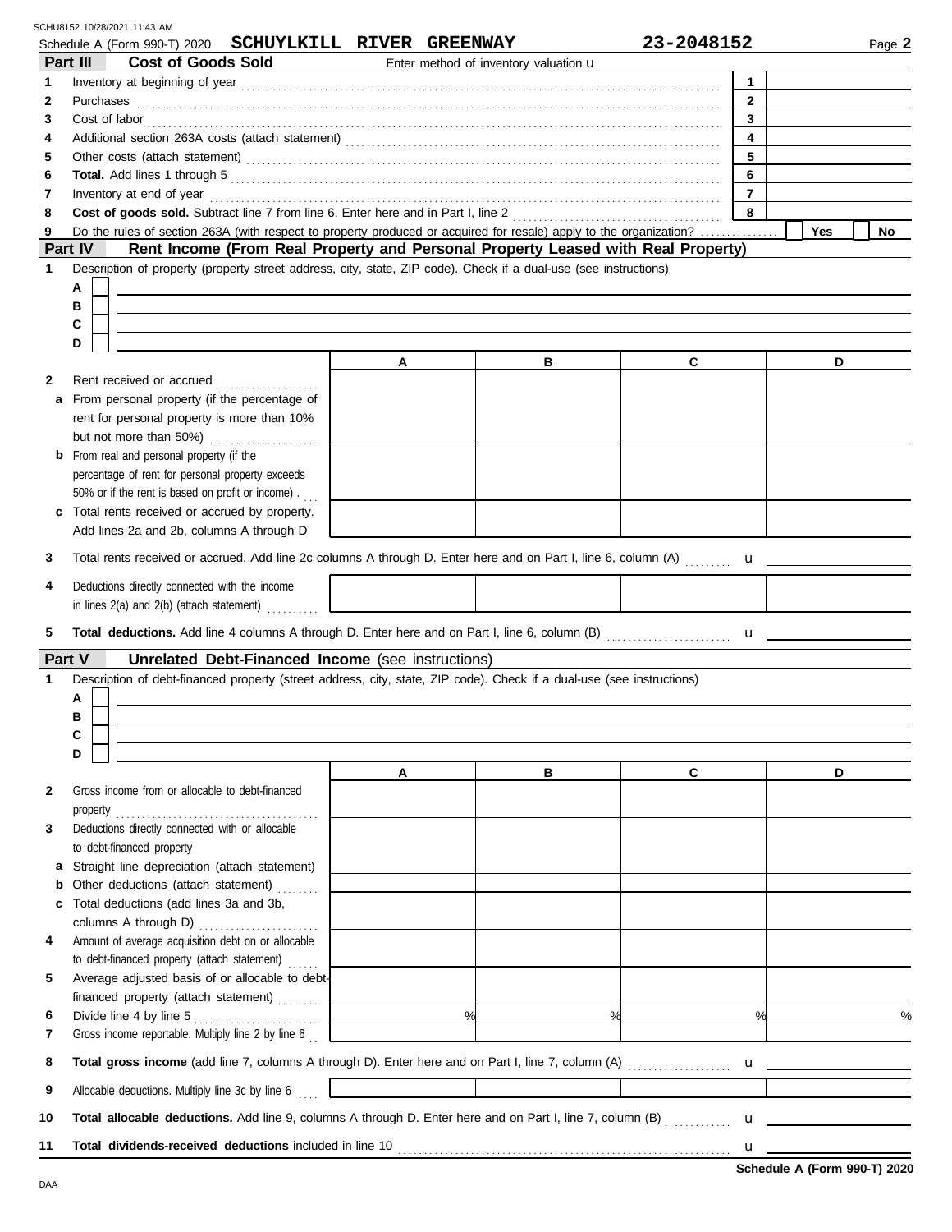SCHU8152 10/28/2021 11:43 AM

Schedule A (Form 990-T) 2020 **SCHUYLKILL RIVER GREENWAY** **23-2048152** Page **2**

## Part III Cost of Goods Sold

Enter method of inventory valuation u

| | | | |
|---|---|---|---|
| **1** | Inventory at beginning of year | **1** | |
| **2** | Purchases | **2** | |
| **3** | Cost of labor | **3** | |
| **4** | Additional section 263A costs (attach statement) | **4** | |
| **5** | Other costs (attach statement) | **5** | |
| **6** | **Total.** Add lines 1 through 5 | **6** | |
| **7** | Inventory at end of year | **7** | |
| **8** | **Cost of goods sold.** Subtract line 7 from line 6. Enter here and in Part I, line 2 | **8** | |
| **9** | Do the rules of section 263A (with respect to property produced or acquired for resale) apply to the organization? | | Yes ☐ No ☐ |

## Part IV Rent Income (From Real Property and Personal Property Leased with Real Property)

**1** Description of property (property street address, city, state, ZIP code). Check if a dual-use (see instructions)

- **A** ☐
- **B** ☐
- **C** ☐
- **D** ☐

| | | A | B | C | D |
|---|---|---|---|---|---|
| **2** | Rent received or accrued | | | | |
| **a** | From personal property (if the percentage of rent for personal property is more than 10% but not more than 50%) | | | | |
| **b** | From real and personal property (if the percentage of rent for personal property exceeds 50% or if the rent is based on profit or income) | | | | |
| **c** | Total rents received or accrued by property. Add lines 2a and 2b, columns A through D | | | | |

**3** Total rents received or accrued. Add line 2c columns A through D. Enter here and on Part I, line 6, column (A) u

| | | A | B | C | D |
|---|---|---|---|---|---|
| **4** | Deductions directly connected with the income in lines 2(a) and 2(b) (attach statement) | | | | |

**5** **Total deductions.** Add line 4 columns A through D. Enter here and on Part I, line 6, column (B) u

## Part V Unrelated Debt-Financed Income (see instructions)

**1** Description of debt-financed property (street address, city, state, ZIP code). Check if a dual-use (see instructions)

- **A** ☐
- **B** ☐
- **C** ☐
- **D** ☐

| | | A | B | C | D |
|---|---|---|---|---|---|
| **2** | Gross income from or allocable to debt-financed property | | | | |
| **3** | Deductions directly connected with or allocable to debt-financed property | | | | |
| **a** | Straight line depreciation (attach statement) | | | | |
| **b** | Other deductions (attach statement) | | | | |
| **c** | Total deductions (add lines 3a and 3b, columns A through D) | | | | |
| **4** | Amount of average acquisition debt on or allocable to debt-financed property (attach statement) | | | | |
| **5** | Average adjusted basis of or allocable to debt-financed property (attach statement) | | | | |
| **6** | Divide line 4 by line 5 | % | % | % | % |
| **7** | Gross income reportable. Multiply line 2 by line 6 | | | | |

**8** **Total gross income** (add line 7, columns A through D). Enter here and on Part I, line 7, column (A) u

| | | A | B | C | D |
|---|---|---|---|---|---|
| **9** | Allocable deductions. Multiply line 3c by line 6 | | | | |

**10** **Total allocable deductions.** Add line 9, columns A through D. Enter here and on Part I, line 7, column (B) u

**11** **Total dividends-received deductions** included in line 10 u

**Schedule A (Form 990-T) 2020**

DAA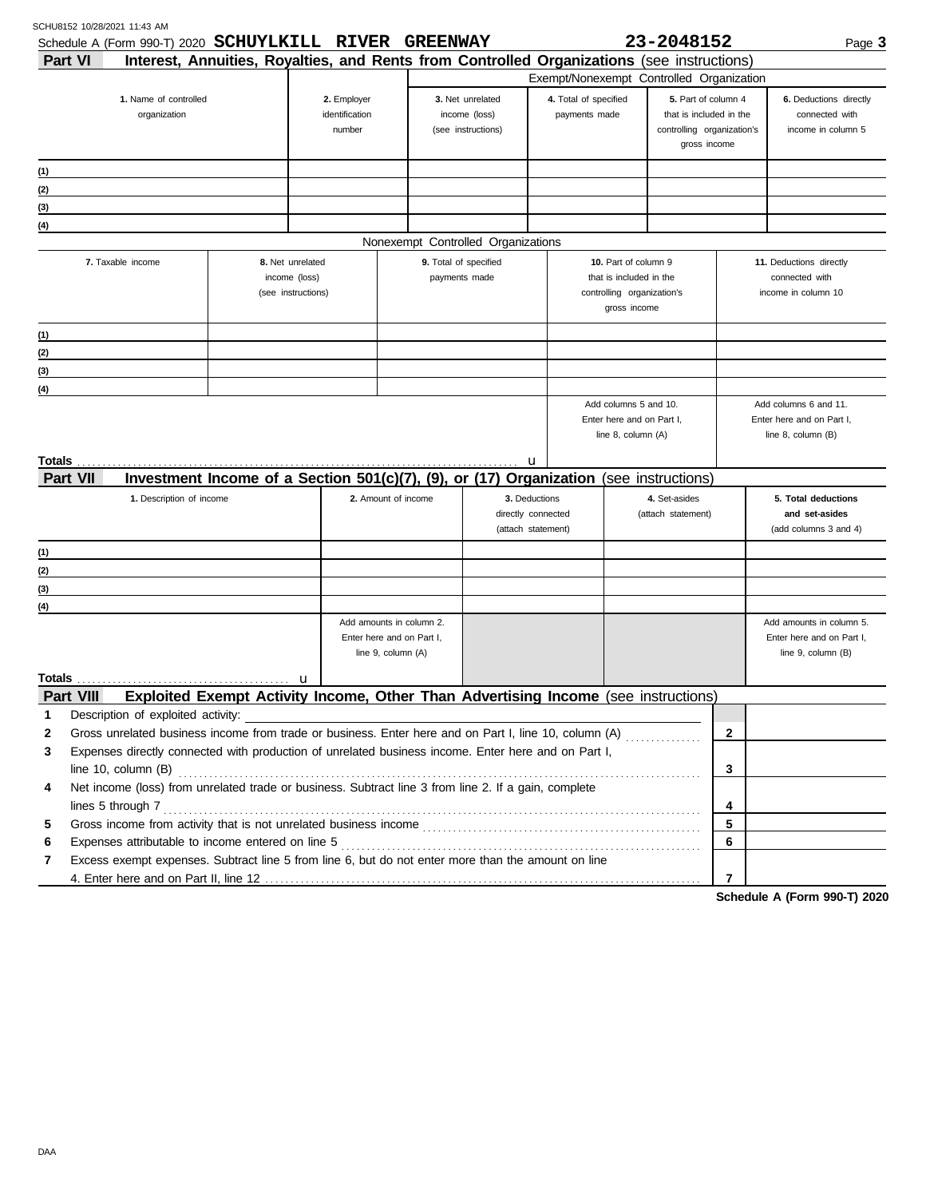Schedule A (Form 990-T) 2020 **SCHUYLKILL RIVER GREENWAY** **23-2048152**

## Part VI Interest, Annuities, Royalties, and Rents from Controlled Organizations (see instructions)

| | | Exempt/Nonexempt Controlled Organization | | | |
|---|---|---|---|---|---|
| **1.** Name of controlled organization | **2.** Employer identification number | **3.** Net unrelated income (loss) (see instructions) | **4.** Total of specified payments made | **5.** Part of column 4 that is included in the controlling organization's gross income | **6.** Deductions directly connected with income in column 5 |
| (1) | | | | | |
| (2) | | | | | |
| (3) | | | | | |
| (4) | | | | | |

Nonexempt Controlled Organizations

| **7.** Taxable income | **8.** Net unrelated income (loss) (see instructions) | **9.** Total of specified payments made | **10.** Part of column 9 that is included in the controlling organization's gross income | **11.** Deductions directly connected with income in column 10 |
|---|---|---|---|---|
| (1) | | | | |
| (2) | | | | |
| (3) | | | | |
| (4) | | | | |
| | | | Add columns 5 and 10. Enter here and on Part I, line 8, column (A) | Add columns 6 and 11. Enter here and on Part I, line 8, column (B) |
| **Totals** . . . u | | | | |

## Part VII Investment Income of a Section 501(c)(7), (9), or (17) Organization (see instructions)

| **1.** Description of income | **2.** Amount of income | **3.** Deductions directly connected (attach statement) | **4.** Set-asides (attach statement) | **5. Total deductions and set-asides** (add columns 3 and 4) |
|---|---|---|---|---|
| (1) | | | | |
| (2) | | | | |
| (3) | | | | |
| (4) | | | | |
| | Add amounts in column 2. Enter here and on Part I, line 9, column (A) | | | Add amounts in column 5. Enter here and on Part I, line 9, column (B) |
| **Totals** . . . u | | | | |

## Part VIII Exploited Exempt Activity Income, Other Than Advertising Income (see instructions)

| | | | |
|---|---|---|---|
| 1 | Description of exploited activity: | | |
| 2 | Gross unrelated business income from trade or business. Enter here and on Part I, line 10, column (A) | 2 | |
| 3 | Expenses directly connected with production of unrelated business income. Enter here and on Part I, line 10, column (B) | 3 | |
| 4 | Net income (loss) from unrelated trade or business. Subtract line 3 from line 2. If a gain, complete lines 5 through 7 | 4 | |
| 5 | Gross income from activity that is not unrelated business income | 5 | |
| 6 | Expenses attributable to income entered on line 5 | 6 | |
| 7 | Excess exempt expenses. Subtract line 5 from line 6, but do not enter more than the amount on line 4. Enter here and on Part II, line 12 | 7 | |

**Schedule A (Form 990-T) 2020**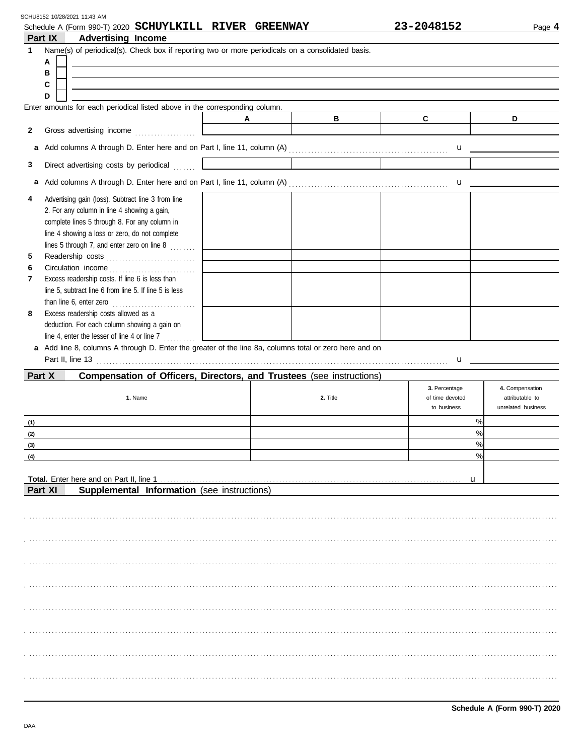Schedule A (Form 990-T) 2020 **SCHUYLKILL RIVER GREENWAY** **23-2048152**

## Part IX Advertising Income

**1** Name(s) of periodical(s). Check box if reporting two or more periodicals on a consolidated basis.

A ☐

B ☐

C ☐

D ☐

Enter amounts for each periodical listed above in the corresponding column.

| | A | B | C | D |
|---|---|---|---|---|
| **2** Gross advertising income | | | | |
| **a** Add columns A through D. Enter here and on Part I, line 11, column (A) | | | | |
| **3** Direct advertising costs by periodical | | | | |
| **a** Add columns A through D. Enter here and on Part I, line 11, column (A) | | | | |
| **4** Advertising gain (loss). Subtract line 3 from line 2. For any column in line 4 showing a gain, complete lines 5 through 8. For any column in line 4 showing a loss or zero, do not complete lines 5 through 7, and enter zero on line 8 | | | | |
| **5** Readership costs | | | | |
| **6** Circulation income | | | | |
| **7** Excess readership costs. If line 6 is less than line 5, subtract line 6 from line 5. If line 5 is less than line 6, enter zero | | | | |
| **8** Excess readership costs allowed as a deduction. For each column showing a gain on line 4, enter the lesser of line 4 or line 7 | | | | |

**a** Add line 8, columns A through D. Enter the greater of the line 8a, columns total or zero here and on Part II, line 13

## Part X Compensation of Officers, Directors, and Trustees (see instructions)

| | 1. Name | 2. Title | 3. Percentage of time devoted to business | 4. Compensation attributable to unrelated business |
|---|---|---|---|---|
| (1) | | | % | |
| (2) | | | % | |
| (3) | | | % | |
| (4) | | | % | |

**Total.** Enter here and on Part II, line 1

## Part XI Supplemental Information (see instructions)

**Schedule A (Form 990-T) 2020**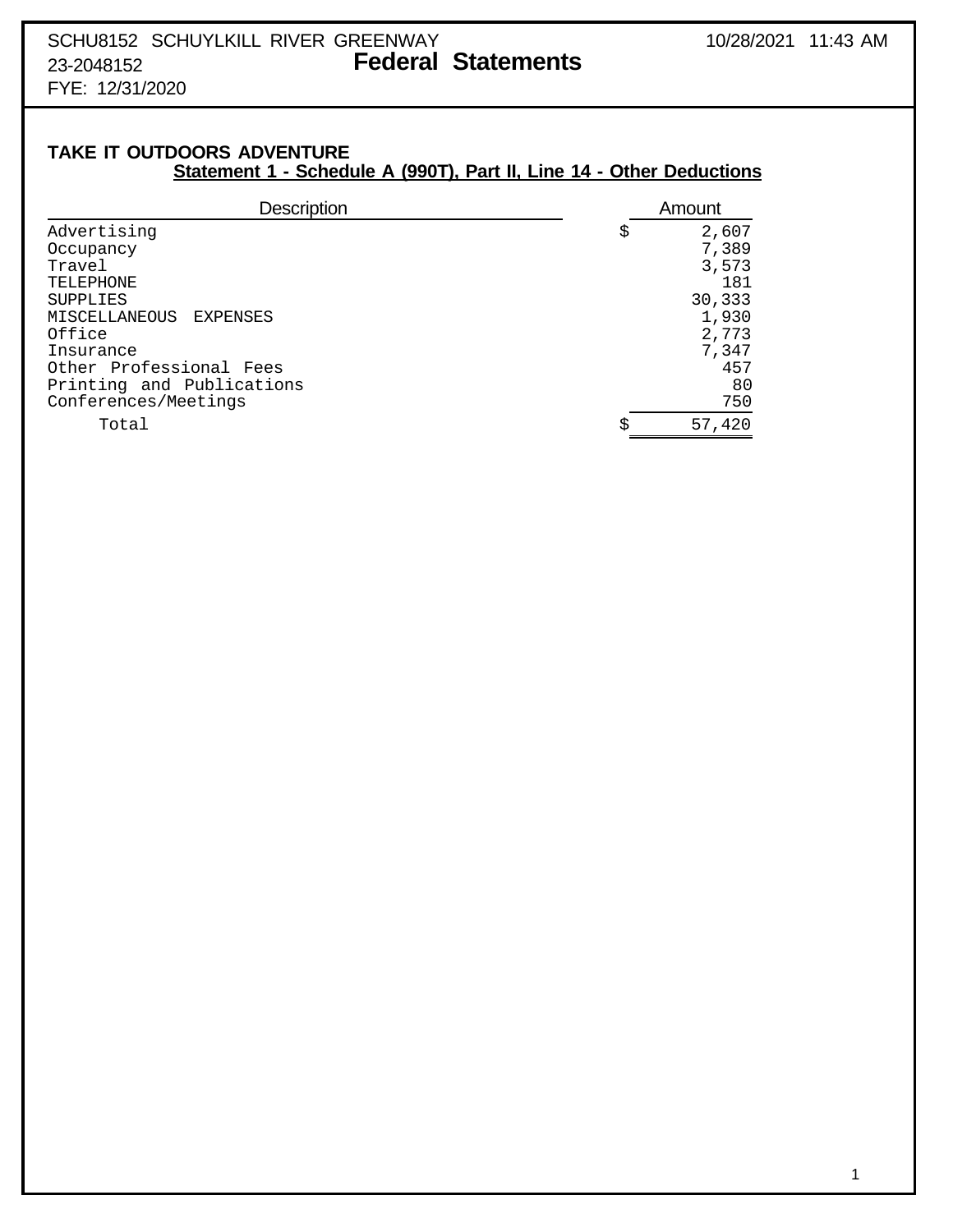SCHU8152 SCHUYLKILL RIVER GREENWAY
23-2048152
FYE: 12/31/2020

10/28/2021 11:43 AM

# Federal Statements

## TAKE IT OUTDOORS ADVENTURE

### Statement 1 - Schedule A (990T), Part II, Line 14 - Other Deductions

| Description | Amount |
|---|---|
| Advertising | $ 2,607 |
| Occupancy | 7,389 |
| Travel | 3,573 |
| TELEPHONE | 181 |
| SUPPLIES | 30,333 |
| MISCELLANEOUS EXPENSES | 1,930 |
| Office | 2,773 |
| Insurance | 7,347 |
| Other Professional Fees | 457 |
| Printing and Publications | 80 |
| Conferences/Meetings | 750 |
| Total | $ 57,420 |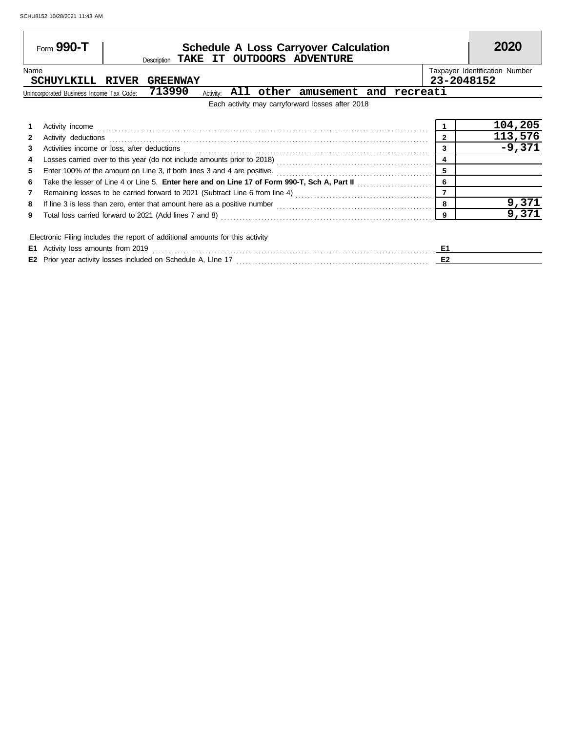Form **990-T**

# Schedule A Loss Carryover Calculation

Description **TAKE IT OUTDOORS ADVENTURE**

**2020**

Name: **SCHUYLKILL RIVER GREENWAY**

Taxpayer Identification Number: **23-2048152**

Unincorporated Business Income Tax Code: **713990** Activity: **All other amusement and recreati**

Each activity may carryforward losses after 2018

| | | | |
|---|---|---|---|
| 1 | Activity income | 1 | 104,205 |
| 2 | Activity deductions | 2 | 113,576 |
| 3 | Activities income or loss, after deductions | 3 | -9,371 |
| 4 | Losses carried over to this year (do not include amounts prior to 2018) | 4 | |
| 5 | Enter 100% of the amount on Line 3, if both lines 3 and 4 are positive. | 5 | |
| 6 | Take the lesser of Line 4 or Line 5. **Enter here and on Line 17 of Form 990-T, Sch A, Part II** | 6 | |
| 7 | Remaining losses to be carried forward to 2021 (Subtract Line 6 from line 4) | 7 | |
| 8 | If line 3 is less than zero, enter that amount here as a positive number | 8 | 9,371 |
| 9 | Total loss carried forward to 2021 (Add lines 7 and 8) | 9 | 9,371 |

Electronic Filing includes the report of additional amounts for this activity

| | | | |
|---|---|---|---|
| **E1** | Activity loss amounts from 2019 | E1 | |
| **E2** | Prior year activity losses included on Schedule A, LIne 17 | E2 | |